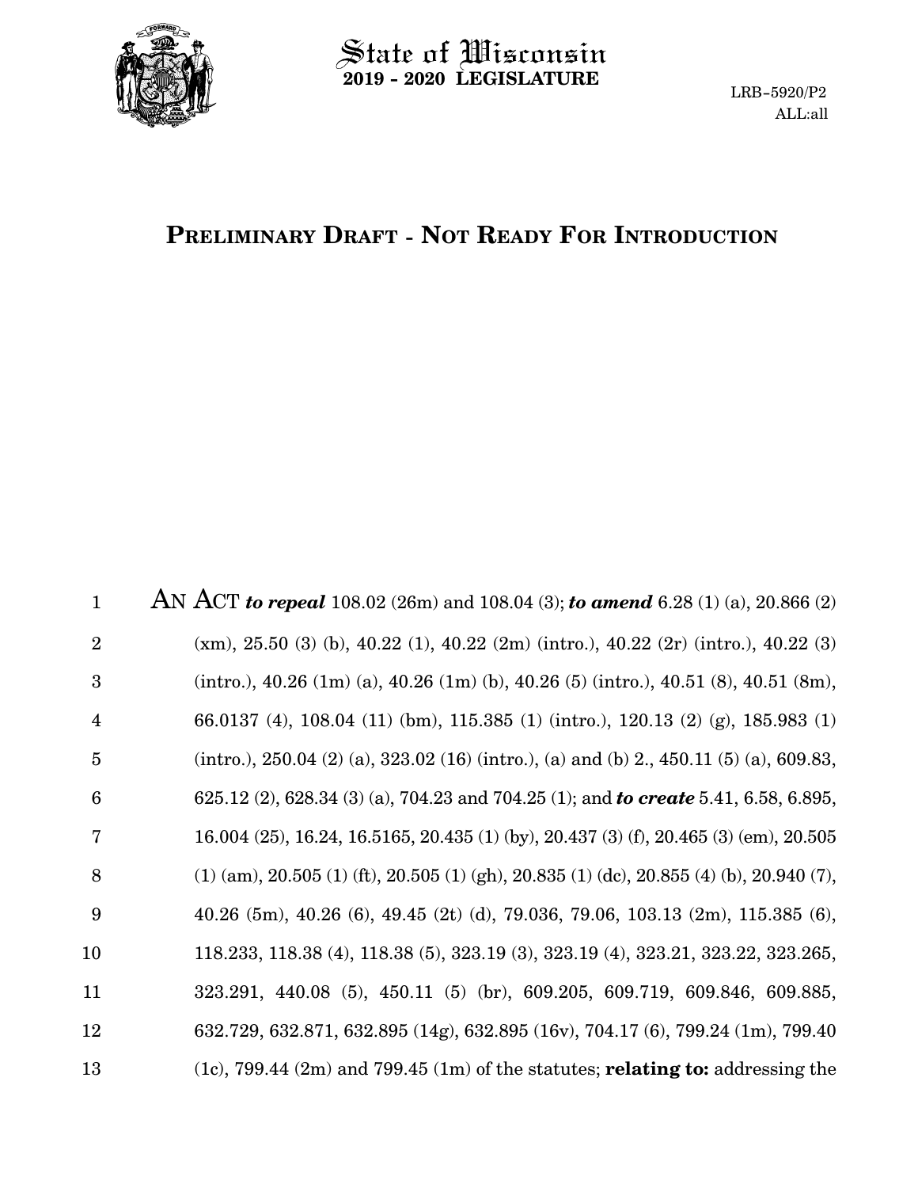# State of Wisconsin
**2019 - 2020 LEGISLATURE**

LRB-5920/P2
ALL:all

## PRELIMINARY DRAFT - NOT READY FOR INTRODUCTION

1 AN ACT ***to repeal*** 108.02 (26m) and 108.04 (3); ***to amend*** 6.28 (1) (a), 20.866 (2)
2 (xm), 25.50 (3) (b), 40.22 (1), 40.22 (2m) (intro.), 40.22 (2r) (intro.), 40.22 (3)
3 (intro.), 40.26 (1m) (a), 40.26 (1m) (b), 40.26 (5) (intro.), 40.51 (8), 40.51 (8m),
4 66.0137 (4), 108.04 (11) (bm), 115.385 (1) (intro.), 120.13 (2) (g), 185.983 (1)
5 (intro.), 250.04 (2) (a), 323.02 (16) (intro.), (a) and (b) 2., 450.11 (5) (a), 609.83,
6 625.12 (2), 628.34 (3) (a), 704.23 and 704.25 (1); and ***to create*** 5.41, 6.58, 6.895,
7 16.004 (25), 16.24, 16.5165, 20.435 (1) (by), 20.437 (3) (f), 20.465 (3) (em), 20.505
8 (1) (am), 20.505 (1) (ft), 20.505 (1) (gh), 20.835 (1) (dc), 20.855 (4) (b), 20.940 (7),
9 40.26 (5m), 40.26 (6), 49.45 (2t) (d), 79.036, 79.06, 103.13 (2m), 115.385 (6),
10 118.233, 118.38 (4), 118.38 (5), 323.19 (3), 323.19 (4), 323.21, 323.22, 323.265,
11 323.291, 440.08 (5), 450.11 (5) (br), 609.205, 609.719, 609.846, 609.885,
12 632.729, 632.871, 632.895 (14g), 632.895 (16v), 704.17 (6), 799.24 (1m), 799.40
13 (1c), 799.44 (2m) and 799.45 (1m) of the statutes; **relating to:** addressing the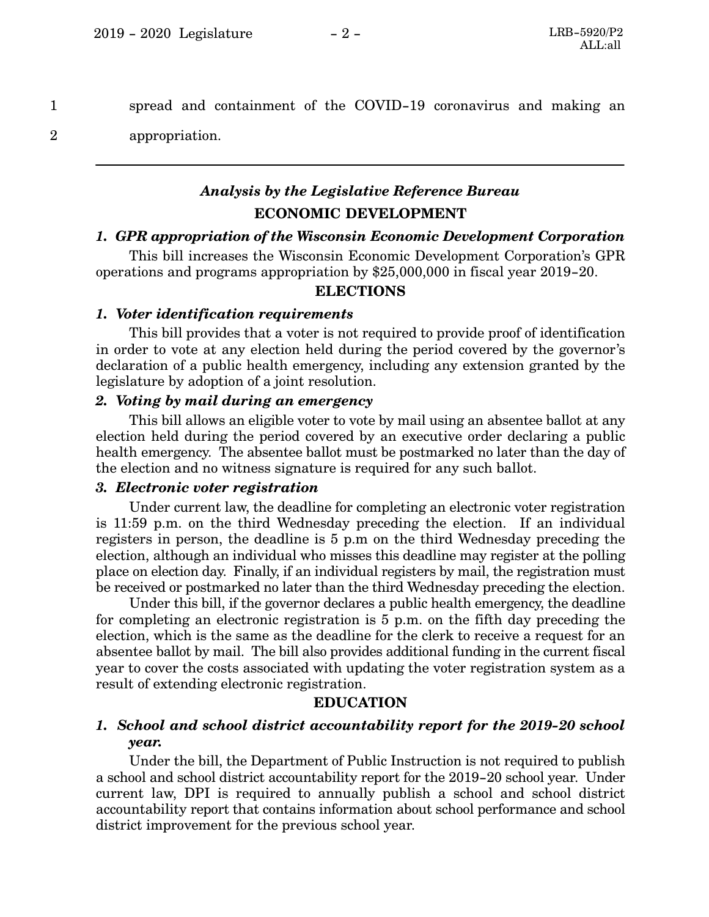spread and containment of the COVID-19 coronavirus and making an appropriation.

---

### *Analysis by the Legislative Reference Bureau*

## ECONOMIC DEVELOPMENT

### *1. GPR appropriation of the Wisconsin Economic Development Corporation*

This bill increases the Wisconsin Economic Development Corporation's GPR operations and programs appropriation by $25,000,000 in fiscal year 2019-20.

## ELECTIONS

### *1. Voter identification requirements*

This bill provides that a voter is not required to provide proof of identification in order to vote at any election held during the period covered by the governor's declaration of a public health emergency, including any extension granted by the legislature by adoption of a joint resolution.

### *2. Voting by mail during an emergency*

This bill allows an eligible voter to vote by mail using an absentee ballot at any election held during the period covered by an executive order declaring a public health emergency. The absentee ballot must be postmarked no later than the day of the election and no witness signature is required for any such ballot.

### *3. Electronic voter registration*

Under current law, the deadline for completing an electronic voter registration is 11:59 p.m. on the third Wednesday preceding the election. If an individual registers in person, the deadline is 5 p.m on the third Wednesday preceding the election, although an individual who misses this deadline may register at the polling place on election day. Finally, if an individual registers by mail, the registration must be received or postmarked no later than the third Wednesday preceding the election.

Under this bill, if the governor declares a public health emergency, the deadline for completing an electronic registration is 5 p.m. on the fifth day preceding the election, which is the same as the deadline for the clerk to receive a request for an absentee ballot by mail. The bill also provides additional funding in the current fiscal year to cover the costs associated with updating the voter registration system as a result of extending electronic registration.

## EDUCATION

### *1. School and school district accountability report for the 2019-20 school year.*

Under the bill, the Department of Public Instruction is not required to publish a school and school district accountability report for the 2019-20 school year. Under current law, DPI is required to annually publish a school and school district accountability report that contains information about school performance and school district improvement for the previous school year.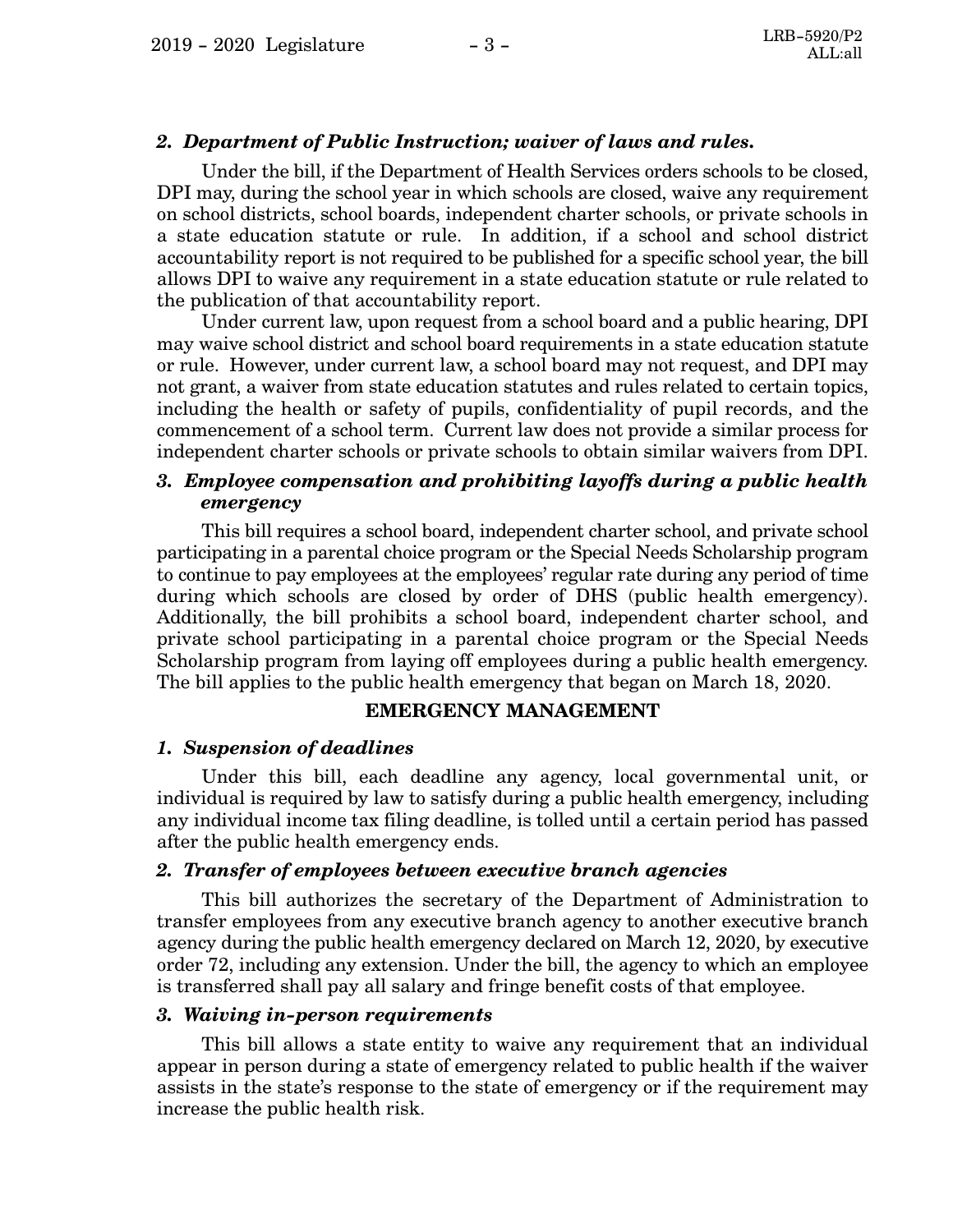### *2. Department of Public Instruction; waiver of laws and rules.*

Under the bill, if the Department of Health Services orders schools to be closed, DPI may, during the school year in which schools are closed, waive any requirement on school districts, school boards, independent charter schools, or private schools in a state education statute or rule. In addition, if a school and school district accountability report is not required to be published for a specific school year, the bill allows DPI to waive any requirement in a state education statute or rule related to the publication of that accountability report.

Under current law, upon request from a school board and a public hearing, DPI may waive school district and school board requirements in a state education statute or rule. However, under current law, a school board may not request, and DPI may not grant, a waiver from state education statutes and rules related to certain topics, including the health or safety of pupils, confidentiality of pupil records, and the commencement of a school term. Current law does not provide a similar process for independent charter schools or private schools to obtain similar waivers from DPI.

### *3. Employee compensation and prohibiting layoffs during a public health emergency*

This bill requires a school board, independent charter school, and private school participating in a parental choice program or the Special Needs Scholarship program to continue to pay employees at the employees' regular rate during any period of time during which schools are closed by order of DHS (public health emergency). Additionally, the bill prohibits a school board, independent charter school, and private school participating in a parental choice program or the Special Needs Scholarship program from laying off employees during a public health emergency. The bill applies to the public health emergency that began on March 18, 2020.

## EMERGENCY MANAGEMENT

### *1. Suspension of deadlines*

Under this bill, each deadline any agency, local governmental unit, or individual is required by law to satisfy during a public health emergency, including any individual income tax filing deadline, is tolled until a certain period has passed after the public health emergency ends.

### *2. Transfer of employees between executive branch agencies*

This bill authorizes the secretary of the Department of Administration to transfer employees from any executive branch agency to another executive branch agency during the public health emergency declared on March 12, 2020, by executive order 72, including any extension. Under the bill, the agency to which an employee is transferred shall pay all salary and fringe benefit costs of that employee.

### *3. Waiving in-person requirements*

This bill allows a state entity to waive any requirement that an individual appear in person during a state of emergency related to public health if the waiver assists in the state's response to the state of emergency or if the requirement may increase the public health risk.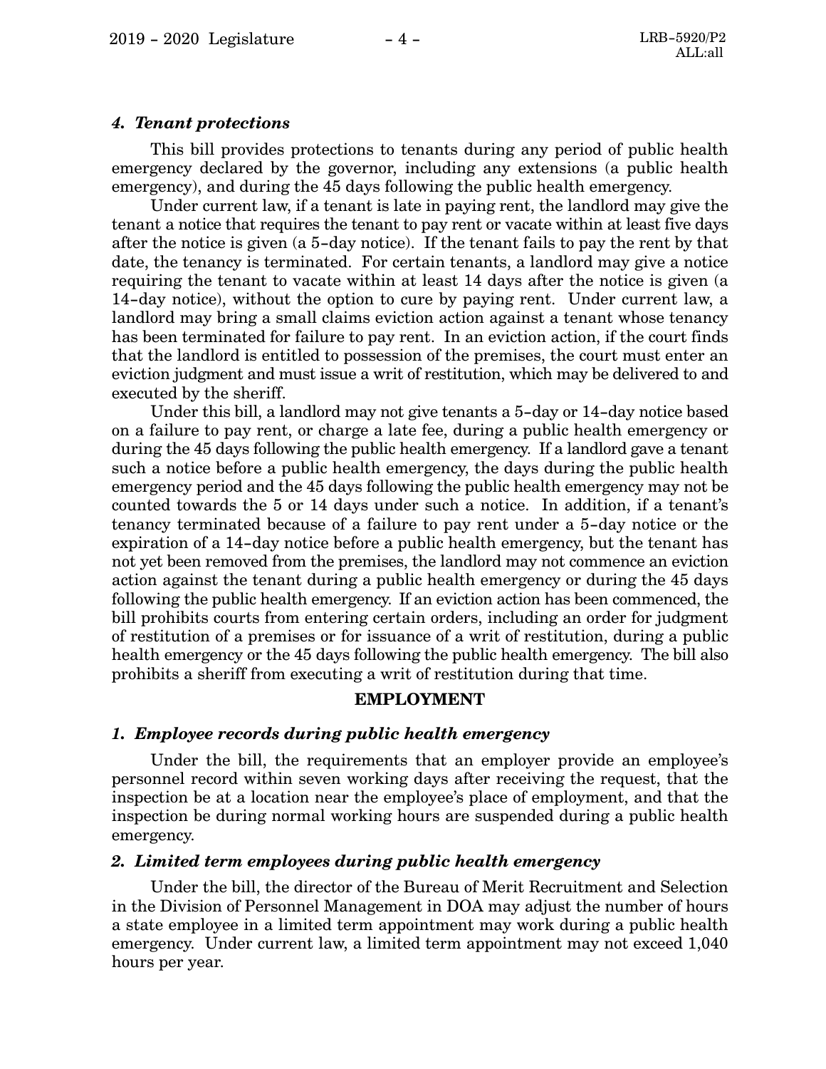### *4. Tenant protections*

This bill provides protections to tenants during any period of public health emergency declared by the governor, including any extensions (a public health emergency), and during the 45 days following the public health emergency.

Under current law, if a tenant is late in paying rent, the landlord may give the tenant a notice that requires the tenant to pay rent or vacate within at least five days after the notice is given (a 5-day notice). If the tenant fails to pay the rent by that date, the tenancy is terminated. For certain tenants, a landlord may give a notice requiring the tenant to vacate within at least 14 days after the notice is given (a 14-day notice), without the option to cure by paying rent. Under current law, a landlord may bring a small claims eviction action against a tenant whose tenancy has been terminated for failure to pay rent. In an eviction action, if the court finds that the landlord is entitled to possession of the premises, the court must enter an eviction judgment and must issue a writ of restitution, which may be delivered to and executed by the sheriff.

Under this bill, a landlord may not give tenants a 5-day or 14-day notice based on a failure to pay rent, or charge a late fee, during a public health emergency or during the 45 days following the public health emergency. If a landlord gave a tenant such a notice before a public health emergency, the days during the public health emergency period and the 45 days following the public health emergency may not be counted towards the 5 or 14 days under such a notice. In addition, if a tenant's tenancy terminated because of a failure to pay rent under a 5-day notice or the expiration of a 14-day notice before a public health emergency, but the tenant has not yet been removed from the premises, the landlord may not commence an eviction action against the tenant during a public health emergency or during the 45 days following the public health emergency. If an eviction action has been commenced, the bill prohibits courts from entering certain orders, including an order for judgment of restitution of a premises or for issuance of a writ of restitution, during a public health emergency or the 45 days following the public health emergency. The bill also prohibits a sheriff from executing a writ of restitution during that time.

## EMPLOYMENT

### *1. Employee records during public health emergency*

Under the bill, the requirements that an employer provide an employee's personnel record within seven working days after receiving the request, that the inspection be at a location near the employee's place of employment, and that the inspection be during normal working hours are suspended during a public health emergency.

### *2. Limited term employees during public health emergency*

Under the bill, the director of the Bureau of Merit Recruitment and Selection in the Division of Personnel Management in DOA may adjust the number of hours a state employee in a limited term appointment may work during a public health emergency. Under current law, a limited term appointment may not exceed 1,040 hours per year.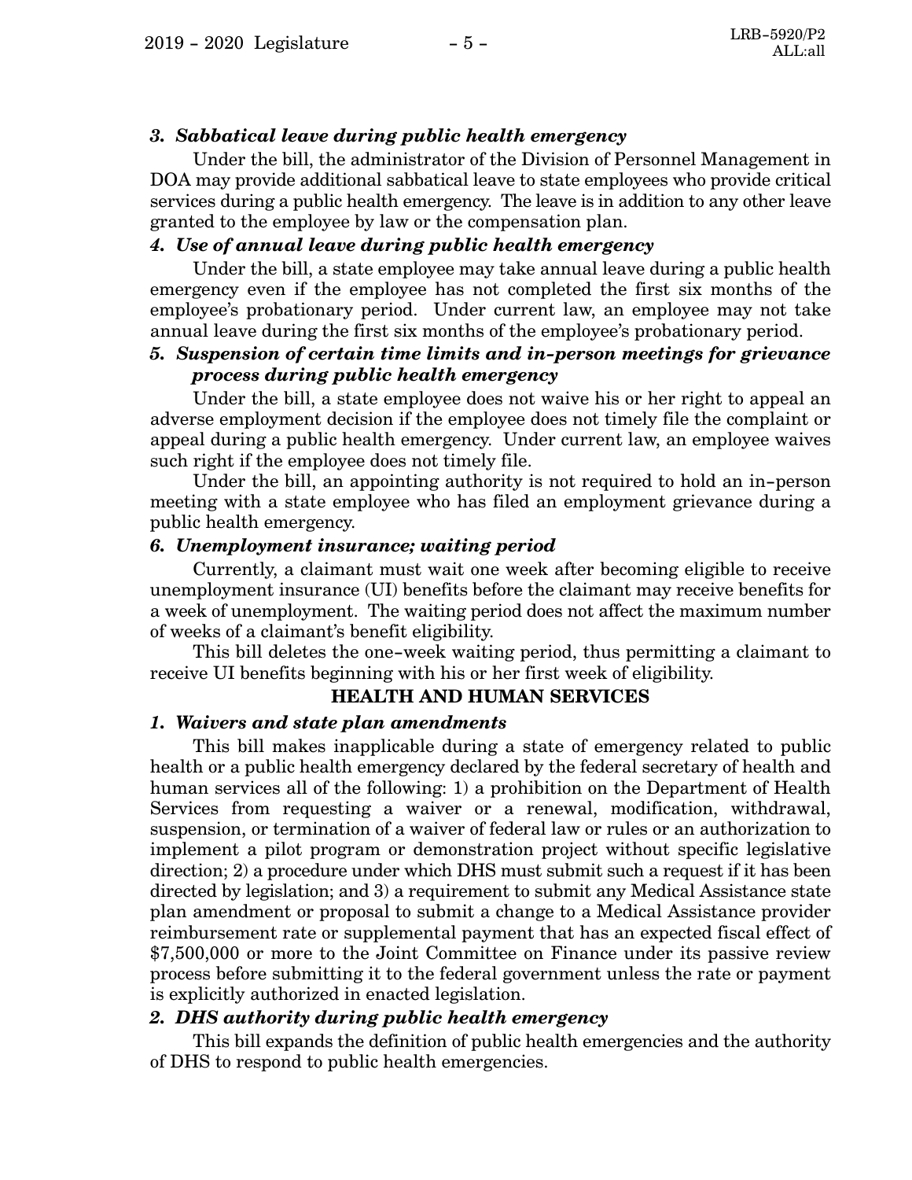### *3. Sabbatical leave during public health emergency*

Under the bill, the administrator of the Division of Personnel Management in DOA may provide additional sabbatical leave to state employees who provide critical services during a public health emergency. The leave is in addition to any other leave granted to the employee by law or the compensation plan.

### *4. Use of annual leave during public health emergency*

Under the bill, a state employee may take annual leave during a public health emergency even if the employee has not completed the first six months of the employee's probationary period. Under current law, an employee may not take annual leave during the first six months of the employee's probationary period.

### *5. Suspension of certain time limits and in-person meetings for grievance process during public health emergency*

Under the bill, a state employee does not waive his or her right to appeal an adverse employment decision if the employee does not timely file the complaint or appeal during a public health emergency. Under current law, an employee waives such right if the employee does not timely file.

Under the bill, an appointing authority is not required to hold an in-person meeting with a state employee who has filed an employment grievance during a public health emergency.

### *6. Unemployment insurance; waiting period*

Currently, a claimant must wait one week after becoming eligible to receive unemployment insurance (UI) benefits before the claimant may receive benefits for a week of unemployment. The waiting period does not affect the maximum number of weeks of a claimant's benefit eligibility.

This bill deletes the one-week waiting period, thus permitting a claimant to receive UI benefits beginning with his or her first week of eligibility.

## HEALTH AND HUMAN SERVICES

### *1. Waivers and state plan amendments*

This bill makes inapplicable during a state of emergency related to public health or a public health emergency declared by the federal secretary of health and human services all of the following: 1) a prohibition on the Department of Health Services from requesting a waiver or a renewal, modification, withdrawal, suspension, or termination of a waiver of federal law or rules or an authorization to implement a pilot program or demonstration project without specific legislative direction; 2) a procedure under which DHS must submit such a request if it has been directed by legislation; and 3) a requirement to submit any Medical Assistance state plan amendment or proposal to submit a change to a Medical Assistance provider reimbursement rate or supplemental payment that has an expected fiscal effect of $7,500,000 or more to the Joint Committee on Finance under its passive review process before submitting it to the federal government unless the rate or payment is explicitly authorized in enacted legislation.

### *2. DHS authority during public health emergency*

This bill expands the definition of public health emergencies and the authority of DHS to respond to public health emergencies.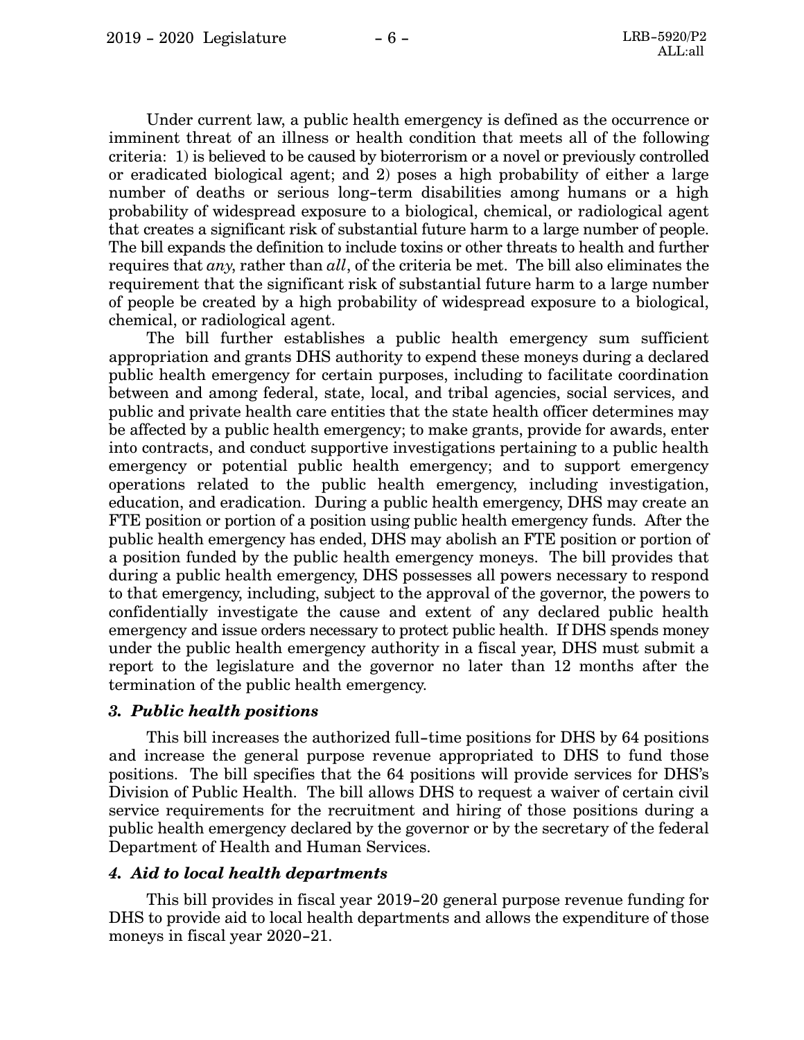Under current law, a public health emergency is defined as the occurrence or imminent threat of an illness or health condition that meets all of the following criteria: 1) is believed to be caused by bioterrorism or a novel or previously controlled or eradicated biological agent; and 2) poses a high probability of either a large number of deaths or serious long-term disabilities among humans or a high probability of widespread exposure to a biological, chemical, or radiological agent that creates a significant risk of substantial future harm to a large number of people. The bill expands the definition to include toxins or other threats to health and further requires that *any*, rather than *all*, of the criteria be met. The bill also eliminates the requirement that the significant risk of substantial future harm to a large number of people be created by a high probability of widespread exposure to a biological, chemical, or radiological agent.

The bill further establishes a public health emergency sum sufficient appropriation and grants DHS authority to expend these moneys during a declared public health emergency for certain purposes, including to facilitate coordination between and among federal, state, local, and tribal agencies, social services, and public and private health care entities that the state health officer determines may be affected by a public health emergency; to make grants, provide for awards, enter into contracts, and conduct supportive investigations pertaining to a public health emergency or potential public health emergency; and to support emergency operations related to the public health emergency, including investigation, education, and eradication. During a public health emergency, DHS may create an FTE position or portion of a position using public health emergency funds. After the public health emergency has ended, DHS may abolish an FTE position or portion of a position funded by the public health emergency moneys. The bill provides that during a public health emergency, DHS possesses all powers necessary to respond to that emergency, including, subject to the approval of the governor, the powers to confidentially investigate the cause and extent of any declared public health emergency and issue orders necessary to protect public health. If DHS spends money under the public health emergency authority in a fiscal year, DHS must submit a report to the legislature and the governor no later than 12 months after the termination of the public health emergency.

### *3. Public health positions*

This bill increases the authorized full-time positions for DHS by 64 positions and increase the general purpose revenue appropriated to DHS to fund those positions. The bill specifies that the 64 positions will provide services for DHS's Division of Public Health. The bill allows DHS to request a waiver of certain civil service requirements for the recruitment and hiring of those positions during a public health emergency declared by the governor or by the secretary of the federal Department of Health and Human Services.

### *4. Aid to local health departments*

This bill provides in fiscal year 2019-20 general purpose revenue funding for DHS to provide aid to local health departments and allows the expenditure of those moneys in fiscal year 2020-21.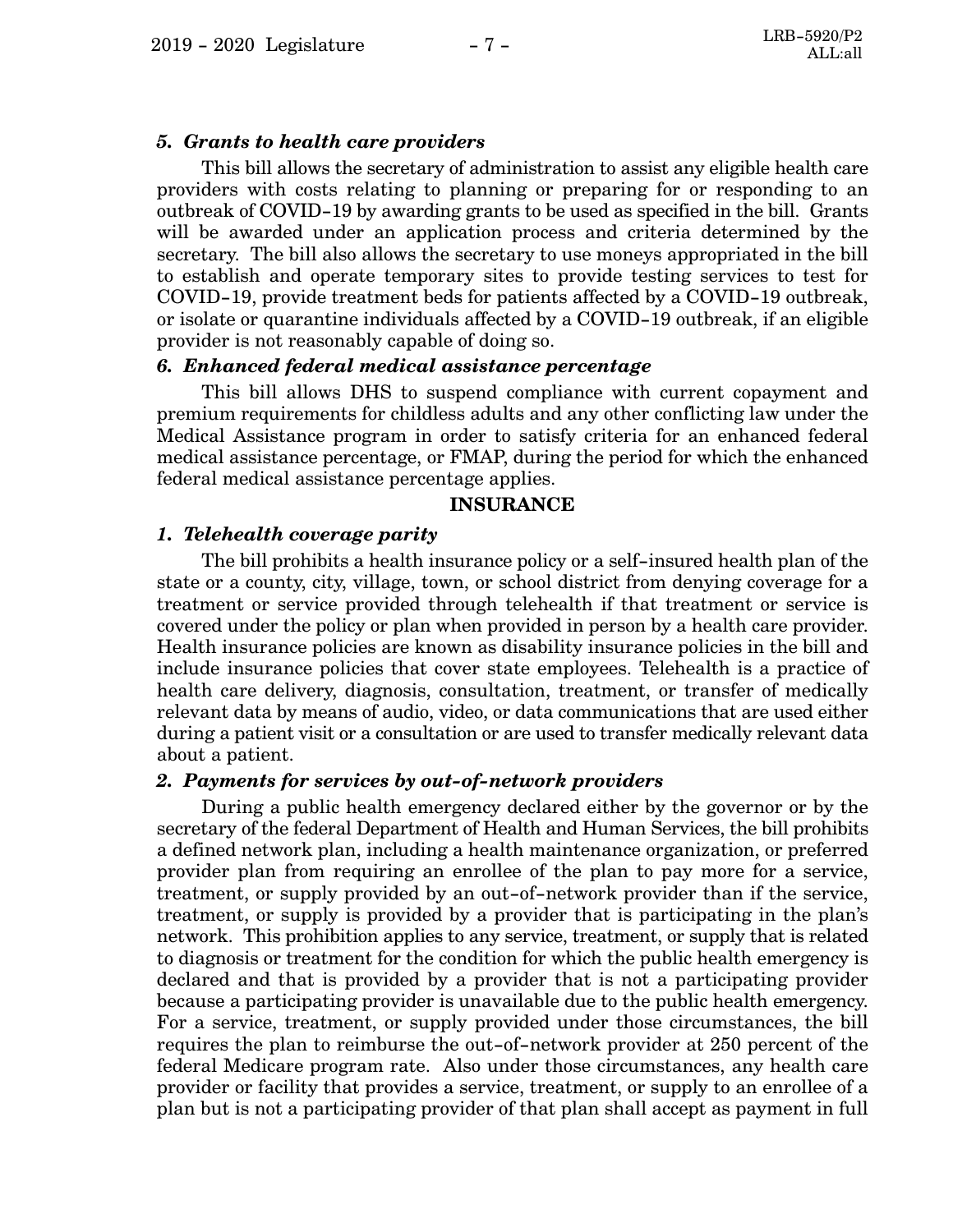### *5. Grants to health care providers*

This bill allows the secretary of administration to assist any eligible health care providers with costs relating to planning or preparing for or responding to an outbreak of COVID–19 by awarding grants to be used as specified in the bill. Grants will be awarded under an application process and criteria determined by the secretary. The bill also allows the secretary to use moneys appropriated in the bill to establish and operate temporary sites to provide testing services to test for COVID–19, provide treatment beds for patients affected by a COVID–19 outbreak, or isolate or quarantine individuals affected by a COVID–19 outbreak, if an eligible provider is not reasonably capable of doing so.

### *6. Enhanced federal medical assistance percentage*

This bill allows DHS to suspend compliance with current copayment and premium requirements for childless adults and any other conflicting law under the Medical Assistance program in order to satisfy criteria for an enhanced federal medical assistance percentage, or FMAP, during the period for which the enhanced federal medical assistance percentage applies.

## INSURANCE

### *1. Telehealth coverage parity*

The bill prohibits a health insurance policy or a self–insured health plan of the state or a county, city, village, town, or school district from denying coverage for a treatment or service provided through telehealth if that treatment or service is covered under the policy or plan when provided in person by a health care provider. Health insurance policies are known as disability insurance policies in the bill and include insurance policies that cover state employees. Telehealth is a practice of health care delivery, diagnosis, consultation, treatment, or transfer of medically relevant data by means of audio, video, or data communications that are used either during a patient visit or a consultation or are used to transfer medically relevant data about a patient.

### *2. Payments for services by out-of-network providers*

During a public health emergency declared either by the governor or by the secretary of the federal Department of Health and Human Services, the bill prohibits a defined network plan, including a health maintenance organization, or preferred provider plan from requiring an enrollee of the plan to pay more for a service, treatment, or supply provided by an out–of–network provider than if the service, treatment, or supply is provided by a provider that is participating in the plan's network. This prohibition applies to any service, treatment, or supply that is related to diagnosis or treatment for the condition for which the public health emergency is declared and that is provided by a provider that is not a participating provider because a participating provider is unavailable due to the public health emergency. For a service, treatment, or supply provided under those circumstances, the bill requires the plan to reimburse the out–of–network provider at 250 percent of the federal Medicare program rate. Also under those circumstances, any health care provider or facility that provides a service, treatment, or supply to an enrollee of a plan but is not a participating provider of that plan shall accept as payment in full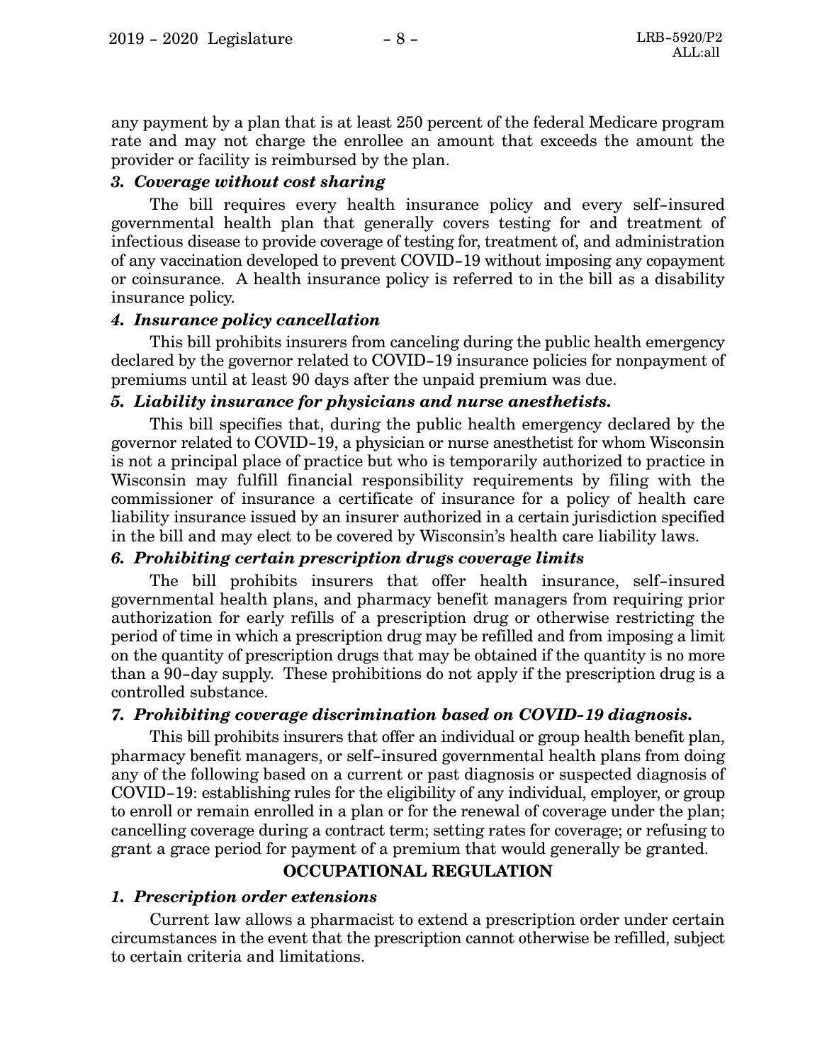any payment by a plan that is at least 250 percent of the federal Medicare program rate and may not charge the enrollee an amount that exceeds the amount the provider or facility is reimbursed by the plan.

### *3. Coverage without cost sharing*

The bill requires every health insurance policy and every self-insured governmental health plan that generally covers testing for and treatment of infectious disease to provide coverage of testing for, treatment of, and administration of any vaccination developed to prevent COVID-19 without imposing any copayment or coinsurance. A health insurance policy is referred to in the bill as a disability insurance policy.

### *4. Insurance policy cancellation*

This bill prohibits insurers from canceling during the public health emergency declared by the governor related to COVID-19 insurance policies for nonpayment of premiums until at least 90 days after the unpaid premium was due.

### *5. Liability insurance for physicians and nurse anesthetists.*

This bill specifies that, during the public health emergency declared by the governor related to COVID-19, a physician or nurse anesthetist for whom Wisconsin is not a principal place of practice but who is temporarily authorized to practice in Wisconsin may fulfill financial responsibility requirements by filing with the commissioner of insurance a certificate of insurance for a policy of health care liability insurance issued by an insurer authorized in a certain jurisdiction specified in the bill and may elect to be covered by Wisconsin's health care liability laws.

### *6. Prohibiting certain prescription drugs coverage limits*

The bill prohibits insurers that offer health insurance, self-insured governmental health plans, and pharmacy benefit managers from requiring prior authorization for early refills of a prescription drug or otherwise restricting the period of time in which a prescription drug may be refilled and from imposing a limit on the quantity of prescription drugs that may be obtained if the quantity is no more than a 90-day supply. These prohibitions do not apply if the prescription drug is a controlled substance.

### *7. Prohibiting coverage discrimination based on COVID-19 diagnosis.*

This bill prohibits insurers that offer an individual or group health benefit plan, pharmacy benefit managers, or self-insured governmental health plans from doing any of the following based on a current or past diagnosis or suspected diagnosis of COVID-19: establishing rules for the eligibility of any individual, employer, or group to enroll or remain enrolled in a plan or for the renewal of coverage under the plan; cancelling coverage during a contract term; setting rates for coverage; or refusing to grant a grace period for payment of a premium that would generally be granted.

## OCCUPATIONAL REGULATION

### *1. Prescription order extensions*

Current law allows a pharmacist to extend a prescription order under certain circumstances in the event that the prescription cannot otherwise be refilled, subject to certain criteria and limitations.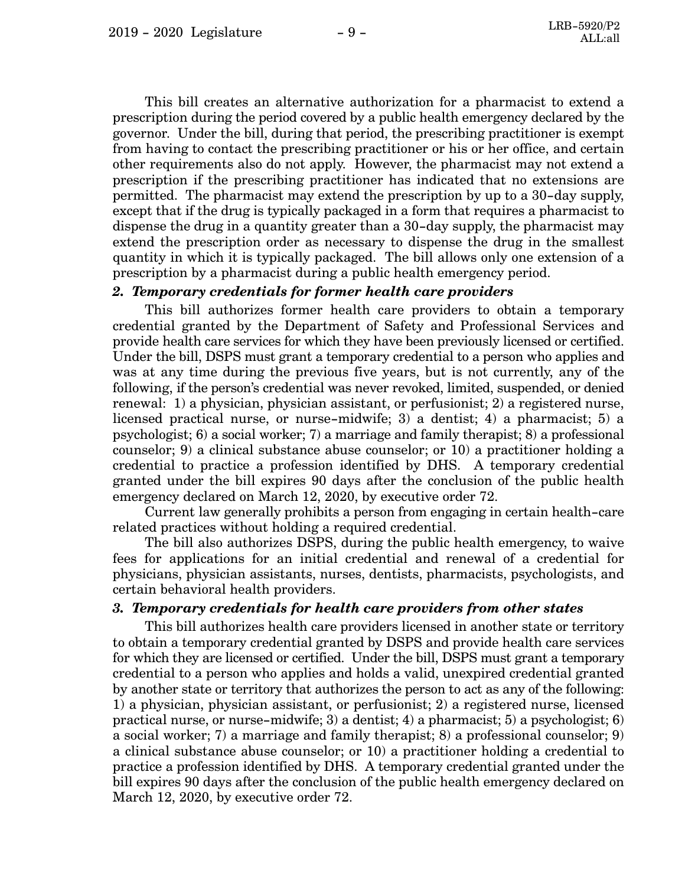This bill creates an alternative authorization for a pharmacist to extend a prescription during the period covered by a public health emergency declared by the governor. Under the bill, during that period, the prescribing practitioner is exempt from having to contact the prescribing practitioner or his or her office, and certain other requirements also do not apply. However, the pharmacist may not extend a prescription if the prescribing practitioner has indicated that no extensions are permitted. The pharmacist may extend the prescription by up to a 30-day supply, except that if the drug is typically packaged in a form that requires a pharmacist to dispense the drug in a quantity greater than a 30-day supply, the pharmacist may extend the prescription order as necessary to dispense the drug in the smallest quantity in which it is typically packaged. The bill allows only one extension of a prescription by a pharmacist during a public health emergency period.

***2. Temporary credentials for former health care providers***

This bill authorizes former health care providers to obtain a temporary credential granted by the Department of Safety and Professional Services and provide health care services for which they have been previously licensed or certified. Under the bill, DSPS must grant a temporary credential to a person who applies and was at any time during the previous five years, but is not currently, any of the following, if the person's credential was never revoked, limited, suspended, or denied renewal: 1) a physician, physician assistant, or perfusionist; 2) a registered nurse, licensed practical nurse, or nurse-midwife; 3) a dentist; 4) a pharmacist; 5) a psychologist; 6) a social worker; 7) a marriage and family therapist; 8) a professional counselor; 9) a clinical substance abuse counselor; or 10) a practitioner holding a credential to practice a profession identified by DHS. A temporary credential granted under the bill expires 90 days after the conclusion of the public health emergency declared on March 12, 2020, by executive order 72.

Current law generally prohibits a person from engaging in certain health-care related practices without holding a required credential.

The bill also authorizes DSPS, during the public health emergency, to waive fees for applications for an initial credential and renewal of a credential for physicians, physician assistants, nurses, dentists, pharmacists, psychologists, and certain behavioral health providers.

***3. Temporary credentials for health care providers from other states***

This bill authorizes health care providers licensed in another state or territory to obtain a temporary credential granted by DSPS and provide health care services for which they are licensed or certified. Under the bill, DSPS must grant a temporary credential to a person who applies and holds a valid, unexpired credential granted by another state or territory that authorizes the person to act as any of the following: 1) a physician, physician assistant, or perfusionist; 2) a registered nurse, licensed practical nurse, or nurse-midwife; 3) a dentist; 4) a pharmacist; 5) a psychologist; 6) a social worker; 7) a marriage and family therapist; 8) a professional counselor; 9) a clinical substance abuse counselor; or 10) a practitioner holding a credential to practice a profession identified by DHS. A temporary credential granted under the bill expires 90 days after the conclusion of the public health emergency declared on March 12, 2020, by executive order 72.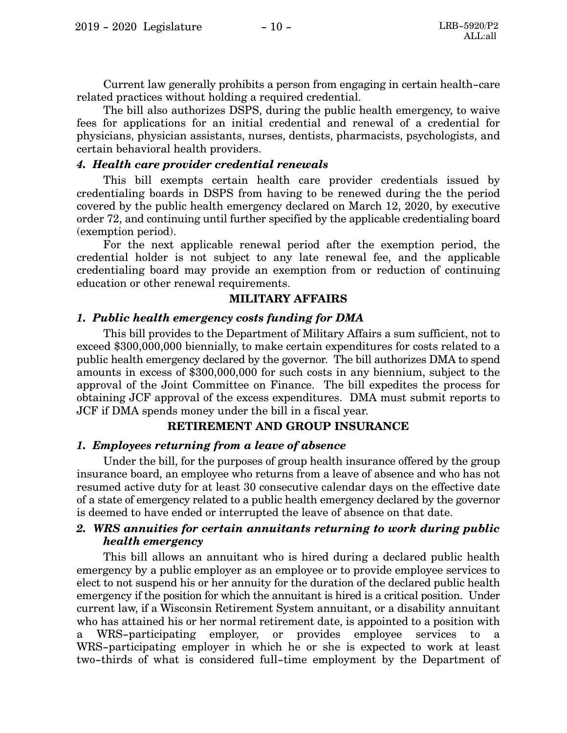Current law generally prohibits a person from engaging in certain health-care related practices without holding a required credential.

The bill also authorizes DSPS, during the public health emergency, to waive fees for applications for an initial credential and renewal of a credential for physicians, physician assistants, nurses, dentists, pharmacists, psychologists, and certain behavioral health providers.

### *4. Health care provider credential renewals*

This bill exempts certain health care provider credentials issued by credentialing boards in DSPS from having to be renewed during the the period covered by the public health emergency declared on March 12, 2020, by executive order 72, and continuing until further specified by the applicable credentialing board (exemption period).

For the next applicable renewal period after the exemption period, the credential holder is not subject to any late renewal fee, and the applicable credentialing board may provide an exemption from or reduction of continuing education or other renewal requirements.

## MILITARY AFFAIRS

### *1. Public health emergency costs funding for DMA*

This bill provides to the Department of Military Affairs a sum sufficient, not to exceed $300,000,000 biennially, to make certain expenditures for costs related to a public health emergency declared by the governor. The bill authorizes DMA to spend amounts in excess of $300,000,000 for such costs in any biennium, subject to the approval of the Joint Committee on Finance. The bill expedites the process for obtaining JCF approval of the excess expenditures. DMA must submit reports to JCF if DMA spends money under the bill in a fiscal year.

## RETIREMENT AND GROUP INSURANCE

### *1. Employees returning from a leave of absence*

Under the bill, for the purposes of group health insurance offered by the group insurance board, an employee who returns from a leave of absence and who has not resumed active duty for at least 30 consecutive calendar days on the effective date of a state of emergency related to a public health emergency declared by the governor is deemed to have ended or interrupted the leave of absence on that date.

### *2. WRS annuities for certain annuitants returning to work during public health emergency*

This bill allows an annuitant who is hired during a declared public health emergency by a public employer as an employee or to provide employee services to elect to not suspend his or her annuity for the duration of the declared public health emergency if the position for which the annuitant is hired is a critical position. Under current law, if a Wisconsin Retirement System annuitant, or a disability annuitant who has attained his or her normal retirement date, is appointed to a position with a WRS-participating employer, or provides employee services to a WRS-participating employer in which he or she is expected to work at least two-thirds of what is considered full-time employment by the Department of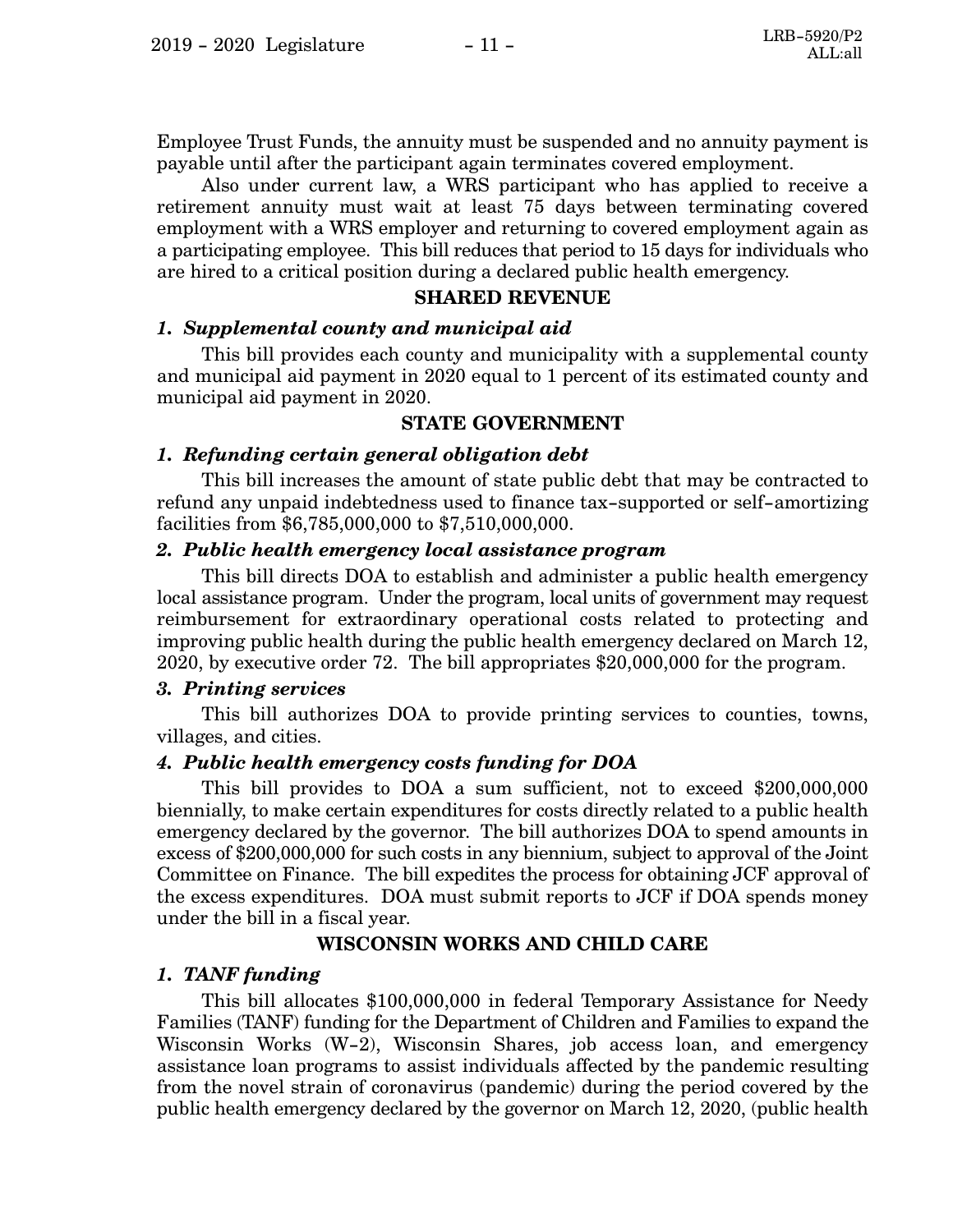Employee Trust Funds, the annuity must be suspended and no annuity payment is payable until after the participant again terminates covered employment.

Also under current law, a WRS participant who has applied to receive a retirement annuity must wait at least 75 days between terminating covered employment with a WRS employer and returning to covered employment again as a participating employee. This bill reduces that period to 15 days for individuals who are hired to a critical position during a declared public health emergency.

## SHARED REVENUE

### *1. Supplemental county and municipal aid*

This bill provides each county and municipality with a supplemental county and municipal aid payment in 2020 equal to 1 percent of its estimated county and municipal aid payment in 2020.

## STATE GOVERNMENT

### *1. Refunding certain general obligation debt*

This bill increases the amount of state public debt that may be contracted to refund any unpaid indebtedness used to finance tax-supported or self-amortizing facilities from $6,785,000,000 to $7,510,000,000.

### *2. Public health emergency local assistance program*

This bill directs DOA to establish and administer a public health emergency local assistance program. Under the program, local units of government may request reimbursement for extraordinary operational costs related to protecting and improving public health during the public health emergency declared on March 12, 2020, by executive order 72. The bill appropriates $20,000,000 for the program.

### *3. Printing services*

This bill authorizes DOA to provide printing services to counties, towns, villages, and cities.

### *4. Public health emergency costs funding for DOA*

This bill provides to DOA a sum sufficient, not to exceed $200,000,000 biennially, to make certain expenditures for costs directly related to a public health emergency declared by the governor. The bill authorizes DOA to spend amounts in excess of $200,000,000 for such costs in any biennium, subject to approval of the Joint Committee on Finance. The bill expedites the process for obtaining JCF approval of the excess expenditures. DOA must submit reports to JCF if DOA spends money under the bill in a fiscal year.

## WISCONSIN WORKS AND CHILD CARE

### *1. TANF funding*

This bill allocates $100,000,000 in federal Temporary Assistance for Needy Families (TANF) funding for the Department of Children and Families to expand the Wisconsin Works (W-2), Wisconsin Shares, job access loan, and emergency assistance loan programs to assist individuals affected by the pandemic resulting from the novel strain of coronavirus (pandemic) during the period covered by the public health emergency declared by the governor on March 12, 2020, (public health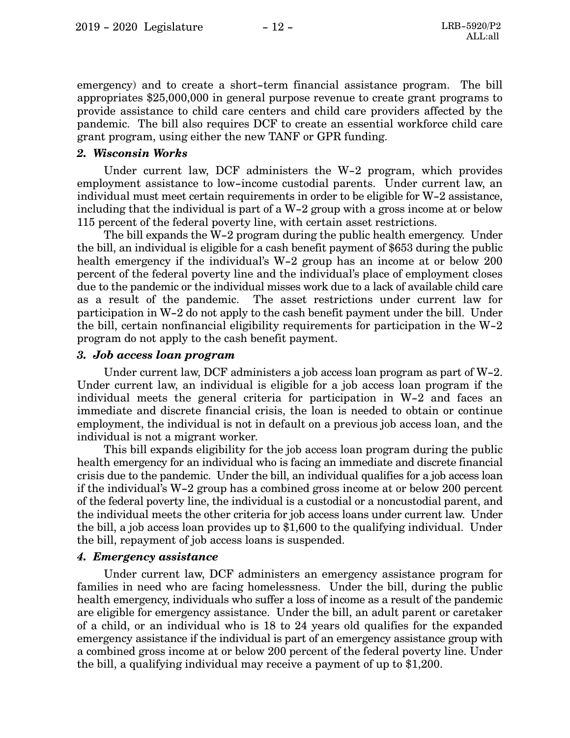emergency) and to create a short-term financial assistance program. The bill appropriates $25,000,000 in general purpose revenue to create grant programs to provide assistance to child care centers and child care providers affected by the pandemic. The bill also requires DCF to create an essential workforce child care grant program, using either the new TANF or GPR funding.

### *2. Wisconsin Works*

Under current law, DCF administers the W-2 program, which provides employment assistance to low-income custodial parents. Under current law, an individual must meet certain requirements in order to be eligible for W-2 assistance, including that the individual is part of a W-2 group with a gross income at or below 115 percent of the federal poverty line, with certain asset restrictions.

The bill expands the W-2 program during the public health emergency. Under the bill, an individual is eligible for a cash benefit payment of $653 during the public health emergency if the individual's W-2 group has an income at or below 200 percent of the federal poverty line and the individual's place of employment closes due to the pandemic or the individual misses work due to a lack of available child care as a result of the pandemic. The asset restrictions under current law for participation in W-2 do not apply to the cash benefit payment under the bill. Under the bill, certain nonfinancial eligibility requirements for participation in the W-2 program do not apply to the cash benefit payment.

### *3. Job access loan program*

Under current law, DCF administers a job access loan program as part of W-2. Under current law, an individual is eligible for a job access loan program if the individual meets the general criteria for participation in W-2 and faces an immediate and discrete financial crisis, the loan is needed to obtain or continue employment, the individual is not in default on a previous job access loan, and the individual is not a migrant worker.

This bill expands eligibility for the job access loan program during the public health emergency for an individual who is facing an immediate and discrete financial crisis due to the pandemic. Under the bill, an individual qualifies for a job access loan if the individual's W-2 group has a combined gross income at or below 200 percent of the federal poverty line, the individual is a custodial or a noncustodial parent, and the individual meets the other criteria for job access loans under current law. Under the bill, a job access loan provides up to $1,600 to the qualifying individual. Under the bill, repayment of job access loans is suspended.

### *4. Emergency assistance*

Under current law, DCF administers an emergency assistance program for families in need who are facing homelessness. Under the bill, during the public health emergency, individuals who suffer a loss of income as a result of the pandemic are eligible for emergency assistance. Under the bill, an adult parent or caretaker of a child, or an individual who is 18 to 24 years old qualifies for the expanded emergency assistance if the individual is part of an emergency assistance group with a combined gross income at or below 200 percent of the federal poverty line. Under the bill, a qualifying individual may receive a payment of up to $1,200.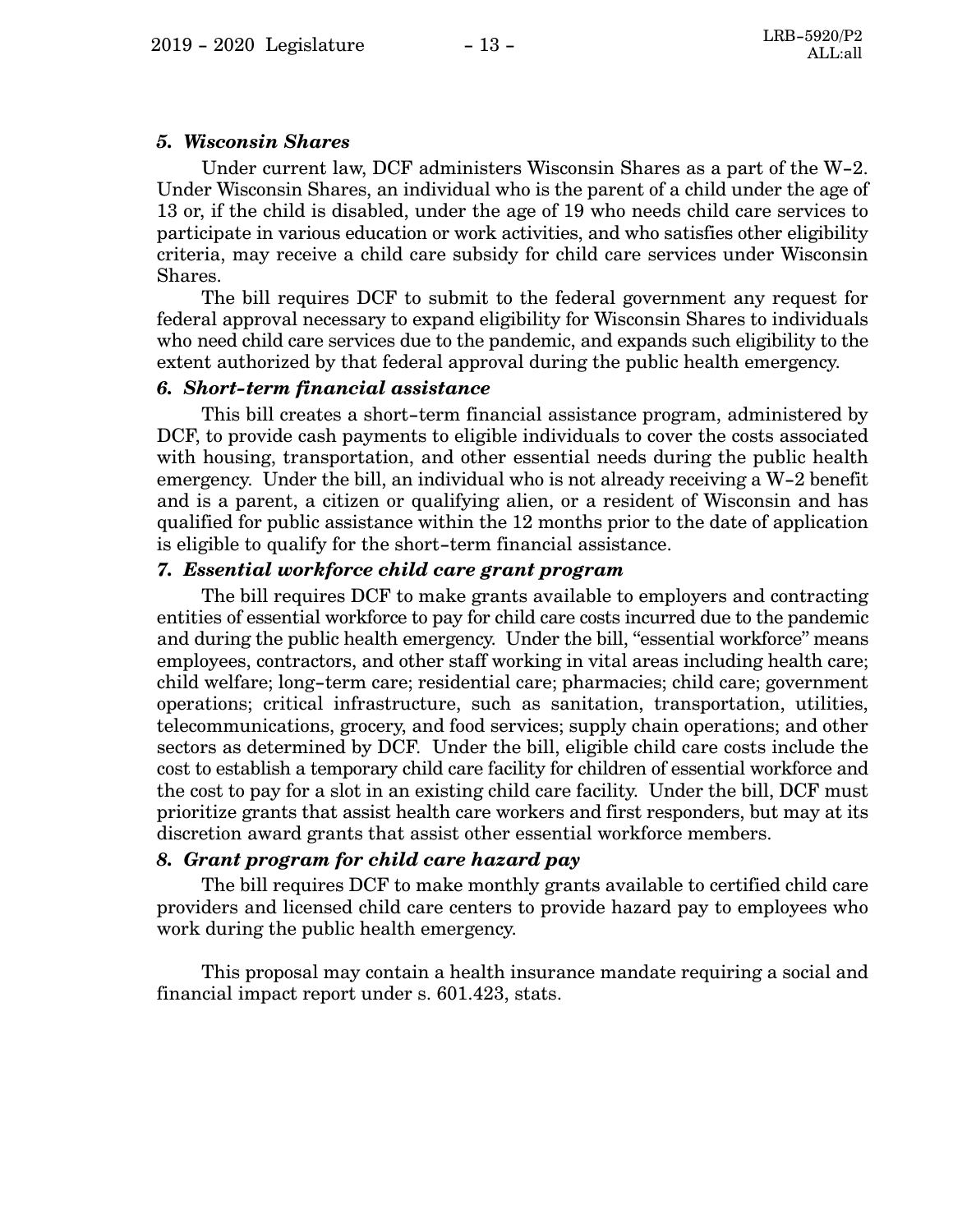### *5. Wisconsin Shares*

Under current law, DCF administers Wisconsin Shares as a part of the W-2. Under Wisconsin Shares, an individual who is the parent of a child under the age of 13 or, if the child is disabled, under the age of 19 who needs child care services to participate in various education or work activities, and who satisfies other eligibility criteria, may receive a child care subsidy for child care services under Wisconsin Shares.

The bill requires DCF to submit to the federal government any request for federal approval necessary to expand eligibility for Wisconsin Shares to individuals who need child care services due to the pandemic, and expands such eligibility to the extent authorized by that federal approval during the public health emergency.

### *6. Short-term financial assistance*

This bill creates a short-term financial assistance program, administered by DCF, to provide cash payments to eligible individuals to cover the costs associated with housing, transportation, and other essential needs during the public health emergency. Under the bill, an individual who is not already receiving a W-2 benefit and is a parent, a citizen or qualifying alien, or a resident of Wisconsin and has qualified for public assistance within the 12 months prior to the date of application is eligible to qualify for the short-term financial assistance.

### *7. Essential workforce child care grant program*

The bill requires DCF to make grants available to employers and contracting entities of essential workforce to pay for child care costs incurred due to the pandemic and during the public health emergency. Under the bill, "essential workforce" means employees, contractors, and other staff working in vital areas including health care; child welfare; long-term care; residential care; pharmacies; child care; government operations; critical infrastructure, such as sanitation, transportation, utilities, telecommunications, grocery, and food services; supply chain operations; and other sectors as determined by DCF. Under the bill, eligible child care costs include the cost to establish a temporary child care facility for children of essential workforce and the cost to pay for a slot in an existing child care facility. Under the bill, DCF must prioritize grants that assist health care workers and first responders, but may at its discretion award grants that assist other essential workforce members.

### *8. Grant program for child care hazard pay*

The bill requires DCF to make monthly grants available to certified child care providers and licensed child care centers to provide hazard pay to employees who work during the public health emergency.

This proposal may contain a health insurance mandate requiring a social and financial impact report under s. 601.423, stats.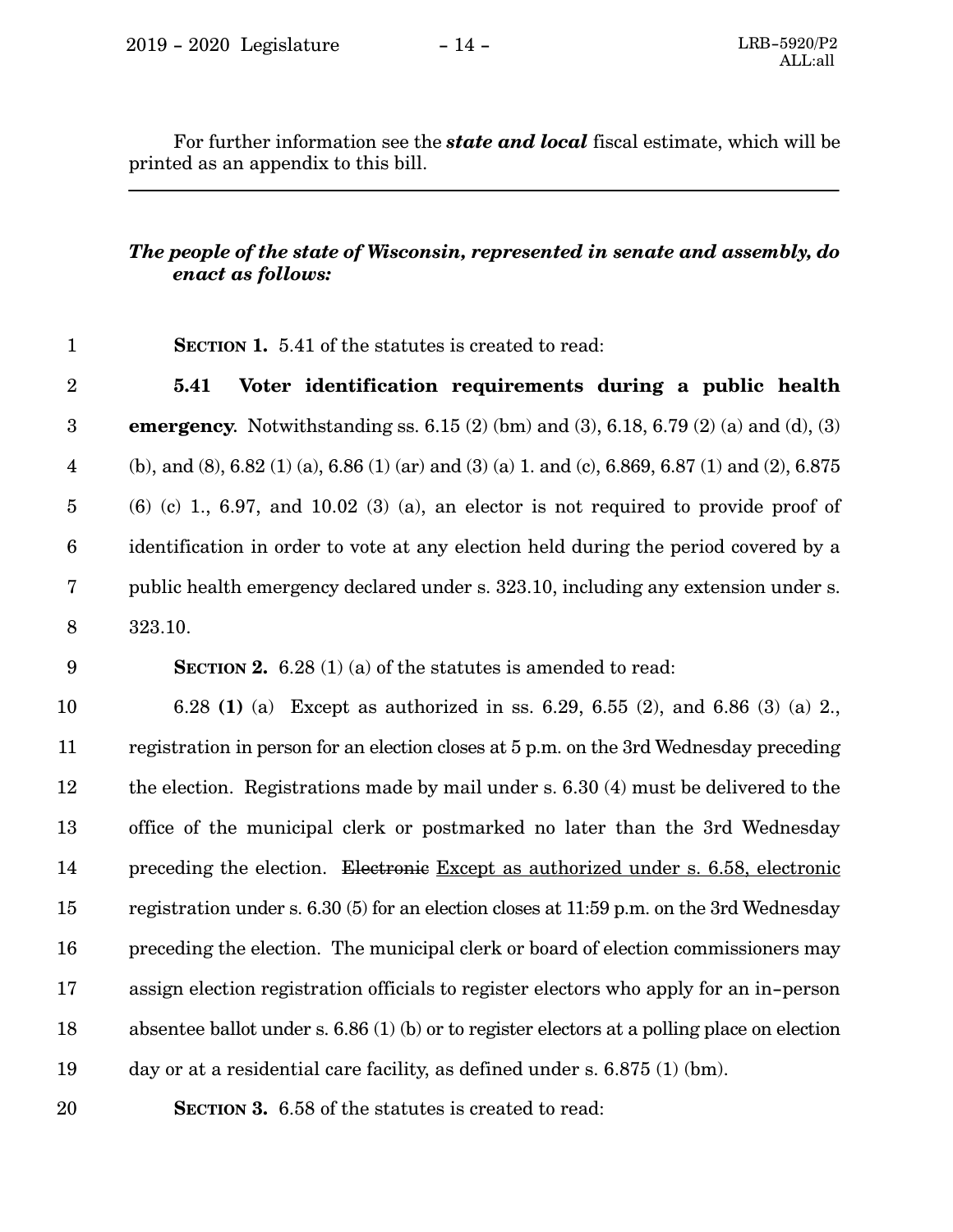For further information see the ***state and local*** fiscal estimate, which will be printed as an appendix to this bill.

---

***The people of the state of Wisconsin, represented in senate and assembly, do enact as follows:***

**SECTION 1.** 5.41 of the statutes is created to read:

**5.41 Voter identification requirements during a public health emergency.** Notwithstanding ss. 6.15 (2) (bm) and (3), 6.18, 6.79 (2) (a) and (d), (3) (b), and (8), 6.82 (1) (a), 6.86 (1) (ar) and (3) (a) 1. and (c), 6.869, 6.87 (1) and (2), 6.875 (6) (c) 1., 6.97, and 10.02 (3) (a), an elector is not required to provide proof of identification in order to vote at any election held during the period covered by a public health emergency declared under s. 323.10, including any extension under s. 323.10.

**SECTION 2.** 6.28 (1) (a) of the statutes is amended to read:

6.28 **(1)** (a) Except as authorized in ss. 6.29, 6.55 (2), and 6.86 (3) (a) 2., registration in person for an election closes at 5 p.m. on the 3rd Wednesday preceding the election. Registrations made by mail under s. 6.30 (4) must be delivered to the office of the municipal clerk or postmarked no later than the 3rd Wednesday preceding the election. ~~Electronic~~ <u>Except as authorized under s. 6.58, electronic</u> registration under s. 6.30 (5) for an election closes at 11:59 p.m. on the 3rd Wednesday preceding the election. The municipal clerk or board of election commissioners may assign election registration officials to register electors who apply for an in-person absentee ballot under s. 6.86 (1) (b) or to register electors at a polling place on election day or at a residential care facility, as defined under s. 6.875 (1) (bm).

**SECTION 3.** 6.58 of the statutes is created to read: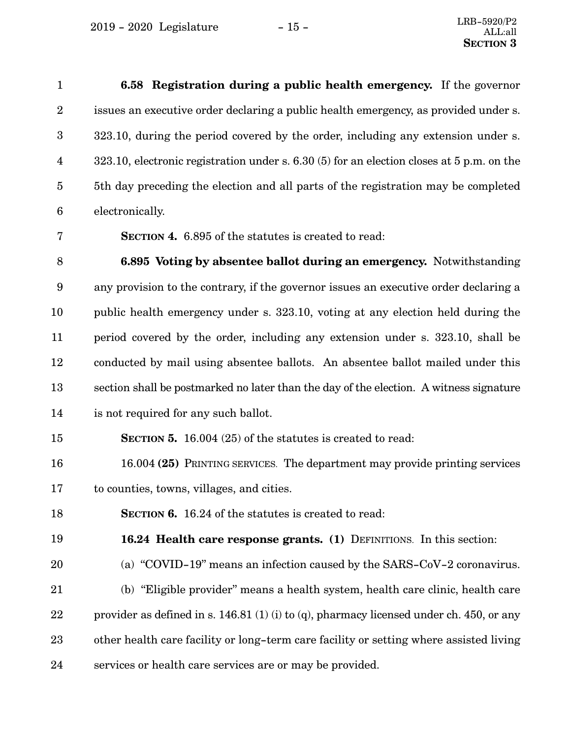**6.58 Registration during a public health emergency.** If the governor issues an executive order declaring a public health emergency, as provided under s. 323.10, during the period covered by the order, including any extension under s. 323.10, electronic registration under s. 6.30 (5) for an election closes at 5 p.m. on the 5th day preceding the election and all parts of the registration may be completed electronically.

**SECTION 4.** 6.895 of the statutes is created to read:

**6.895 Voting by absentee ballot during an emergency.** Notwithstanding any provision to the contrary, if the governor issues an executive order declaring a public health emergency under s. 323.10, voting at any election held during the period covered by the order, including any extension under s. 323.10, shall be conducted by mail using absentee ballots. An absentee ballot mailed under this section shall be postmarked no later than the day of the election. A witness signature is not required for any such ballot.

**SECTION 5.** 16.004 (25) of the statutes is created to read:

16.004 **(25)** PRINTING SERVICES. The department may provide printing services to counties, towns, villages, and cities.

**SECTION 6.** 16.24 of the statutes is created to read:

**16.24 Health care response grants. (1)** DEFINITIONS. In this section:

(a) "COVID-19" means an infection caused by the SARS-CoV-2 coronavirus.

(b) "Eligible provider" means a health system, health care clinic, health care provider as defined in s. 146.81 (1) (i) to (q), pharmacy licensed under ch. 450, or any other health care facility or long-term care facility or setting where assisted living services or health care services are or may be provided.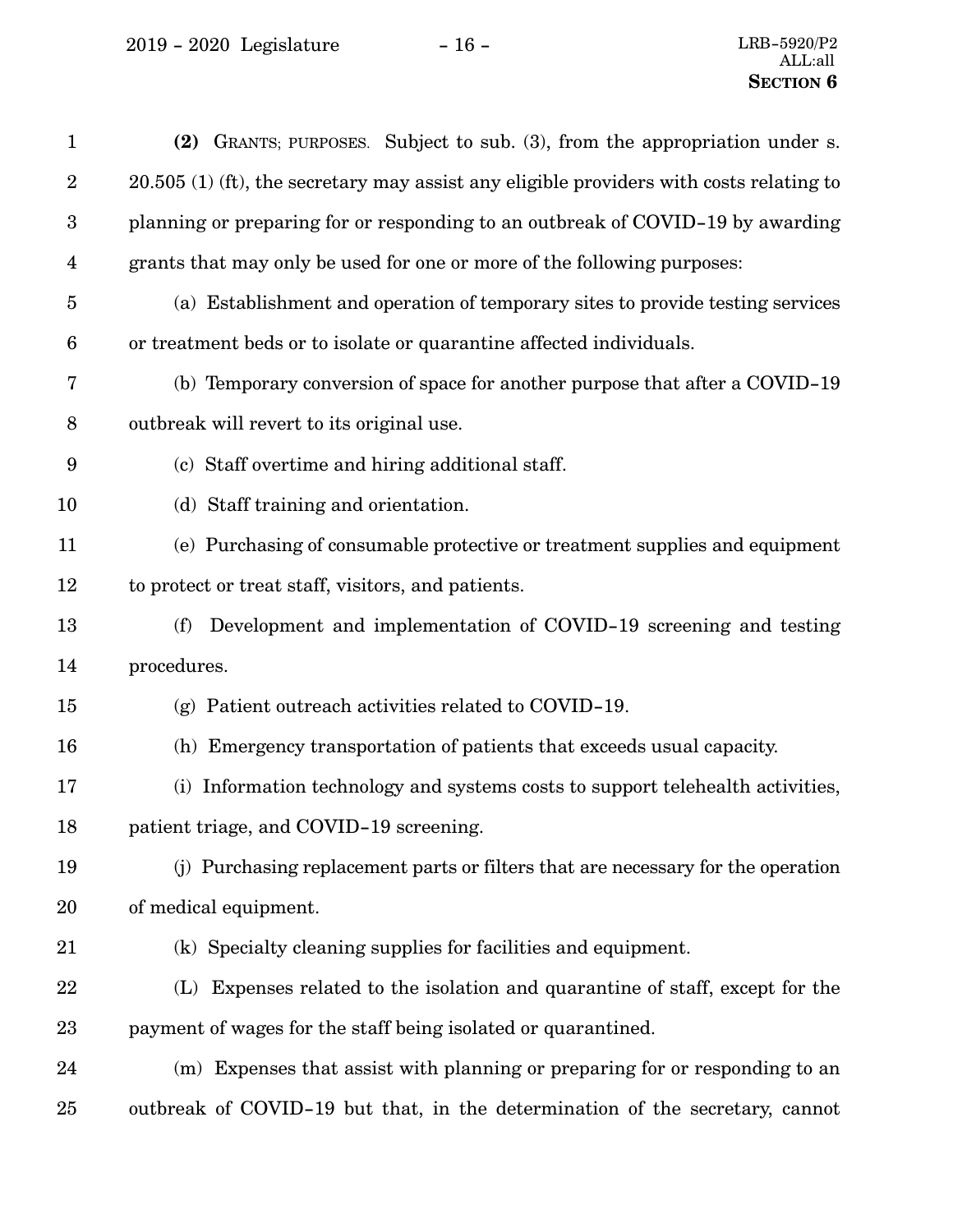**(2)** GRANTS; PURPOSES. Subject to sub. (3), from the appropriation under s. 20.505 (1) (ft), the secretary may assist any eligible providers with costs relating to planning or preparing for or responding to an outbreak of COVID-19 by awarding grants that may only be used for one or more of the following purposes:

(a) Establishment and operation of temporary sites to provide testing services or treatment beds or to isolate or quarantine affected individuals.

(b) Temporary conversion of space for another purpose that after a COVID-19 outbreak will revert to its original use.

(c) Staff overtime and hiring additional staff.

(d) Staff training and orientation.

(e) Purchasing of consumable protective or treatment supplies and equipment to protect or treat staff, visitors, and patients.

(f) Development and implementation of COVID-19 screening and testing procedures.

(g) Patient outreach activities related to COVID-19.

(h) Emergency transportation of patients that exceeds usual capacity.

(i) Information technology and systems costs to support telehealth activities, patient triage, and COVID-19 screening.

(j) Purchasing replacement parts or filters that are necessary for the operation of medical equipment.

(k) Specialty cleaning supplies for facilities and equipment.

(L) Expenses related to the isolation and quarantine of staff, except for the payment of wages for the staff being isolated or quarantined.

(m) Expenses that assist with planning or preparing for or responding to an outbreak of COVID-19 but that, in the determination of the secretary, cannot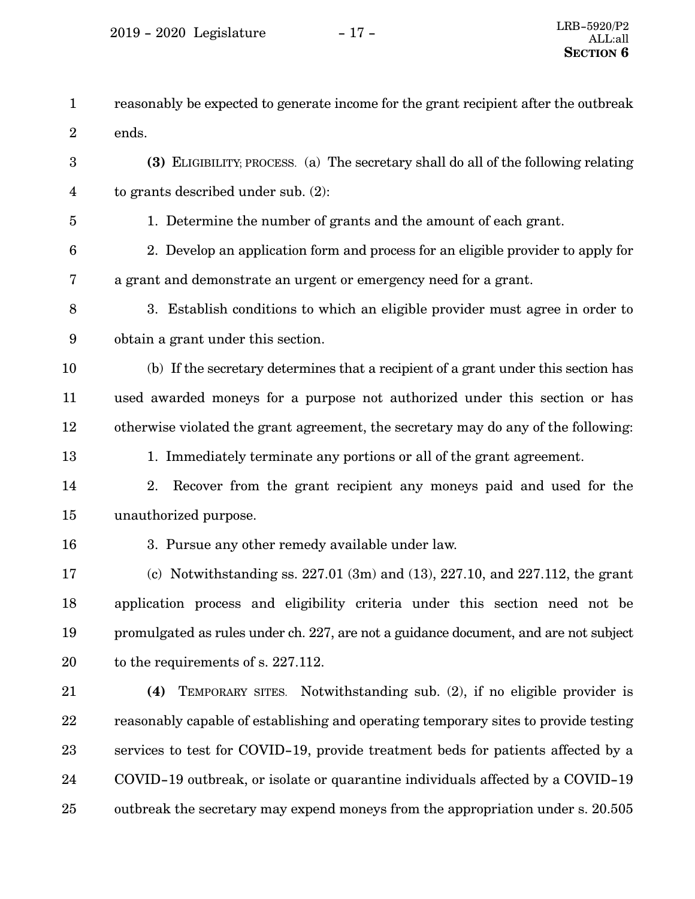reasonably be expected to generate income for the grant recipient after the outbreak ends.

**(3)** ELIGIBILITY; PROCESS. (a) The secretary shall do all of the following relating to grants described under sub. (2):

1. Determine the number of grants and the amount of each grant.

2. Develop an application form and process for an eligible provider to apply for a grant and demonstrate an urgent or emergency need for a grant.

3. Establish conditions to which an eligible provider must agree in order to obtain a grant under this section.

(b) If the secretary determines that a recipient of a grant under this section has used awarded moneys for a purpose not authorized under this section or has otherwise violated the grant agreement, the secretary may do any of the following:

1. Immediately terminate any portions or all of the grant agreement.

2. Recover from the grant recipient any moneys paid and used for the unauthorized purpose.

3. Pursue any other remedy available under law.

(c) Notwithstanding ss. 227.01 (3m) and (13), 227.10, and 227.112, the grant application process and eligibility criteria under this section need not be promulgated as rules under ch. 227, are not a guidance document, and are not subject to the requirements of s. 227.112.

**(4)** TEMPORARY SITES. Notwithstanding sub. (2), if no eligible provider is reasonably capable of establishing and operating temporary sites to provide testing services to test for COVID-19, provide treatment beds for patients affected by a COVID-19 outbreak, or isolate or quarantine individuals affected by a COVID-19 outbreak the secretary may expend moneys from the appropriation under s. 20.505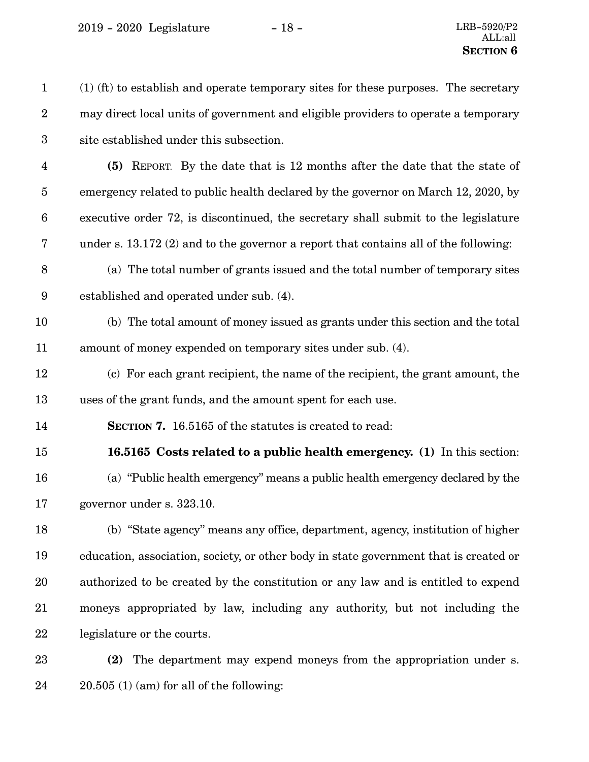(1) (ft) to establish and operate temporary sites for these purposes. The secretary may direct local units of government and eligible providers to operate a temporary site established under this subsection.

**(5)** REPORT. By the date that is 12 months after the date that the state of emergency related to public health declared by the governor on March 12, 2020, by executive order 72, is discontinued, the secretary shall submit to the legislature under s. 13.172 (2) and to the governor a report that contains all of the following:

(a) The total number of grants issued and the total number of temporary sites established and operated under sub. (4).

(b) The total amount of money issued as grants under this section and the total amount of money expended on temporary sites under sub. (4).

(c) For each grant recipient, the name of the recipient, the grant amount, the uses of the grant funds, and the amount spent for each use.

**SECTION 7.** 16.5165 of the statutes is created to read:

**16.5165 Costs related to a public health emergency. (1)** In this section:

(a) "Public health emergency" means a public health emergency declared by the governor under s. 323.10.

(b) "State agency" means any office, department, agency, institution of higher education, association, society, or other body in state government that is created or authorized to be created by the constitution or any law and is entitled to expend moneys appropriated by law, including any authority, but not including the legislature or the courts.

**(2)** The department may expend moneys from the appropriation under s. 20.505 (1) (am) for all of the following: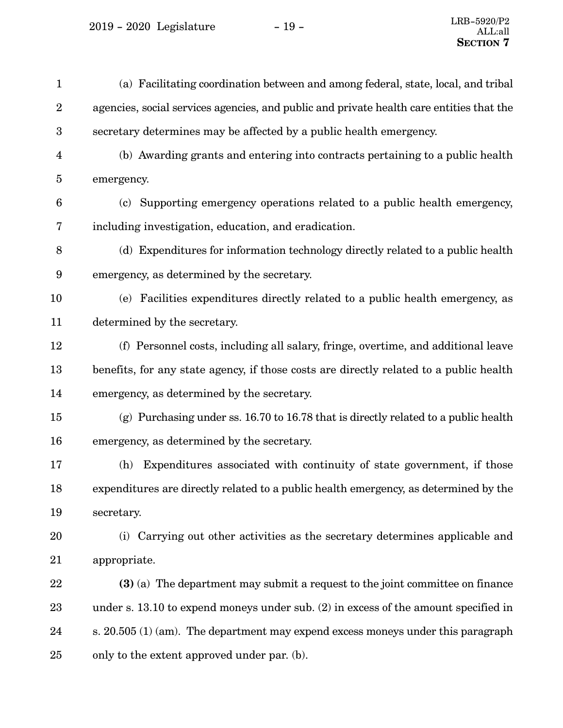(a) Facilitating coordination between and among federal, state, local, and tribal agencies, social services agencies, and public and private health care entities that the secretary determines may be affected by a public health emergency.

(b) Awarding grants and entering into contracts pertaining to a public health emergency.

(c) Supporting emergency operations related to a public health emergency, including investigation, education, and eradication.

(d) Expenditures for information technology directly related to a public health emergency, as determined by the secretary.

(e) Facilities expenditures directly related to a public health emergency, as determined by the secretary.

(f) Personnel costs, including all salary, fringe, overtime, and additional leave benefits, for any state agency, if those costs are directly related to a public health emergency, as determined by the secretary.

(g) Purchasing under ss. 16.70 to 16.78 that is directly related to a public health emergency, as determined by the secretary.

(h) Expenditures associated with continuity of state government, if those expenditures are directly related to a public health emergency, as determined by the secretary.

(i) Carrying out other activities as the secretary determines applicable and appropriate.

**(3)** (a) The department may submit a request to the joint committee on finance under s. 13.10 to expend moneys under sub. (2) in excess of the amount specified in s. 20.505 (1) (am). The department may expend excess moneys under this paragraph only to the extent approved under par. (b).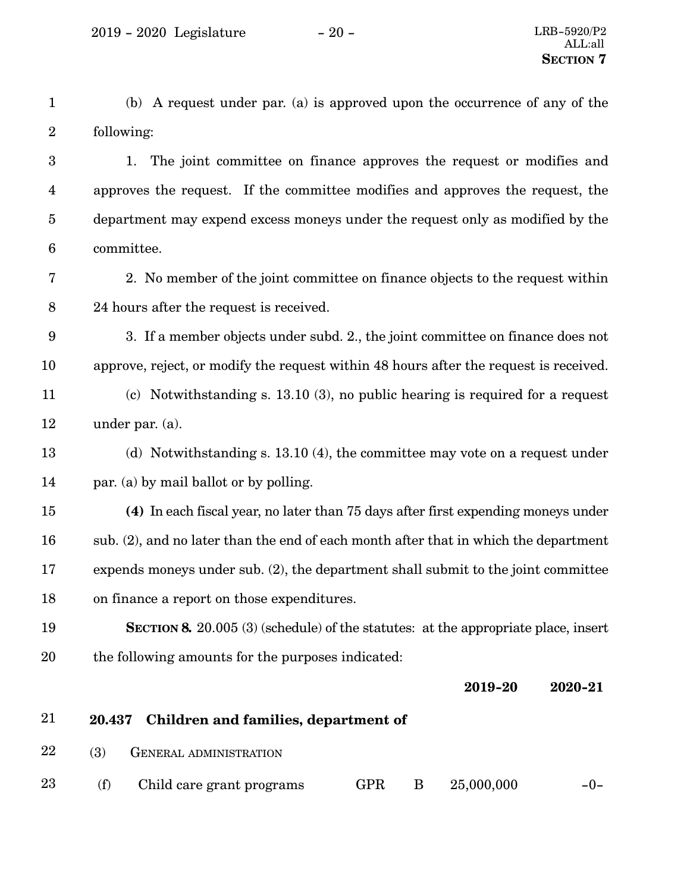(b) A request under par. (a) is approved upon the occurrence of any of the following:

1. The joint committee on finance approves the request or modifies and approves the request. If the committee modifies and approves the request, the department may expend excess moneys under the request only as modified by the committee.

2. No member of the joint committee on finance objects to the request within 24 hours after the request is received.

3. If a member objects under subd. 2., the joint committee on finance does not approve, reject, or modify the request within 48 hours after the request is received.

(c) Notwithstanding s. 13.10 (3), no public hearing is required for a request under par. (a).

(d) Notwithstanding s. 13.10 (4), the committee may vote on a request under par. (a) by mail ballot or by polling.

**(4)** In each fiscal year, no later than 75 days after first expending moneys under sub. (2), and no later than the end of each month after that in which the department expends moneys under sub. (2), the department shall submit to the joint committee on finance a report on those expenditures.

**SECTION 8.** 20.005 (3) (schedule) of the statutes: at the appropriate place, insert the following amounts for the purposes indicated:

| | | | | **2019-20** | **2020-21** |
|---|---|---|---|---|---|
| **20.437** | **Children and families, department of** | | | | |
| (3) | GENERAL ADMINISTRATION | | | | |
| (f) | Child care grant programs | GPR | B | 25,000,000 | -0- |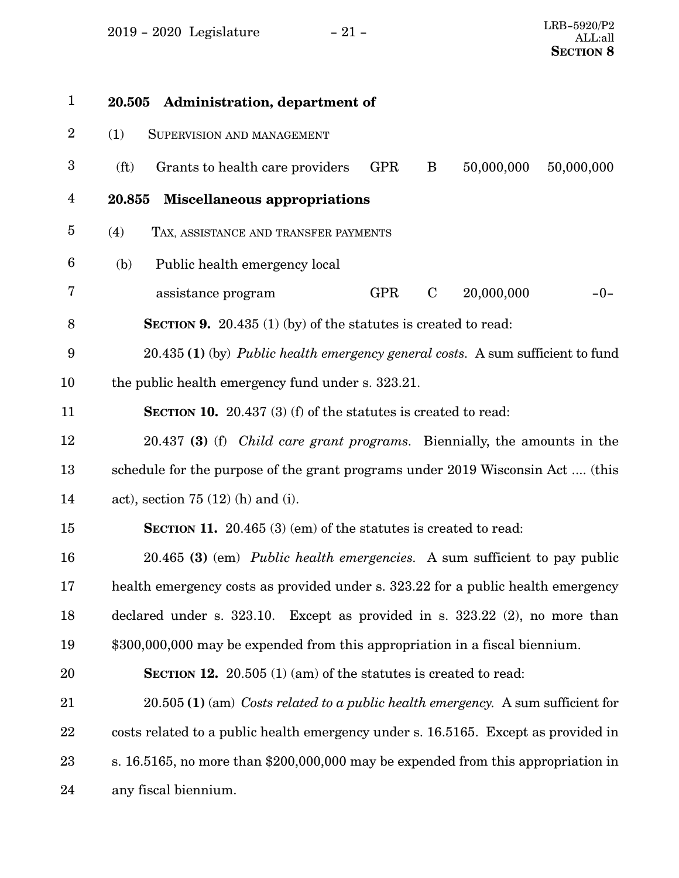| | | | | | |
|---|---|---|---|---|---|
| **20.505** | **Administration, department of** | | | | |
| (1) | SUPERVISION AND MANAGEMENT | | | | |
| (ft) | Grants to health care providers | GPR | B | 50,000,000 | 50,000,000 |
| **20.855** | **Miscellaneous appropriations** | | | | |
| (4) | TAX, ASSISTANCE AND TRANSFER PAYMENTS | | | | |
| (b) | Public health emergency local assistance program | GPR | C | 20,000,000 | -0- |

**SECTION 9.** 20.435 (1) (by) of the statutes is created to read:

20.435 **(1)** (by) *Public health emergency general costs.* A sum sufficient to fund the public health emergency fund under s. 323.21.

**SECTION 10.** 20.437 (3) (f) of the statutes is created to read:

20.437 **(3)** (f) *Child care grant programs.* Biennially, the amounts in the schedule for the purpose of the grant programs under 2019 Wisconsin Act .... (this act), section 75 (12) (h) and (i).

**SECTION 11.** 20.465 (3) (em) of the statutes is created to read:

20.465 **(3)** (em) *Public health emergencies.* A sum sufficient to pay public health emergency costs as provided under s. 323.22 for a public health emergency declared under s. 323.10. Except as provided in s. 323.22 (2), no more than $300,000,000 may be expended from this appropriation in a fiscal biennium.

**SECTION 12.** 20.505 (1) (am) of the statutes is created to read:

20.505 **(1)** (am) *Costs related to a public health emergency.* A sum sufficient for costs related to a public health emergency under s. 16.5165. Except as provided in s. 16.5165, no more than $200,000,000 may be expended from this appropriation in any fiscal biennium.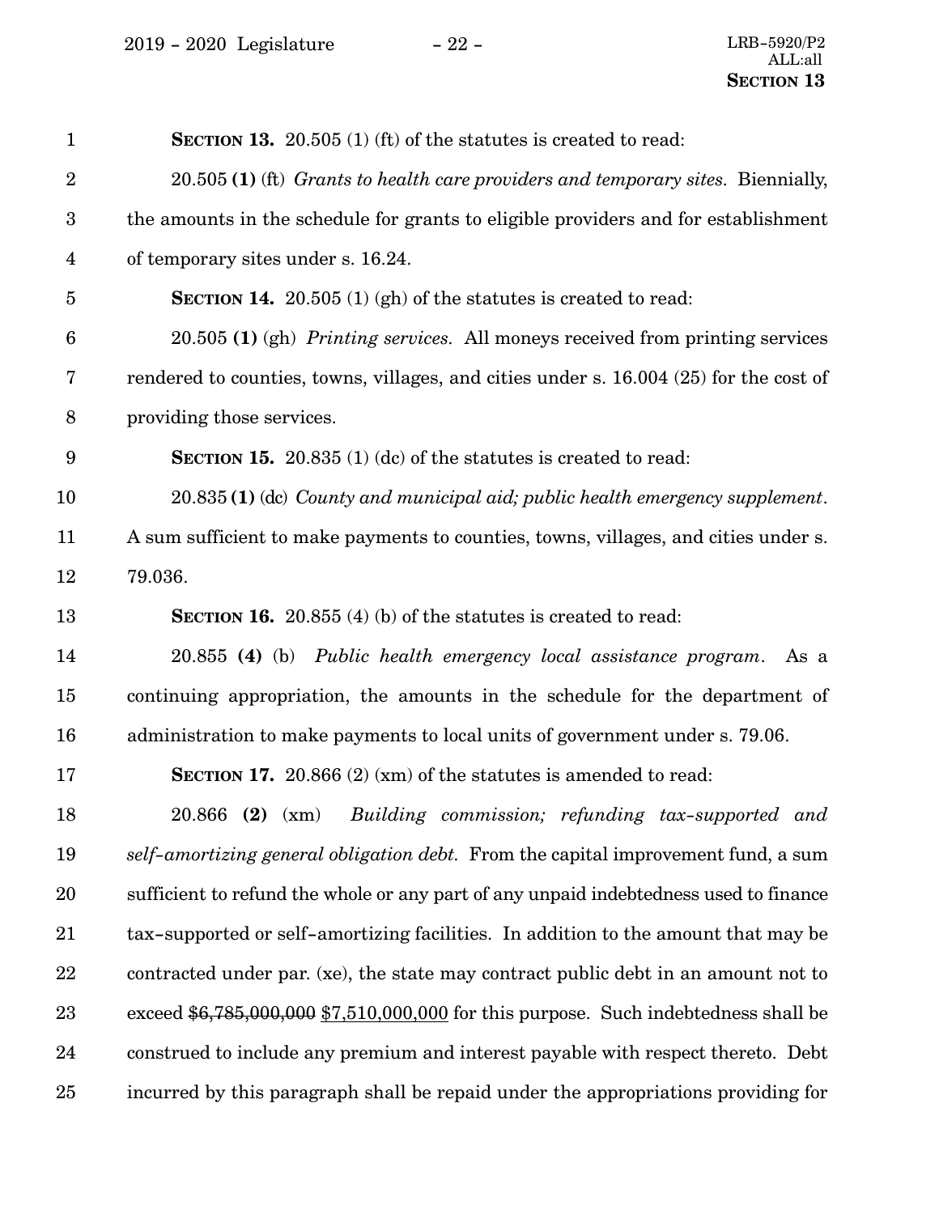**SECTION 13.** 20.505 (1) (ft) of the statutes is created to read:

20.505 **(1)** (ft) *Grants to health care providers and temporary sites.* Biennially, the amounts in the schedule for grants to eligible providers and for establishment of temporary sites under s. 16.24.

**SECTION 14.** 20.505 (1) (gh) of the statutes is created to read:

20.505 **(1)** (gh) *Printing services.* All moneys received from printing services rendered to counties, towns, villages, and cities under s. 16.004 (25) for the cost of providing those services.

**SECTION 15.** 20.835 (1) (dc) of the statutes is created to read:

20.835 **(1)** (dc) *County and municipal aid; public health emergency supplement.* A sum sufficient to make payments to counties, towns, villages, and cities under s. 79.036.

**SECTION 16.** 20.855 (4) (b) of the statutes is created to read:

20.855 **(4)** (b) *Public health emergency local assistance program.* As a continuing appropriation, the amounts in the schedule for the department of administration to make payments to local units of government under s. 79.06.

**SECTION 17.** 20.866 (2) (xm) of the statutes is amended to read:

20.866 **(2)** (xm) *Building commission; refunding tax-supported and self-amortizing general obligation debt.* From the capital improvement fund, a sum sufficient to refund the whole or any part of any unpaid indebtedness used to finance tax-supported or self-amortizing facilities. In addition to the amount that may be contracted under par. (xe), the state may contract public debt in an amount not to exceed ~~$6,785,000,000~~ <u>$7,510,000,000</u> for this purpose. Such indebtedness shall be construed to include any premium and interest payable with respect thereto. Debt incurred by this paragraph shall be repaid under the appropriations providing for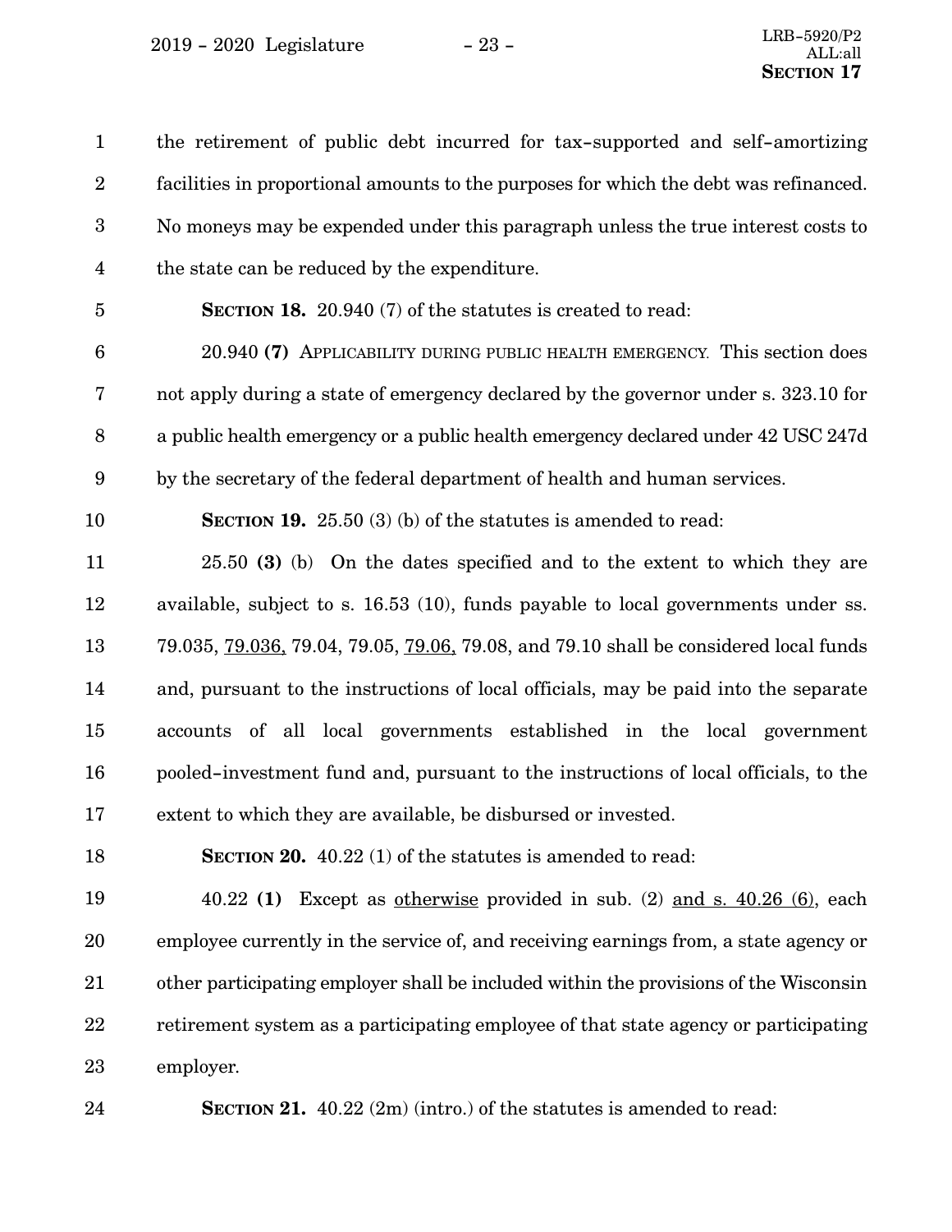the retirement of public debt incurred for tax-supported and self-amortizing facilities in proportional amounts to the purposes for which the debt was refinanced. No moneys may be expended under this paragraph unless the true interest costs to the state can be reduced by the expenditure.

**SECTION 18.** 20.940 (7) of the statutes is created to read:

20.940 **(7)** APPLICABILITY DURING PUBLIC HEALTH EMERGENCY. This section does not apply during a state of emergency declared by the governor under s. 323.10 for a public health emergency or a public health emergency declared under 42 USC 247d by the secretary of the federal department of health and human services.

**SECTION 19.** 25.50 (3) (b) of the statutes is amended to read:

25.50 **(3)** (b) On the dates specified and to the extent to which they are available, subject to s. 16.53 (10), funds payable to local governments under ss. 79.035, <u>79.036,</u> 79.04, 79.05, <u>79.06,</u> 79.08, and 79.10 shall be considered local funds and, pursuant to the instructions of local officials, may be paid into the separate accounts of all local governments established in the local government pooled-investment fund and, pursuant to the instructions of local officials, to the extent to which they are available, be disbursed or invested.

**SECTION 20.** 40.22 (1) of the statutes is amended to read:

40.22 **(1)** Except as <u>otherwise</u> provided in sub. (2) <u>and s. 40.26 (6)</u>, each employee currently in the service of, and receiving earnings from, a state agency or other participating employer shall be included within the provisions of the Wisconsin retirement system as a participating employee of that state agency or participating employer.

**SECTION 21.** 40.22 (2m) (intro.) of the statutes is amended to read: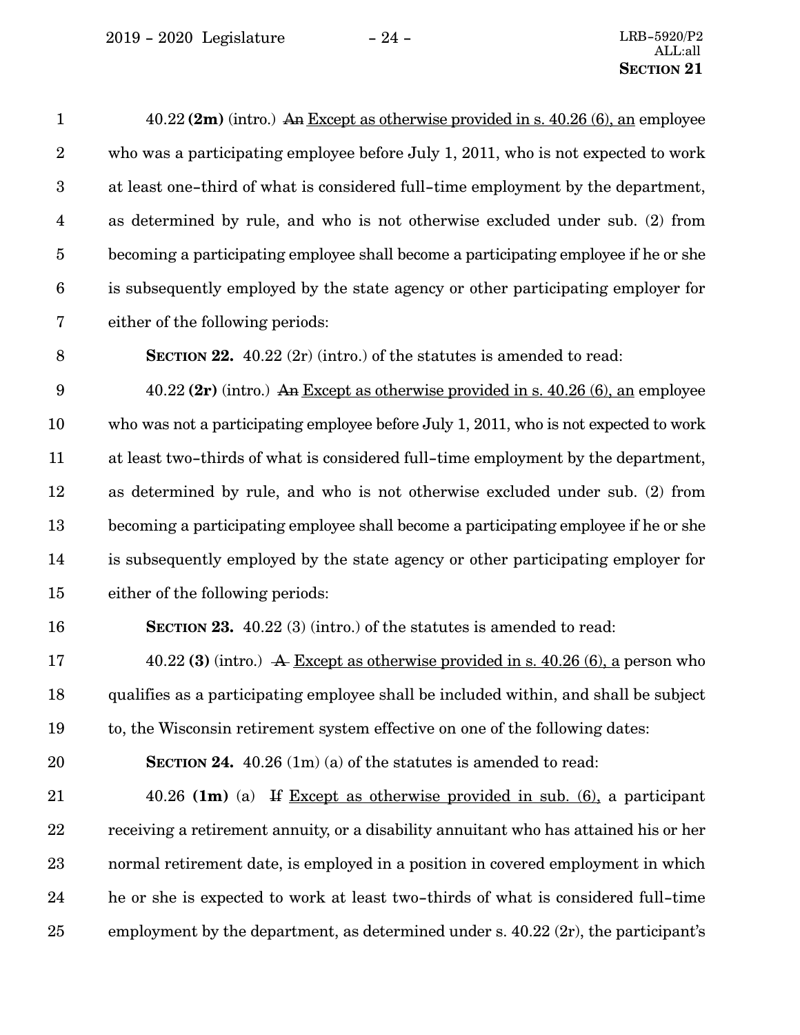40.22 **(2m)** (intro.) ~~An~~ Except as otherwise provided in s. 40.26 (6), an employee who was a participating employee before July 1, 2011, who is not expected to work at least one-third of what is considered full-time employment by the department, as determined by rule, and who is not otherwise excluded under sub. (2) from becoming a participating employee shall become a participating employee if he or she is subsequently employed by the state agency or other participating employer for either of the following periods:

**SECTION 22.** 40.22 (2r) (intro.) of the statutes is amended to read:

40.22 **(2r)** (intro.) ~~An~~ Except as otherwise provided in s. 40.26 (6), an employee who was not a participating employee before July 1, 2011, who is not expected to work at least two-thirds of what is considered full-time employment by the department, as determined by rule, and who is not otherwise excluded under sub. (2) from becoming a participating employee shall become a participating employee if he or she is subsequently employed by the state agency or other participating employer for either of the following periods:

**SECTION 23.** 40.22 (3) (intro.) of the statutes is amended to read:

40.22 **(3)** (intro.) ~~A~~ Except as otherwise provided in s. 40.26 (6), a person who qualifies as a participating employee shall be included within, and shall be subject to, the Wisconsin retirement system effective on one of the following dates:

**SECTION 24.** 40.26 (1m) (a) of the statutes is amended to read:

40.26 **(1m)** (a) ~~If~~ Except as otherwise provided in sub. (6), a participant receiving a retirement annuity, or a disability annuitant who has attained his or her normal retirement date, is employed in a position in covered employment in which he or she is expected to work at least two-thirds of what is considered full-time employment by the department, as determined under s. 40.22 (2r), the participant's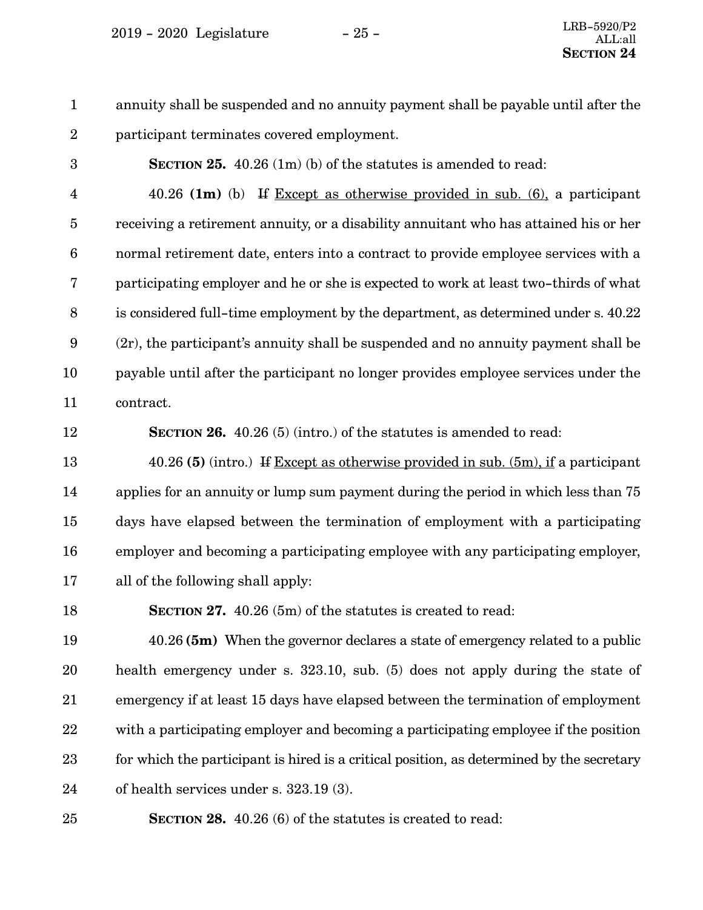annuity shall be suspended and no annuity payment shall be payable until after the participant terminates covered employment.

**SECTION 25.** 40.26 (1m) (b) of the statutes is amended to read:

40.26 **(1m)** (b) ~~If~~ Except as otherwise provided in sub. (6), a participant receiving a retirement annuity, or a disability annuitant who has attained his or her normal retirement date, enters into a contract to provide employee services with a participating employer and he or she is expected to work at least two-thirds of what is considered full-time employment by the department, as determined under s. 40.22 (2r), the participant's annuity shall be suspended and no annuity payment shall be payable until after the participant no longer provides employee services under the contract.

**SECTION 26.** 40.26 (5) (intro.) of the statutes is amended to read:

40.26 **(5)** (intro.) ~~If~~ Except as otherwise provided in sub. (5m), if a participant applies for an annuity or lump sum payment during the period in which less than 75 days have elapsed between the termination of employment with a participating employer and becoming a participating employee with any participating employer, all of the following shall apply:

**SECTION 27.** 40.26 (5m) of the statutes is created to read:

40.26 **(5m)** When the governor declares a state of emergency related to a public health emergency under s. 323.10, sub. (5) does not apply during the state of emergency if at least 15 days have elapsed between the termination of employment with a participating employer and becoming a participating employee if the position for which the participant is hired is a critical position, as determined by the secretary of health services under s. 323.19 (3).

**SECTION 28.** 40.26 (6) of the statutes is created to read: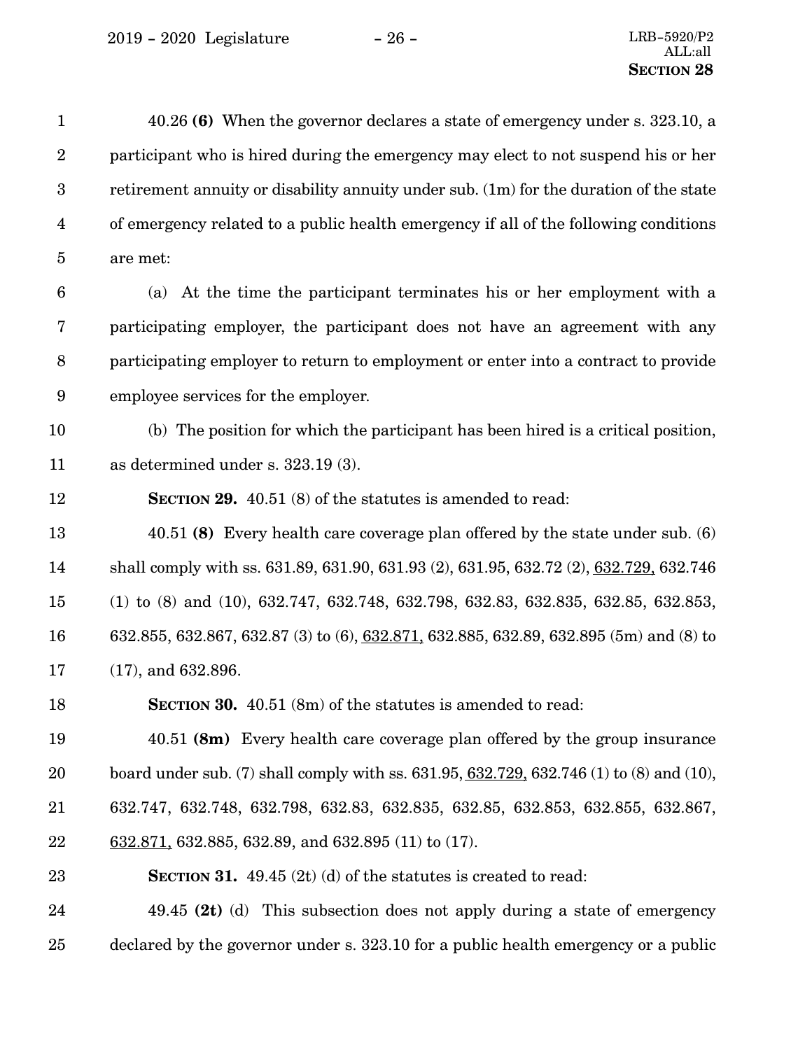40.26 **(6)** When the governor declares a state of emergency under s. 323.10, a participant who is hired during the emergency may elect to not suspend his or her retirement annuity or disability annuity under sub. (1m) for the duration of the state of emergency related to a public health emergency if all of the following conditions are met:

(a) At the time the participant terminates his or her employment with a participating employer, the participant does not have an agreement with any participating employer to return to employment or enter into a contract to provide employee services for the employer.

(b) The position for which the participant has been hired is a critical position, as determined under s. 323.19 (3).

**SECTION 29.** 40.51 (8) of the statutes is amended to read:

40.51 **(8)** Every health care coverage plan offered by the state under sub. (6) shall comply with ss. 631.89, 631.90, 631.93 (2), 631.95, 632.72 (2), <u>632.729,</u> 632.746 (1) to (8) and (10), 632.747, 632.748, 632.798, 632.83, 632.835, 632.85, 632.853, 632.855, 632.867, 632.87 (3) to (6), <u>632.871,</u> 632.885, 632.89, 632.895 (5m) and (8) to (17), and 632.896.

**SECTION 30.** 40.51 (8m) of the statutes is amended to read:

40.51 **(8m)** Every health care coverage plan offered by the group insurance board under sub. (7) shall comply with ss. 631.95, <u>632.729,</u> 632.746 (1) to (8) and (10), 632.747, 632.748, 632.798, 632.83, 632.835, 632.85, 632.853, 632.855, 632.867, <u>632.871,</u> 632.885, 632.89, and 632.895 (11) to (17).

**SECTION 31.** 49.45 (2t) (d) of the statutes is created to read:

49.45 **(2t)** (d) This subsection does not apply during a state of emergency declared by the governor under s. 323.10 for a public health emergency or a public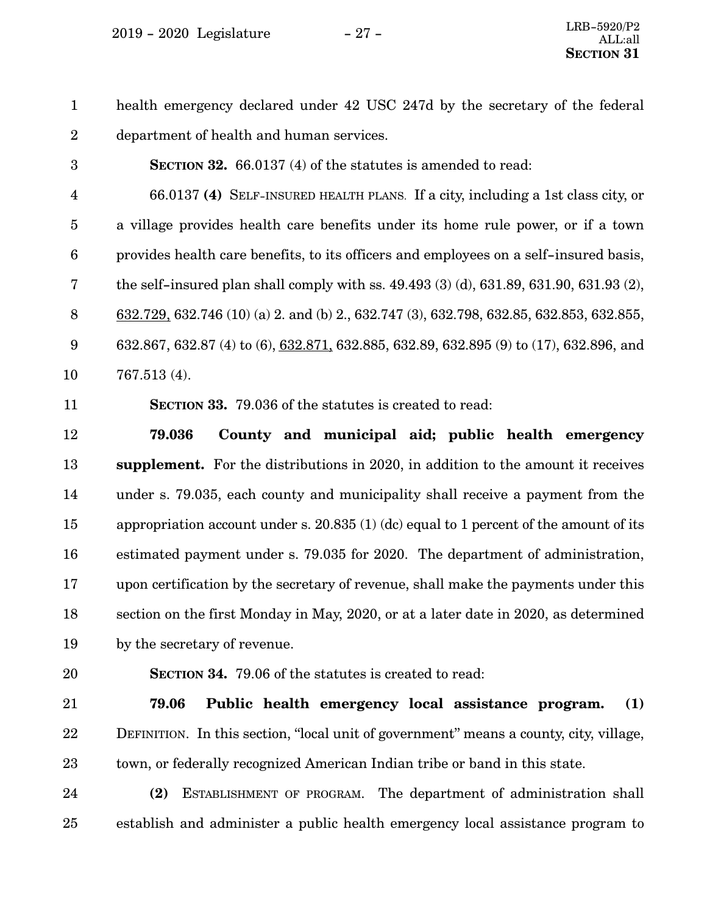health emergency declared under 42 USC 247d by the secretary of the federal department of health and human services.

**SECTION 32.** 66.0137 (4) of the statutes is amended to read:

66.0137 **(4)** SELF-INSURED HEALTH PLANS. If a city, including a 1st class city, or a village provides health care benefits under its home rule power, or if a town provides health care benefits, to its officers and employees on a self-insured basis, the self-insured plan shall comply with ss. 49.493 (3) (d), 631.89, 631.90, 631.93 (2), <u>632.729,</u> 632.746 (10) (a) 2. and (b) 2., 632.747 (3), 632.798, 632.85, 632.853, 632.855, 632.867, 632.87 (4) to (6), <u>632.871,</u> 632.885, 632.89, 632.895 (9) to (17), 632.896, and 767.513 (4).

**SECTION 33.** 79.036 of the statutes is created to read:

**79.036 County and municipal aid; public health emergency supplement.** For the distributions in 2020, in addition to the amount it receives under s. 79.035, each county and municipality shall receive a payment from the appropriation account under s. 20.835 (1) (dc) equal to 1 percent of the amount of its estimated payment under s. 79.035 for 2020. The department of administration, upon certification by the secretary of revenue, shall make the payments under this section on the first Monday in May, 2020, or at a later date in 2020, as determined by the secretary of revenue.

**SECTION 34.** 79.06 of the statutes is created to read:

**79.06 Public health emergency local assistance program. (1)** DEFINITION. In this section, "local unit of government" means a county, city, village, town, or federally recognized American Indian tribe or band in this state.

**(2)** ESTABLISHMENT OF PROGRAM. The department of administration shall establish and administer a public health emergency local assistance program to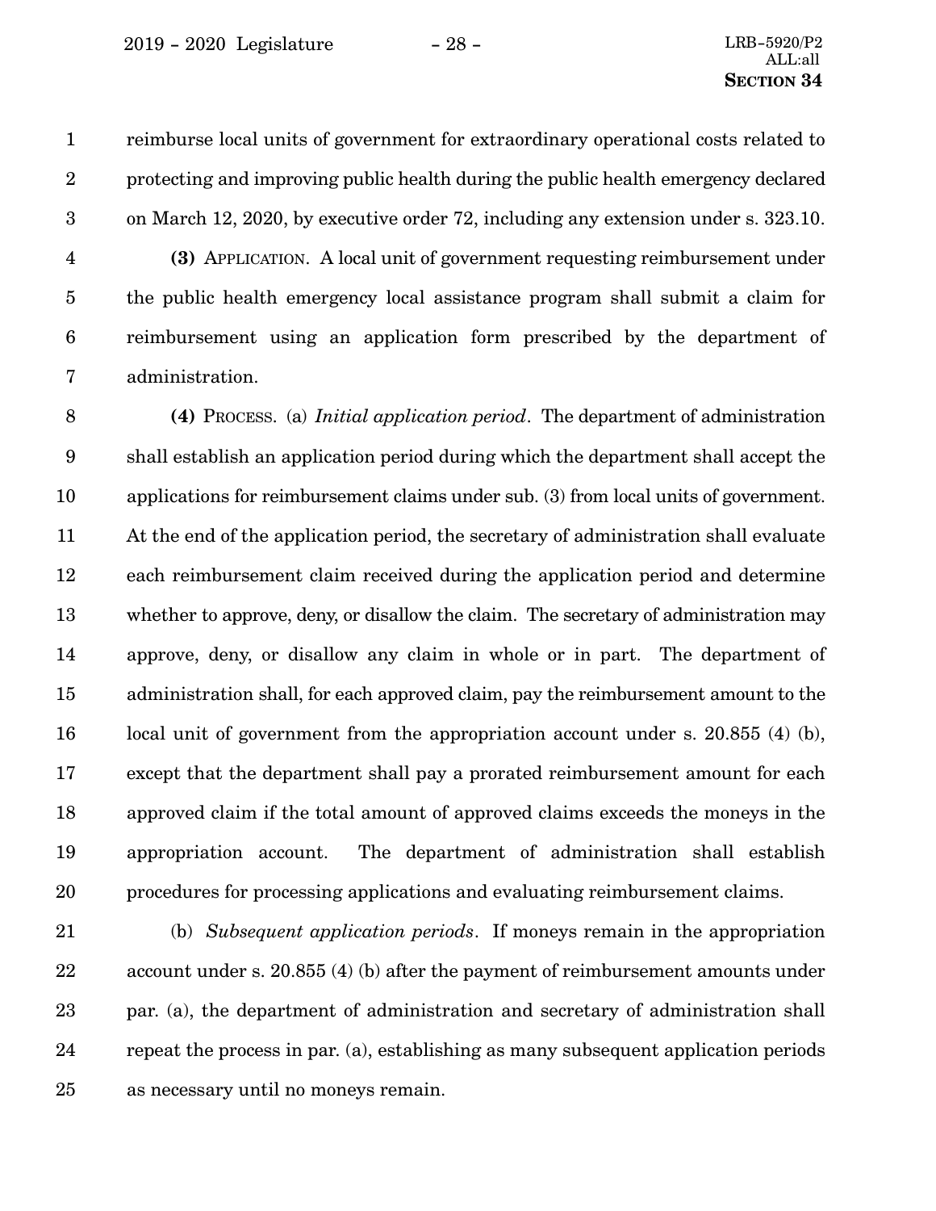reimburse local units of government for extraordinary operational costs related to protecting and improving public health during the public health emergency declared on March 12, 2020, by executive order 72, including any extension under s. 323.10.

**(3)** APPLICATION. A local unit of government requesting reimbursement under the public health emergency local assistance program shall submit a claim for reimbursement using an application form prescribed by the department of administration.

**(4)** PROCESS. (a) *Initial application period*. The department of administration shall establish an application period during which the department shall accept the applications for reimbursement claims under sub. (3) from local units of government. At the end of the application period, the secretary of administration shall evaluate each reimbursement claim received during the application period and determine whether to approve, deny, or disallow the claim. The secretary of administration may approve, deny, or disallow any claim in whole or in part. The department of administration shall, for each approved claim, pay the reimbursement amount to the local unit of government from the appropriation account under s. 20.855 (4) (b), except that the department shall pay a prorated reimbursement amount for each approved claim if the total amount of approved claims exceeds the moneys in the appropriation account. The department of administration shall establish procedures for processing applications and evaluating reimbursement claims.

(b) *Subsequent application periods*. If moneys remain in the appropriation account under s. 20.855 (4) (b) after the payment of reimbursement amounts under par. (a), the department of administration and secretary of administration shall repeat the process in par. (a), establishing as many subsequent application periods as necessary until no moneys remain.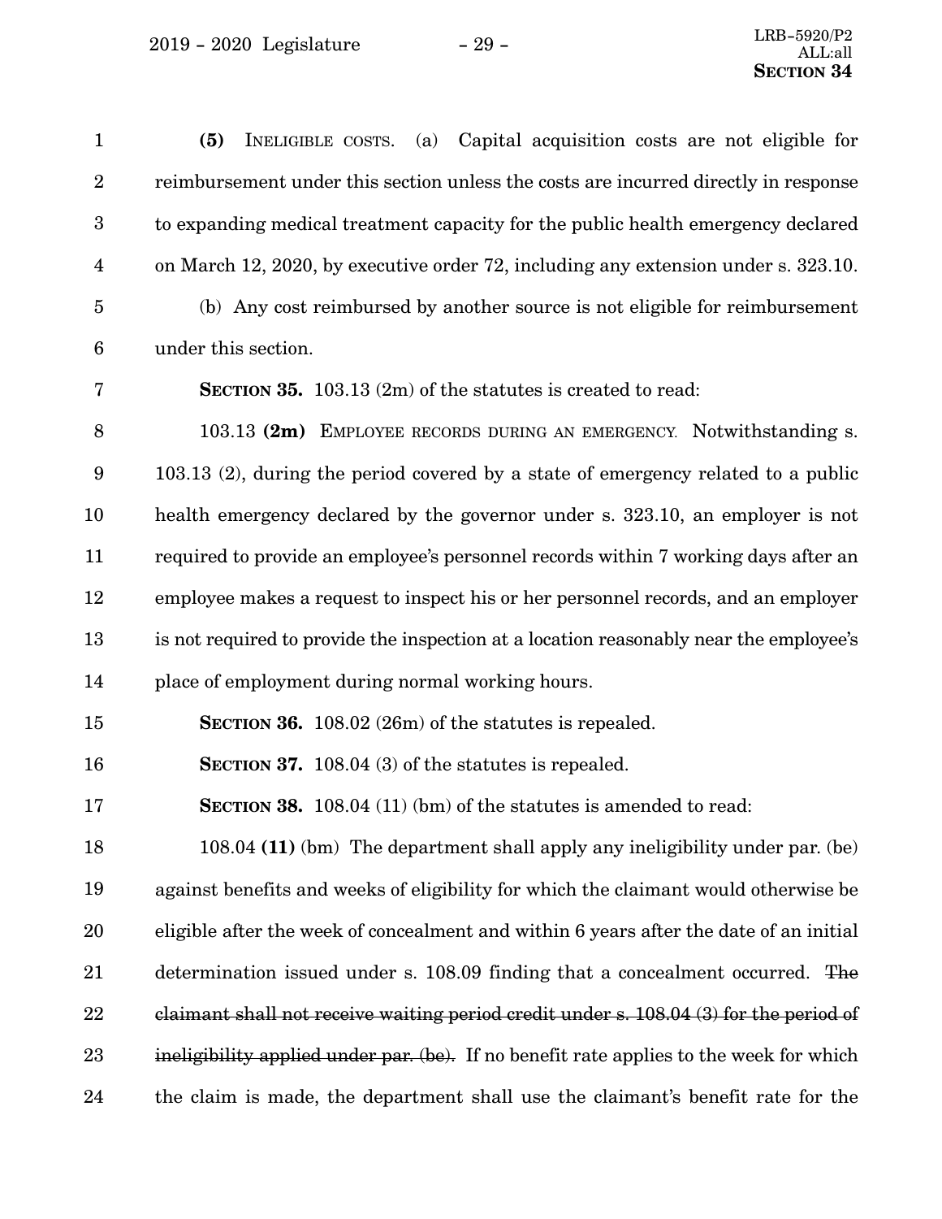**(5)** INELIGIBLE COSTS. (a) Capital acquisition costs are not eligible for reimbursement under this section unless the costs are incurred directly in response to expanding medical treatment capacity for the public health emergency declared on March 12, 2020, by executive order 72, including any extension under s. 323.10.

(b) Any cost reimbursed by another source is not eligible for reimbursement under this section.

**SECTION 35.** 103.13 (2m) of the statutes is created to read:

103.13 **(2m)** EMPLOYEE RECORDS DURING AN EMERGENCY. Notwithstanding s. 103.13 (2), during the period covered by a state of emergency related to a public health emergency declared by the governor under s. 323.10, an employer is not required to provide an employee's personnel records within 7 working days after an employee makes a request to inspect his or her personnel records, and an employer is not required to provide the inspection at a location reasonably near the employee's place of employment during normal working hours.

**SECTION 36.** 108.02 (26m) of the statutes is repealed.

**SECTION 37.** 108.04 (3) of the statutes is repealed.

**SECTION 38.** 108.04 (11) (bm) of the statutes is amended to read:

108.04 **(11)** (bm) The department shall apply any ineligibility under par. (be) against benefits and weeks of eligibility for which the claimant would otherwise be eligible after the week of concealment and within 6 years after the date of an initial determination issued under s. 108.09 finding that a concealment occurred. ~~The claimant shall not receive waiting period credit under s. 108.04 (3) for the period of ineligibility applied under par. (be).~~ If no benefit rate applies to the week for which the claim is made, the department shall use the claimant's benefit rate for the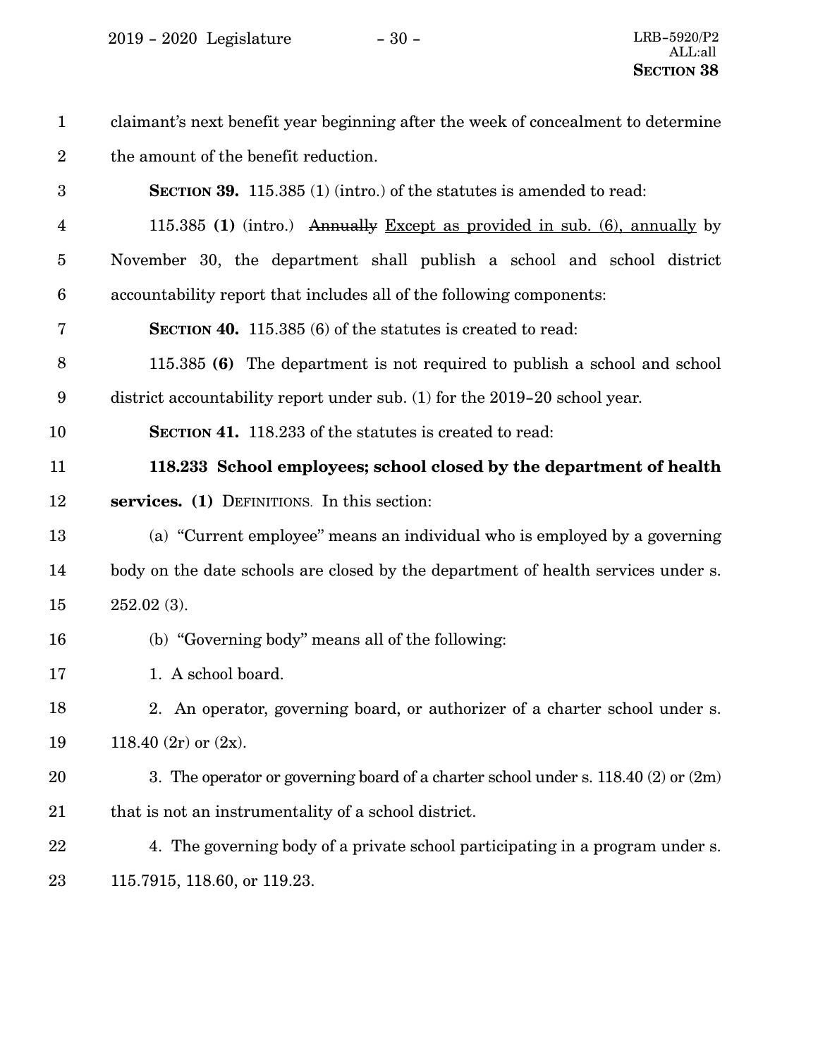claimant's next benefit year beginning after the week of concealment to determine the amount of the benefit reduction.

**SECTION 39.** 115.385 (1) (intro.) of the statutes is amended to read:

115.385 **(1)** (intro.) ~~Annually~~ <u>Except as provided in sub. (6), annually</u> by November 30, the department shall publish a school and school district accountability report that includes all of the following components:

**SECTION 40.** 115.385 (6) of the statutes is created to read:

115.385 **(6)** The department is not required to publish a school and school district accountability report under sub. (1) for the 2019-20 school year.

**SECTION 41.** 118.233 of the statutes is created to read:

**118.233 School employees; school closed by the department of health services. (1)** DEFINITIONS. In this section:

(a) "Current employee" means an individual who is employed by a governing body on the date schools are closed by the department of health services under s. 252.02 (3).

(b) "Governing body" means all of the following:

1. A school board.

2. An operator, governing board, or authorizer of a charter school under s. 118.40 (2r) or (2x).

3. The operator or governing board of a charter school under s. 118.40 (2) or (2m) that is not an instrumentality of a school district.

4. The governing body of a private school participating in a program under s. 115.7915, 118.60, or 119.23.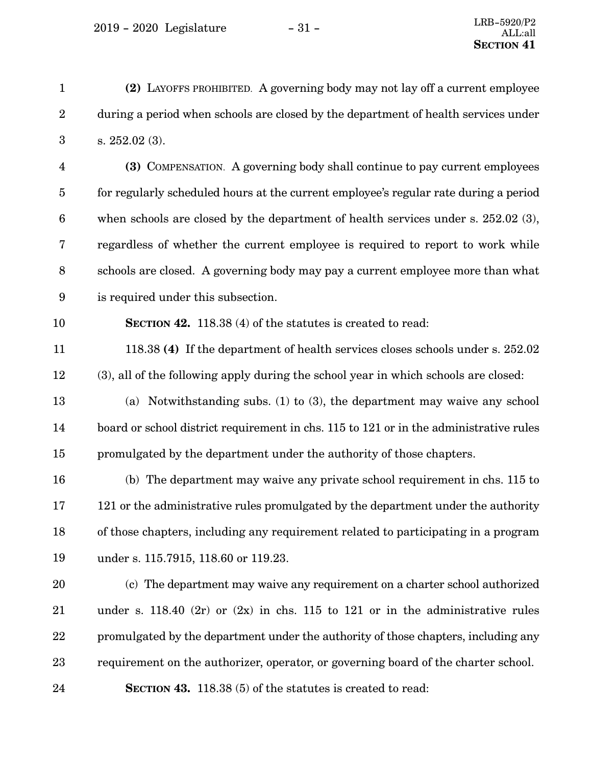**(2)** LAYOFFS PROHIBITED. A governing body may not lay off a current employee during a period when schools are closed by the department of health services under s. 252.02 (3).

**(3)** COMPENSATION. A governing body shall continue to pay current employees for regularly scheduled hours at the current employee's regular rate during a period when schools are closed by the department of health services under s. 252.02 (3), regardless of whether the current employee is required to report to work while schools are closed. A governing body may pay a current employee more than what is required under this subsection.

**SECTION 42.** 118.38 (4) of the statutes is created to read:

118.38 **(4)** If the department of health services closes schools under s. 252.02 (3), all of the following apply during the school year in which schools are closed:

(a) Notwithstanding subs. (1) to (3), the department may waive any school board or school district requirement in chs. 115 to 121 or in the administrative rules promulgated by the department under the authority of those chapters.

(b) The department may waive any private school requirement in chs. 115 to 121 or the administrative rules promulgated by the department under the authority of those chapters, including any requirement related to participating in a program under s. 115.7915, 118.60 or 119.23.

(c) The department may waive any requirement on a charter school authorized under s. 118.40 (2r) or (2x) in chs. 115 to 121 or in the administrative rules promulgated by the department under the authority of those chapters, including any requirement on the authorizer, operator, or governing board of the charter school.

**SECTION 43.** 118.38 (5) of the statutes is created to read: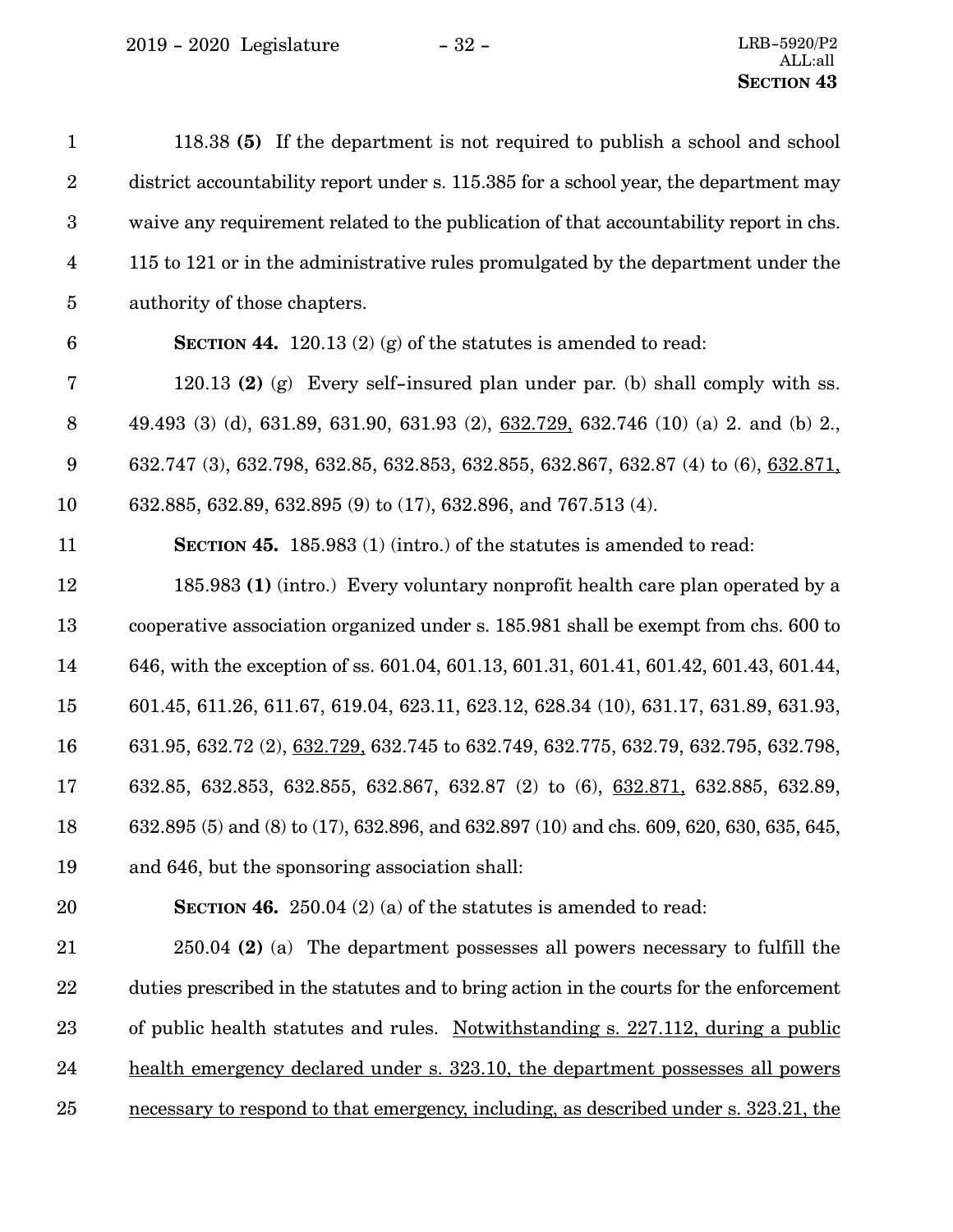118.38 **(5)** If the department is not required to publish a school and school district accountability report under s. 115.385 for a school year, the department may waive any requirement related to the publication of that accountability report in chs. 115 to 121 or in the administrative rules promulgated by the department under the authority of those chapters.

**SECTION 44.** 120.13 (2) (g) of the statutes is amended to read:

120.13 **(2)** (g) Every self-insured plan under par. (b) shall comply with ss. 49.493 (3) (d), 631.89, 631.90, 631.93 (2), <u>632.729,</u> 632.746 (10) (a) 2. and (b) 2., 632.747 (3), 632.798, 632.85, 632.853, 632.855, 632.867, 632.87 (4) to (6), <u>632.871,</u> 632.885, 632.89, 632.895 (9) to (17), 632.896, and 767.513 (4).

**SECTION 45.** 185.983 (1) (intro.) of the statutes is amended to read:

185.983 **(1)** (intro.) Every voluntary nonprofit health care plan operated by a cooperative association organized under s. 185.981 shall be exempt from chs. 600 to 646, with the exception of ss. 601.04, 601.13, 601.31, 601.41, 601.42, 601.43, 601.44, 601.45, 611.26, 611.67, 619.04, 623.11, 623.12, 628.34 (10), 631.17, 631.89, 631.93, 631.95, 632.72 (2), <u>632.729,</u> 632.745 to 632.749, 632.775, 632.79, 632.795, 632.798, 632.85, 632.853, 632.855, 632.867, 632.87 (2) to (6), <u>632.871,</u> 632.885, 632.89, 632.895 (5) and (8) to (17), 632.896, and 632.897 (10) and chs. 609, 620, 630, 635, 645, and 646, but the sponsoring association shall:

**SECTION 46.** 250.04 (2) (a) of the statutes is amended to read:

250.04 **(2)** (a) The department possesses all powers necessary to fulfill the duties prescribed in the statutes and to bring action in the courts for the enforcement of public health statutes and rules. <u>Notwithstanding s. 227.112, during a public health emergency declared under s. 323.10, the department possesses all powers necessary to respond to that emergency, including, as described under s. 323.21, the</u>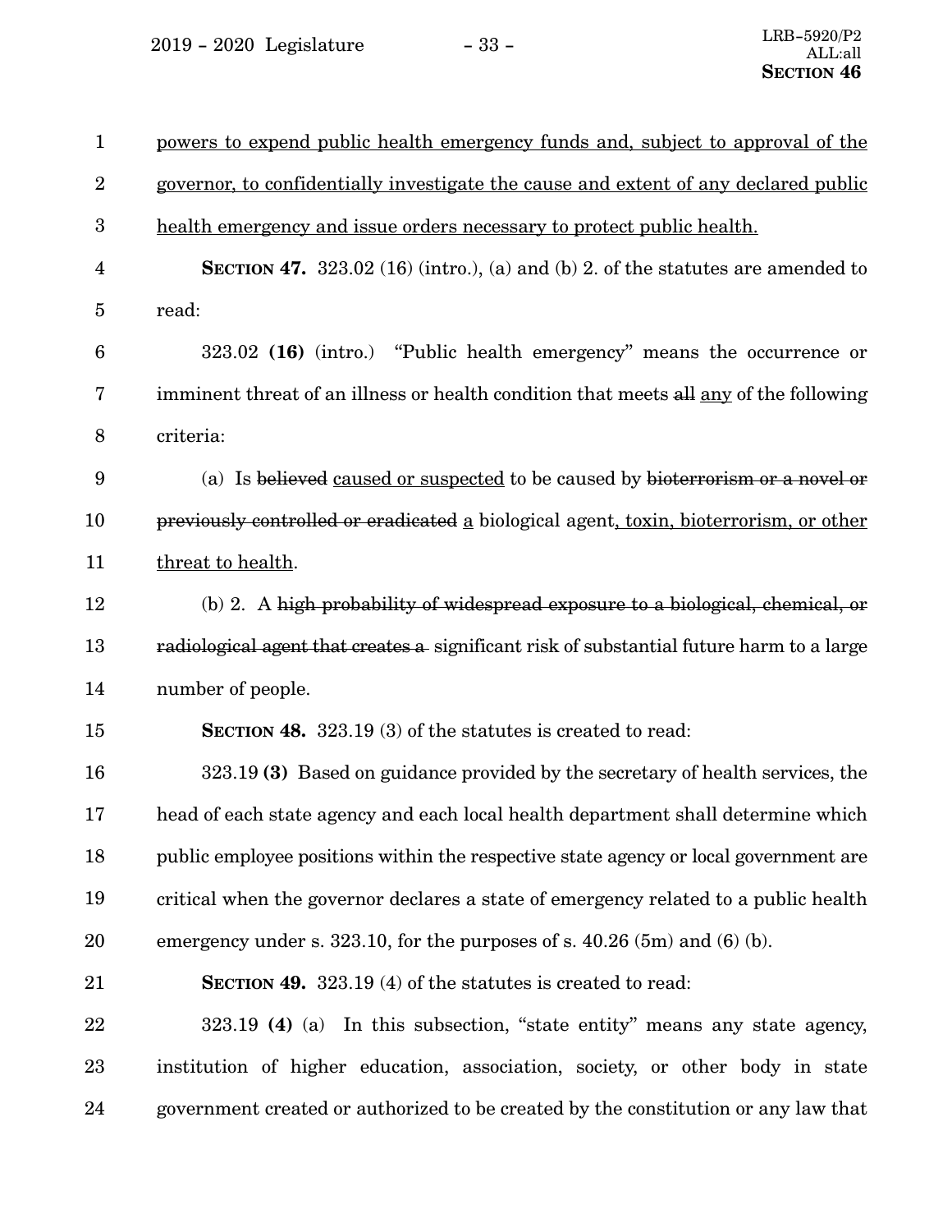powers to expend public health emergency funds and, subject to approval of the governor, to confidentially investigate the cause and extent of any declared public health emergency and issue orders necessary to protect public health.

**SECTION 47.** 323.02 (16) (intro.), (a) and (b) 2. of the statutes are amended to read:

323.02 **(16)** (intro.) "Public health emergency" means the occurrence or imminent threat of an illness or health condition that meets ~~all~~ any of the following criteria:

(a) Is ~~believed~~ caused or suspected to be caused by ~~bioterrorism or a novel or previously controlled or eradicated~~ a biological agent, toxin, bioterrorism, or other threat to health.

(b) 2. A ~~high probability of widespread exposure to a biological, chemical, or radiological agent that creates a~~ significant risk of substantial future harm to a large number of people.

**SECTION 48.** 323.19 (3) of the statutes is created to read:

323.19 **(3)** Based on guidance provided by the secretary of health services, the head of each state agency and each local health department shall determine which public employee positions within the respective state agency or local government are critical when the governor declares a state of emergency related to a public health emergency under s. 323.10, for the purposes of s. 40.26 (5m) and (6) (b).

**SECTION 49.** 323.19 (4) of the statutes is created to read:

323.19 **(4)** (a) In this subsection, "state entity" means any state agency, institution of higher education, association, society, or other body in state government created or authorized to be created by the constitution or any law that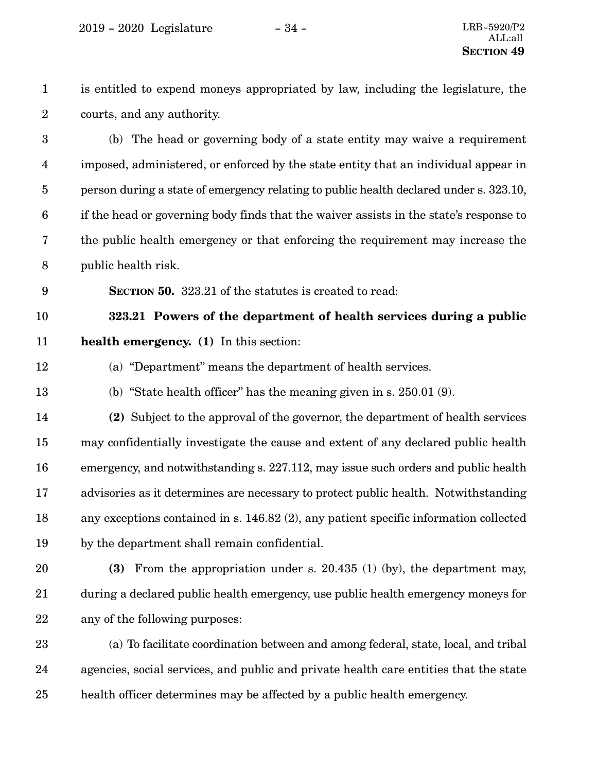is entitled to expend moneys appropriated by law, including the legislature, the courts, and any authority.

(b) The head or governing body of a state entity may waive a requirement imposed, administered, or enforced by the state entity that an individual appear in person during a state of emergency relating to public health declared under s. 323.10, if the head or governing body finds that the waiver assists in the state's response to the public health emergency or that enforcing the requirement may increase the public health risk.

**SECTION 50.** 323.21 of the statutes is created to read:

**323.21 Powers of the department of health services during a public health emergency. (1)** In this section:

(a) "Department" means the department of health services.

(b) "State health officer" has the meaning given in s. 250.01 (9).

**(2)** Subject to the approval of the governor, the department of health services may confidentially investigate the cause and extent of any declared public health emergency, and notwithstanding s. 227.112, may issue such orders and public health advisories as it determines are necessary to protect public health. Notwithstanding any exceptions contained in s. 146.82 (2), any patient specific information collected by the department shall remain confidential.

**(3)** From the appropriation under s. 20.435 (1) (by), the department may, during a declared public health emergency, use public health emergency moneys for any of the following purposes:

(a) To facilitate coordination between and among federal, state, local, and tribal agencies, social services, and public and private health care entities that the state health officer determines may be affected by a public health emergency.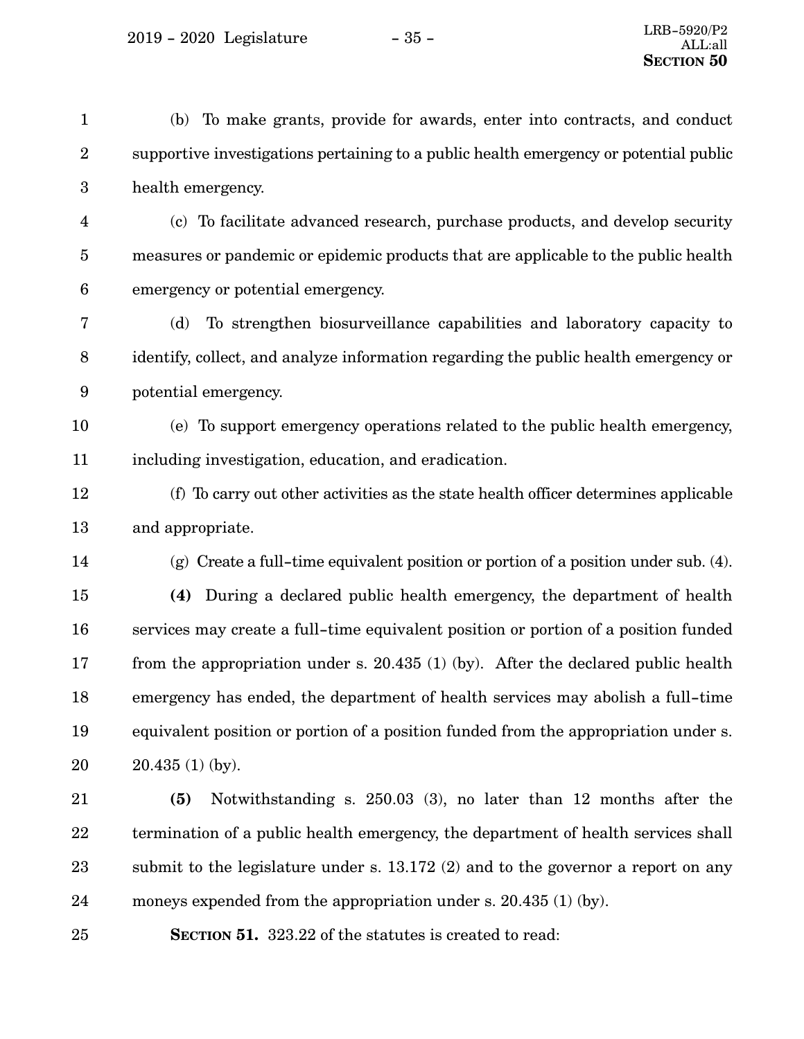(b) To make grants, provide for awards, enter into contracts, and conduct supportive investigations pertaining to a public health emergency or potential public health emergency.

(c) To facilitate advanced research, purchase products, and develop security measures or pandemic or epidemic products that are applicable to the public health emergency or potential emergency.

(d) To strengthen biosurveillance capabilities and laboratory capacity to identify, collect, and analyze information regarding the public health emergency or potential emergency.

(e) To support emergency operations related to the public health emergency, including investigation, education, and eradication.

(f) To carry out other activities as the state health officer determines applicable and appropriate.

(g) Create a full-time equivalent position or portion of a position under sub. (4).

**(4)** During a declared public health emergency, the department of health services may create a full-time equivalent position or portion of a position funded from the appropriation under s. 20.435 (1) (by). After the declared public health emergency has ended, the department of health services may abolish a full-time equivalent position or portion of a position funded from the appropriation under s. 20.435 (1) (by).

**(5)** Notwithstanding s. 250.03 (3), no later than 12 months after the termination of a public health emergency, the department of health services shall submit to the legislature under s. 13.172 (2) and to the governor a report on any moneys expended from the appropriation under s. 20.435 (1) (by).

**SECTION 51.** 323.22 of the statutes is created to read: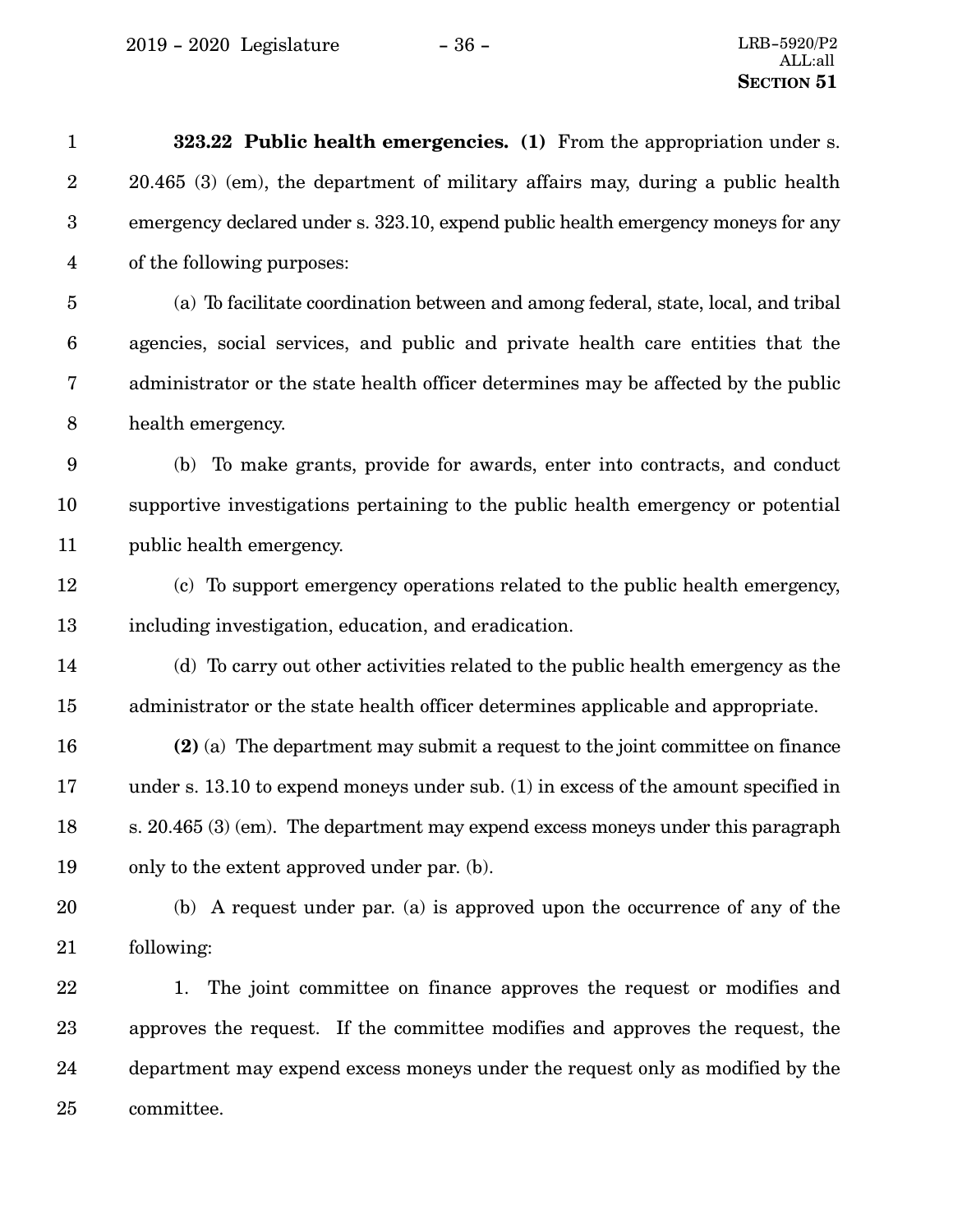**323.22 Public health emergencies. (1)** From the appropriation under s. 20.465 (3) (em), the department of military affairs may, during a public health emergency declared under s. 323.10, expend public health emergency moneys for any of the following purposes:

(a) To facilitate coordination between and among federal, state, local, and tribal agencies, social services, and public and private health care entities that the administrator or the state health officer determines may be affected by the public health emergency.

(b) To make grants, provide for awards, enter into contracts, and conduct supportive investigations pertaining to the public health emergency or potential public health emergency.

(c) To support emergency operations related to the public health emergency, including investigation, education, and eradication.

(d) To carry out other activities related to the public health emergency as the administrator or the state health officer determines applicable and appropriate.

**(2)** (a) The department may submit a request to the joint committee on finance under s. 13.10 to expend moneys under sub. (1) in excess of the amount specified in s. 20.465 (3) (em). The department may expend excess moneys under this paragraph only to the extent approved under par. (b).

(b) A request under par. (a) is approved upon the occurrence of any of the following:

1. The joint committee on finance approves the request or modifies and approves the request. If the committee modifies and approves the request, the department may expend excess moneys under the request only as modified by the committee.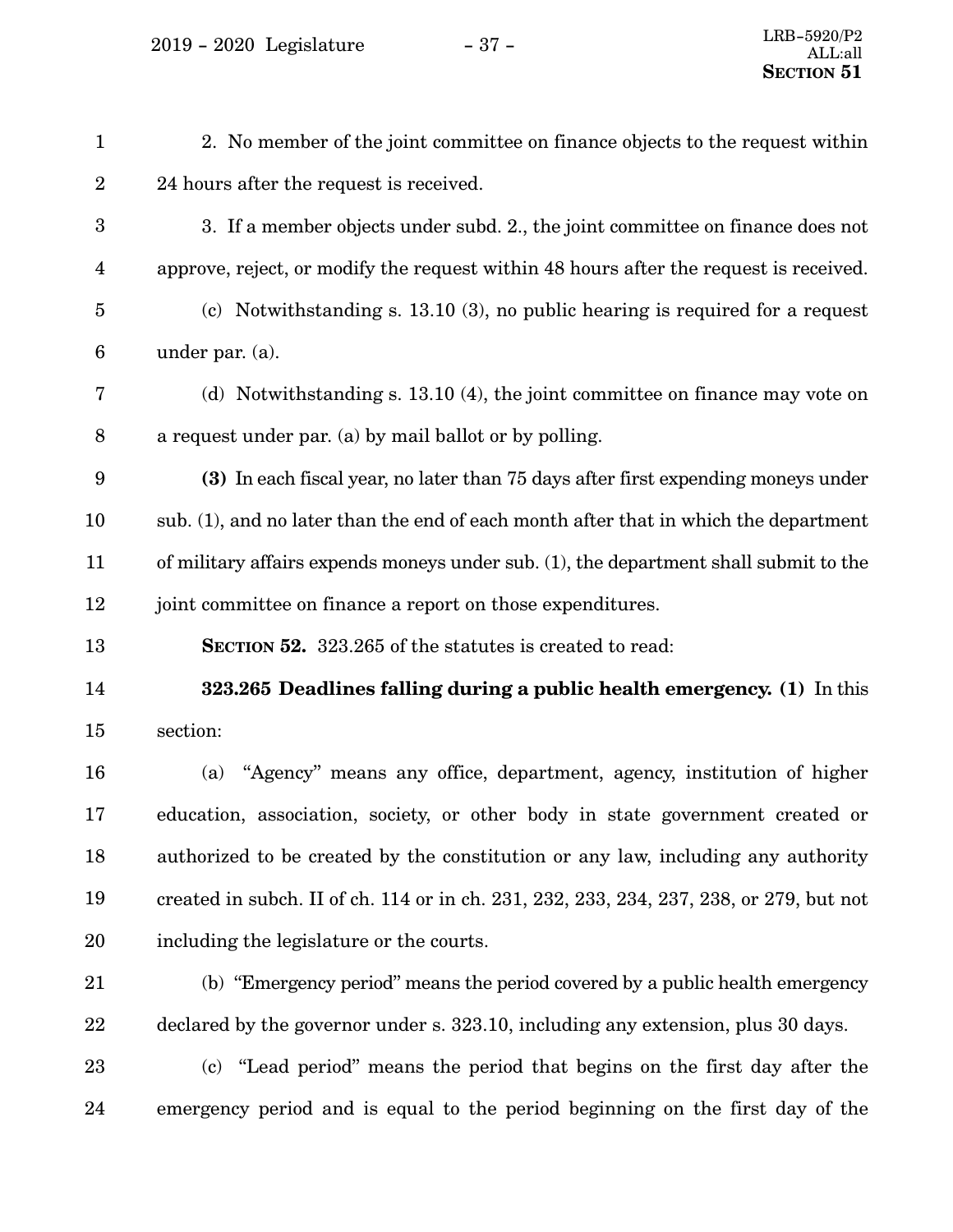2. No member of the joint committee on finance objects to the request within 24 hours after the request is received.

3. If a member objects under subd. 2., the joint committee on finance does not approve, reject, or modify the request within 48 hours after the request is received.

(c) Notwithstanding s. 13.10 (3), no public hearing is required for a request under par. (a).

(d) Notwithstanding s. 13.10 (4), the joint committee on finance may vote on a request under par. (a) by mail ballot or by polling.

**(3)** In each fiscal year, no later than 75 days after first expending moneys under sub. (1), and no later than the end of each month after that in which the department of military affairs expends moneys under sub. (1), the department shall submit to the joint committee on finance a report on those expenditures.

**SECTION 52.** 323.265 of the statutes is created to read:

**323.265 Deadlines falling during a public health emergency. (1)** In this section:

(a) "Agency" means any office, department, agency, institution of higher education, association, society, or other body in state government created or authorized to be created by the constitution or any law, including any authority created in subch. II of ch. 114 or in ch. 231, 232, 233, 234, 237, 238, or 279, but not including the legislature or the courts.

(b) "Emergency period" means the period covered by a public health emergency declared by the governor under s. 323.10, including any extension, plus 30 days.

(c) "Lead period" means the period that begins on the first day after the emergency period and is equal to the period beginning on the first day of the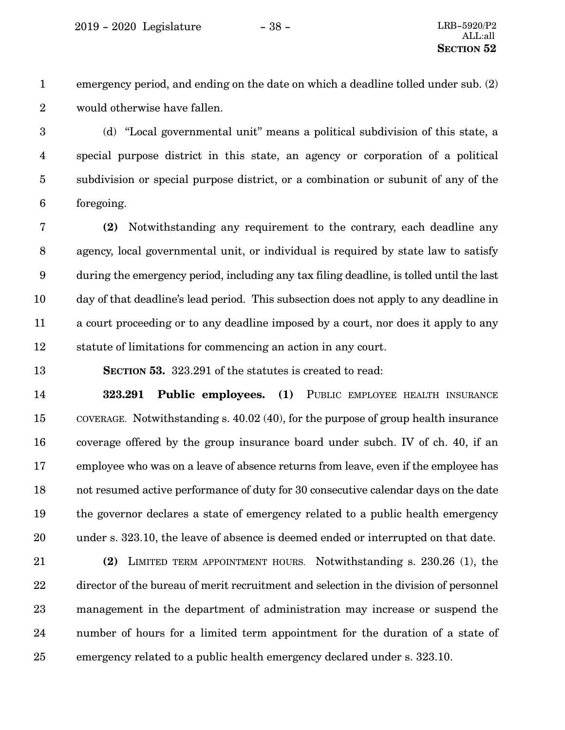emergency period, and ending on the date on which a deadline tolled under sub. (2) would otherwise have fallen.

(d) "Local governmental unit" means a political subdivision of this state, a special purpose district in this state, an agency or corporation of a political subdivision or special purpose district, or a combination or subunit of any of the foregoing.

**(2)** Notwithstanding any requirement to the contrary, each deadline any agency, local governmental unit, or individual is required by state law to satisfy during the emergency period, including any tax filing deadline, is tolled until the last day of that deadline's lead period. This subsection does not apply to any deadline in a court proceeding or to any deadline imposed by a court, nor does it apply to any statute of limitations for commencing an action in any court.

**SECTION 53.** 323.291 of the statutes is created to read:

**323.291 Public employees. (1)** PUBLIC EMPLOYEE HEALTH INSURANCE COVERAGE. Notwithstanding s. 40.02 (40), for the purpose of group health insurance coverage offered by the group insurance board under subch. IV of ch. 40, if an employee who was on a leave of absence returns from leave, even if the employee has not resumed active performance of duty for 30 consecutive calendar days on the date the governor declares a state of emergency related to a public health emergency under s. 323.10, the leave of absence is deemed ended or interrupted on that date.

**(2)** LIMITED TERM APPOINTMENT HOURS. Notwithstanding s. 230.26 (1), the director of the bureau of merit recruitment and selection in the division of personnel management in the department of administration may increase or suspend the number of hours for a limited term appointment for the duration of a state of emergency related to a public health emergency declared under s. 323.10.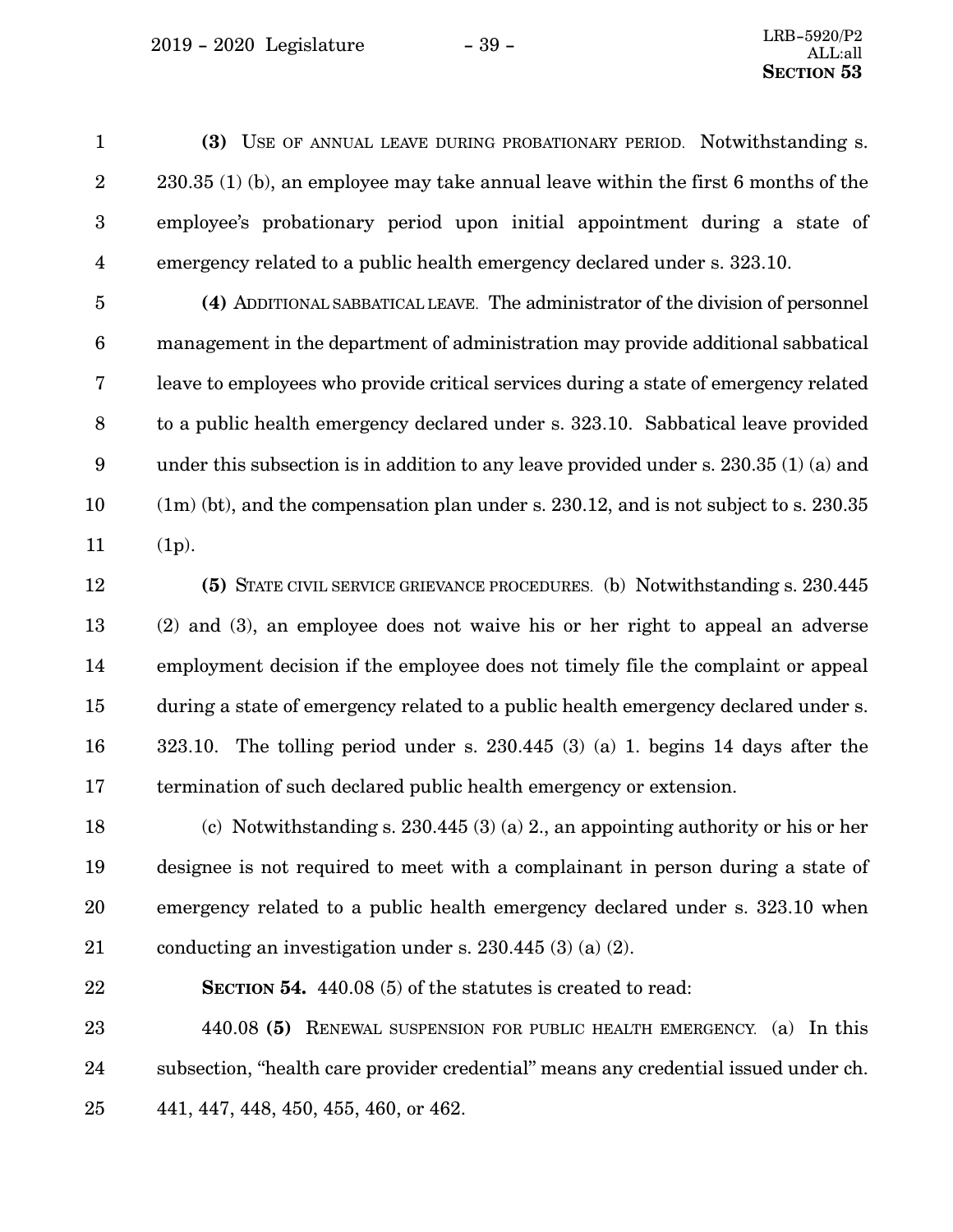**(3)** Use of annual leave during probationary period. Notwithstanding s. 230.35 (1) (b), an employee may take annual leave within the first 6 months of the employee's probationary period upon initial appointment during a state of emergency related to a public health emergency declared under s. 323.10.

**(4)** Additional sabbatical leave. The administrator of the division of personnel management in the department of administration may provide additional sabbatical leave to employees who provide critical services during a state of emergency related to a public health emergency declared under s. 323.10. Sabbatical leave provided under this subsection is in addition to any leave provided under s. 230.35 (1) (a) and (1m) (bt), and the compensation plan under s. 230.12, and is not subject to s. 230.35 (1p).

**(5)** State civil service grievance procedures. (b) Notwithstanding s. 230.445 (2) and (3), an employee does not waive his or her right to appeal an adverse employment decision if the employee does not timely file the complaint or appeal during a state of emergency related to a public health emergency declared under s. 323.10. The tolling period under s. 230.445 (3) (a) 1. begins 14 days after the termination of such declared public health emergency or extension.

(c) Notwithstanding s. 230.445 (3) (a) 2., an appointing authority or his or her designee is not required to meet with a complainant in person during a state of emergency related to a public health emergency declared under s. 323.10 when conducting an investigation under s. 230.445 (3) (a) (2).

**Section 54.** 440.08 (5) of the statutes is created to read:

440.08 **(5)** Renewal suspension for public health emergency. (a) In this subsection, "health care provider credential" means any credential issued under ch. 441, 447, 448, 450, 455, 460, or 462.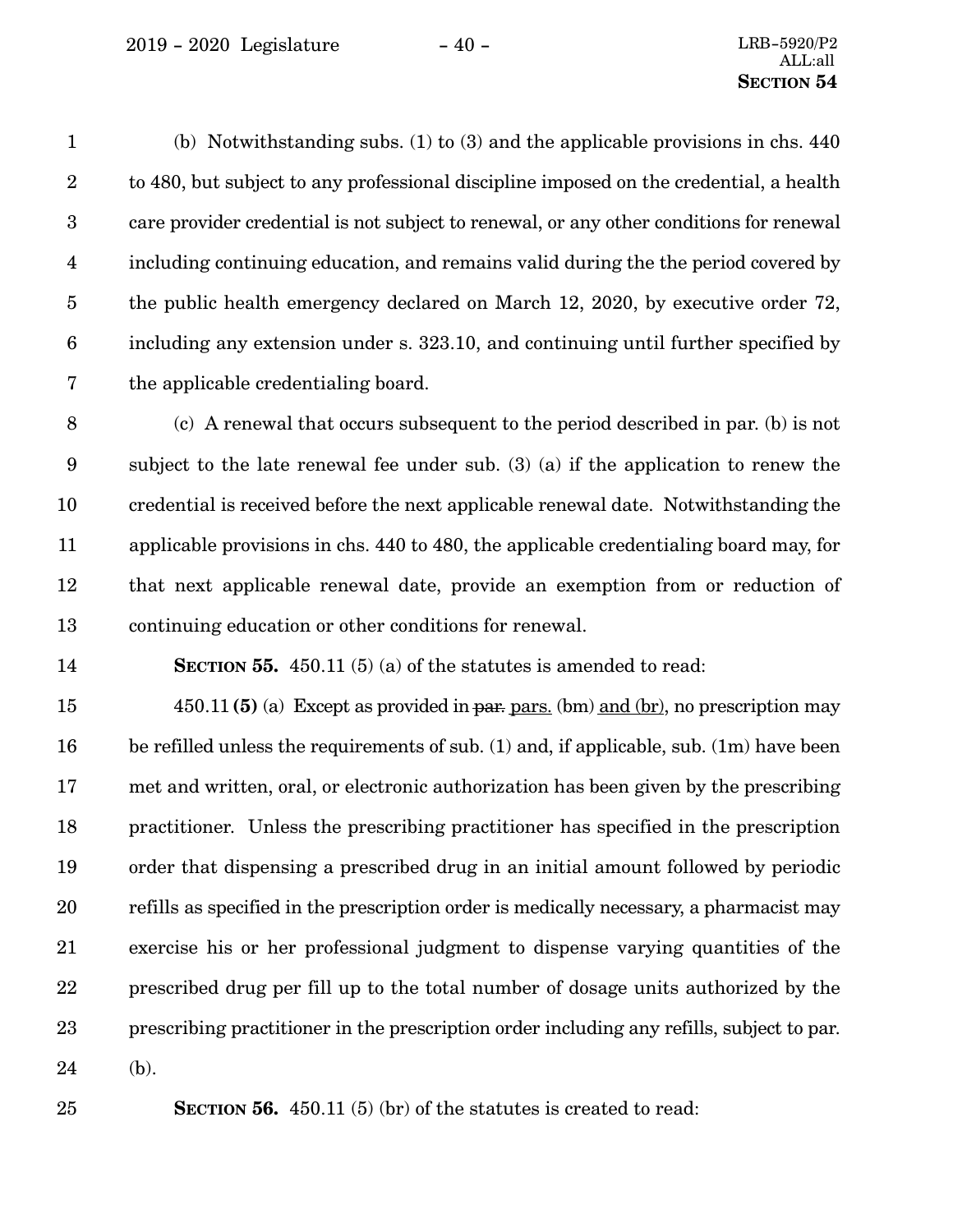(b) Notwithstanding subs. (1) to (3) and the applicable provisions in chs. 440 to 480, but subject to any professional discipline imposed on the credential, a health care provider credential is not subject to renewal, or any other conditions for renewal including continuing education, and remains valid during the the period covered by the public health emergency declared on March 12, 2020, by executive order 72, including any extension under s. 323.10, and continuing until further specified by the applicable credentialing board.

(c) A renewal that occurs subsequent to the period described in par. (b) is not subject to the late renewal fee under sub. (3) (a) if the application to renew the credential is received before the next applicable renewal date. Notwithstanding the applicable provisions in chs. 440 to 480, the applicable credentialing board may, for that next applicable renewal date, provide an exemption from or reduction of continuing education or other conditions for renewal.

**SECTION 55.** 450.11 (5) (a) of the statutes is amended to read:

450.11 **(5)** (a) Except as provided in ~~par.~~ pars. (bm) and (br), no prescription may be refilled unless the requirements of sub. (1) and, if applicable, sub. (1m) have been met and written, oral, or electronic authorization has been given by the prescribing practitioner. Unless the prescribing practitioner has specified in the prescription order that dispensing a prescribed drug in an initial amount followed by periodic refills as specified in the prescription order is medically necessary, a pharmacist may exercise his or her professional judgment to dispense varying quantities of the prescribed drug per fill up to the total number of dosage units authorized by the prescribing practitioner in the prescription order including any refills, subject to par. (b).

**SECTION 56.** 450.11 (5) (br) of the statutes is created to read: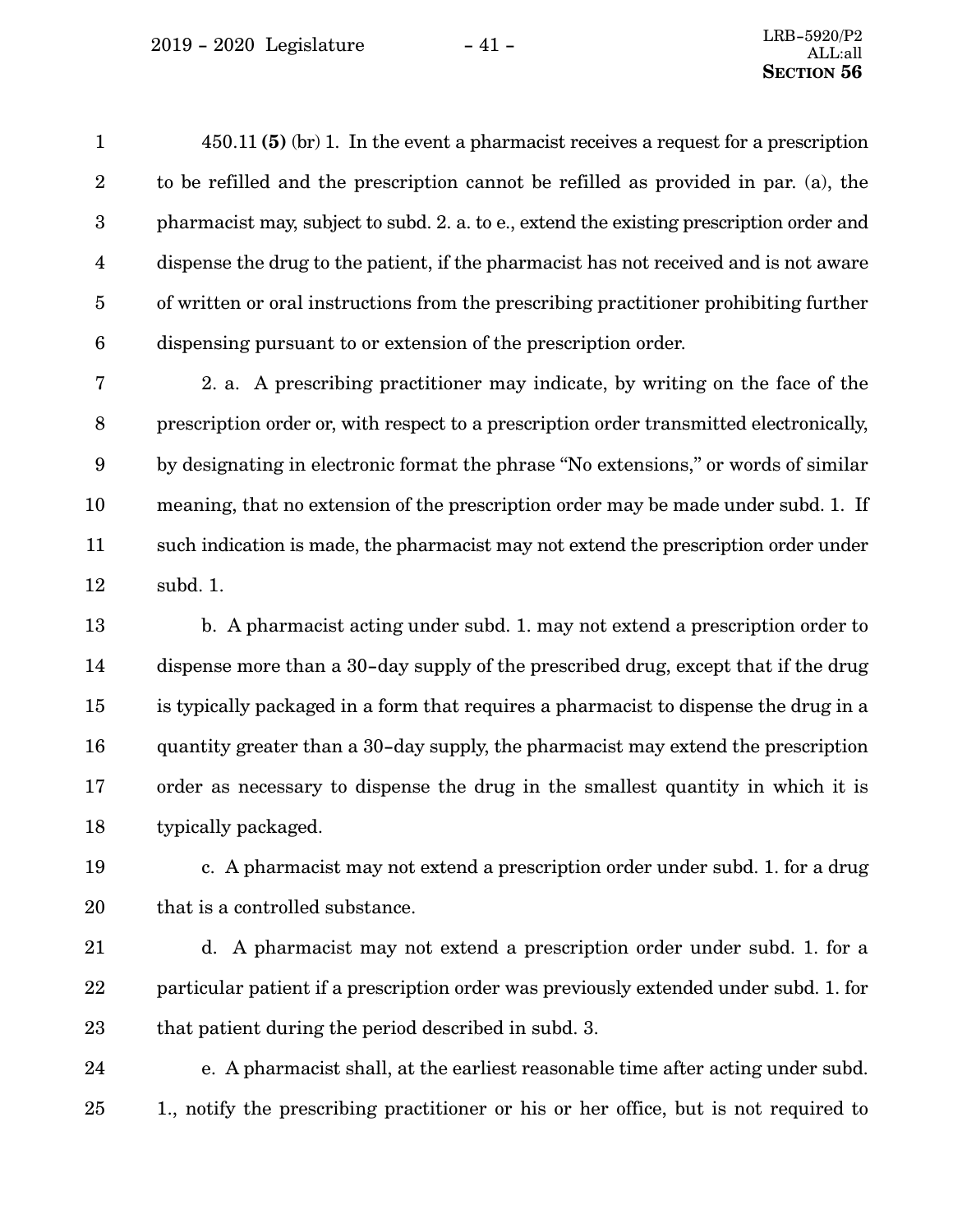450.11 **(5)** (br) 1. In the event a pharmacist receives a request for a prescription to be refilled and the prescription cannot be refilled as provided in par. (a), the pharmacist may, subject to subd. 2. a. to e., extend the existing prescription order and dispense the drug to the patient, if the pharmacist has not received and is not aware of written or oral instructions from the prescribing practitioner prohibiting further dispensing pursuant to or extension of the prescription order.

2. a. A prescribing practitioner may indicate, by writing on the face of the prescription order or, with respect to a prescription order transmitted electronically, by designating in electronic format the phrase "No extensions," or words of similar meaning, that no extension of the prescription order may be made under subd. 1. If such indication is made, the pharmacist may not extend the prescription order under subd. 1.

b. A pharmacist acting under subd. 1. may not extend a prescription order to dispense more than a 30-day supply of the prescribed drug, except that if the drug is typically packaged in a form that requires a pharmacist to dispense the drug in a quantity greater than a 30-day supply, the pharmacist may extend the prescription order as necessary to dispense the drug in the smallest quantity in which it is typically packaged.

c. A pharmacist may not extend a prescription order under subd. 1. for a drug that is a controlled substance.

d. A pharmacist may not extend a prescription order under subd. 1. for a particular patient if a prescription order was previously extended under subd. 1. for that patient during the period described in subd. 3.

e. A pharmacist shall, at the earliest reasonable time after acting under subd. 1., notify the prescribing practitioner or his or her office, but is not required to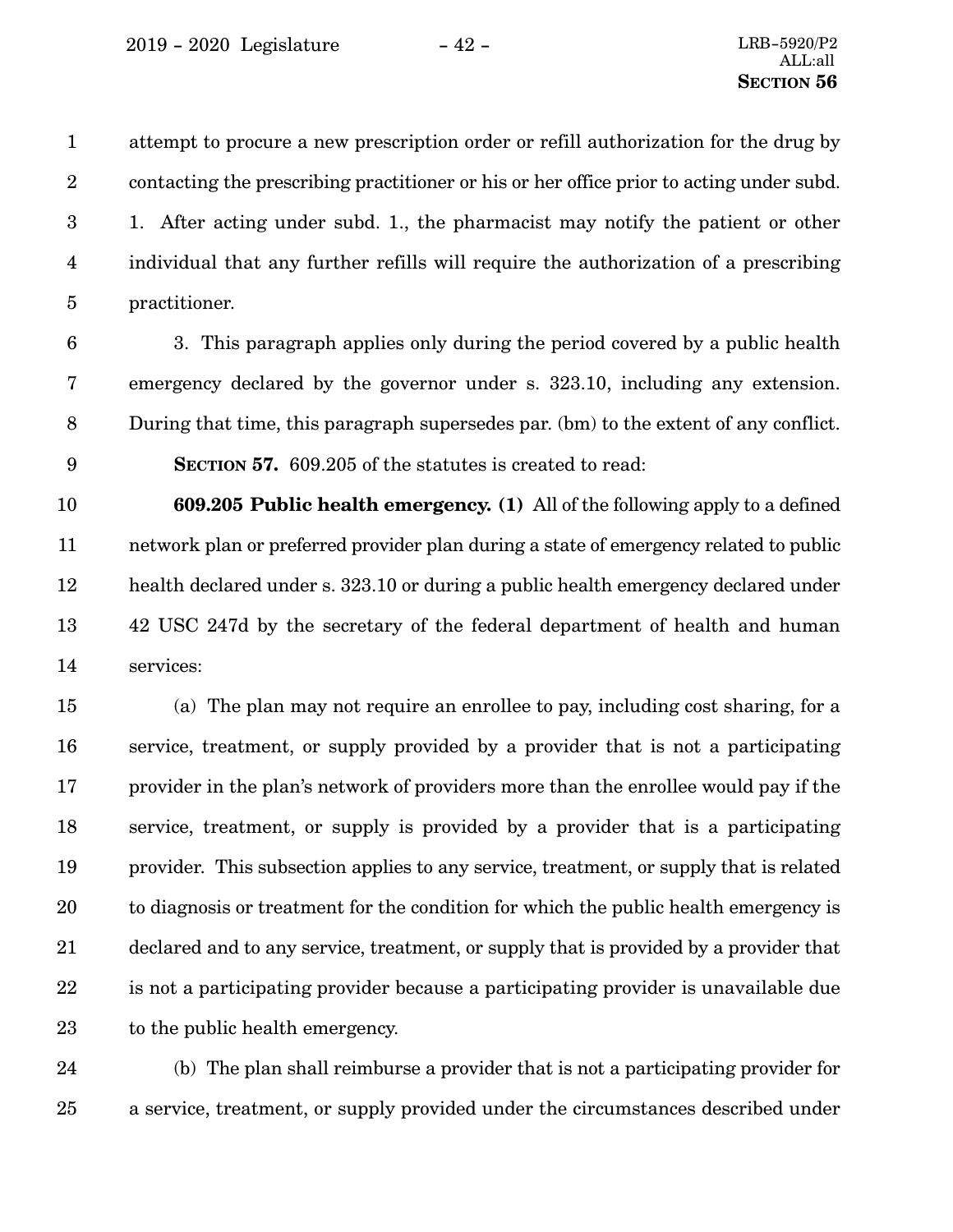attempt to procure a new prescription order or refill authorization for the drug by contacting the prescribing practitioner or his or her office prior to acting under subd. 1. After acting under subd. 1., the pharmacist may notify the patient or other individual that any further refills will require the authorization of a prescribing practitioner.

3. This paragraph applies only during the period covered by a public health emergency declared by the governor under s. 323.10, including any extension. During that time, this paragraph supersedes par. (bm) to the extent of any conflict.

**SECTION 57.** 609.205 of the statutes is created to read:

**609.205 Public health emergency. (1)** All of the following apply to a defined network plan or preferred provider plan during a state of emergency related to public health declared under s. 323.10 or during a public health emergency declared under 42 USC 247d by the secretary of the federal department of health and human services:

(a) The plan may not require an enrollee to pay, including cost sharing, for a service, treatment, or supply provided by a provider that is not a participating provider in the plan's network of providers more than the enrollee would pay if the service, treatment, or supply is provided by a provider that is a participating provider. This subsection applies to any service, treatment, or supply that is related to diagnosis or treatment for the condition for which the public health emergency is declared and to any service, treatment, or supply that is provided by a provider that is not a participating provider because a participating provider is unavailable due to the public health emergency.

(b) The plan shall reimburse a provider that is not a participating provider for a service, treatment, or supply provided under the circumstances described under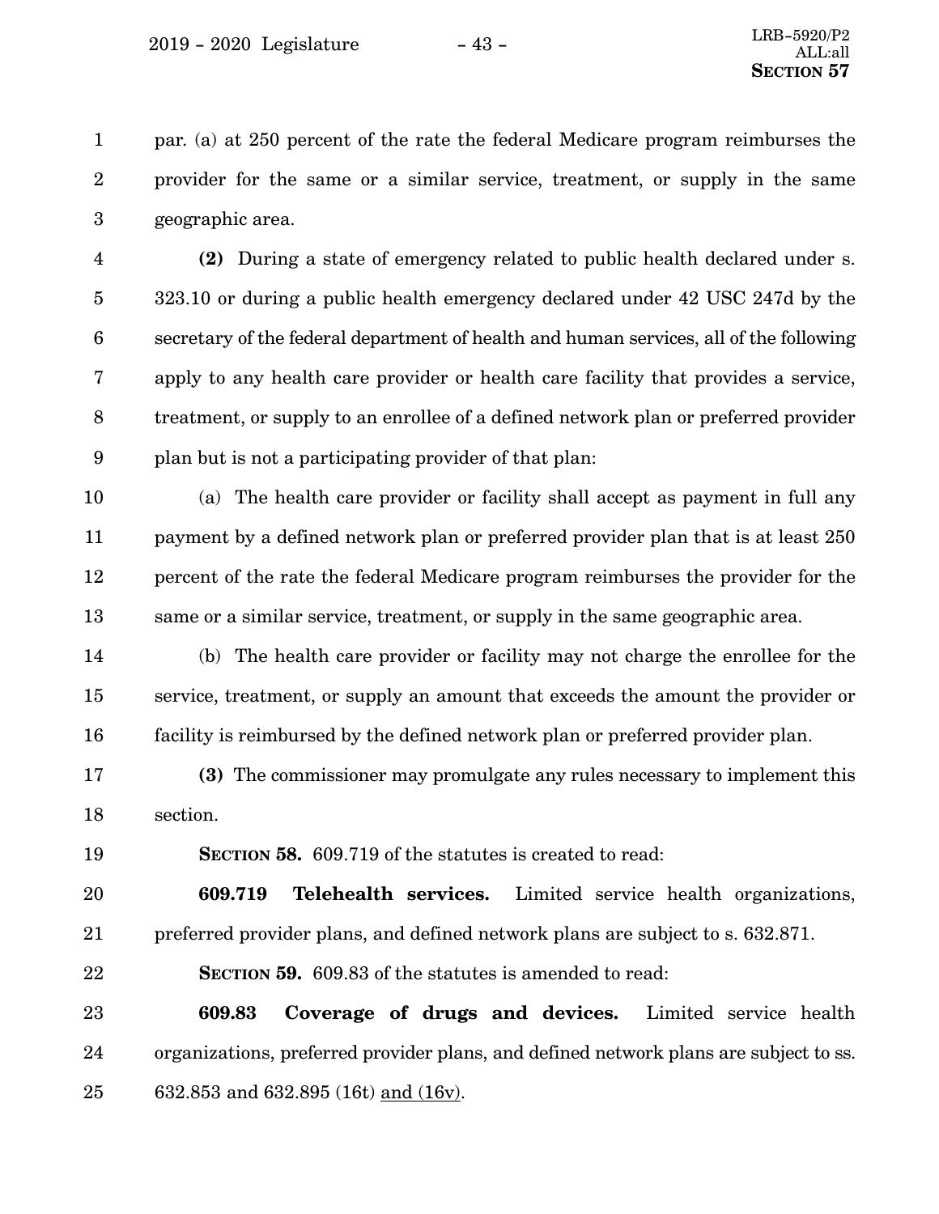par. (a) at 250 percent of the rate the federal Medicare program reimburses the provider for the same or a similar service, treatment, or supply in the same geographic area.

**(2)** During a state of emergency related to public health declared under s. 323.10 or during a public health emergency declared under 42 USC 247d by the secretary of the federal department of health and human services, all of the following apply to any health care provider or health care facility that provides a service, treatment, or supply to an enrollee of a defined network plan or preferred provider plan but is not a participating provider of that plan:

(a) The health care provider or facility shall accept as payment in full any payment by a defined network plan or preferred provider plan that is at least 250 percent of the rate the federal Medicare program reimburses the provider for the same or a similar service, treatment, or supply in the same geographic area.

(b) The health care provider or facility may not charge the enrollee for the service, treatment, or supply an amount that exceeds the amount the provider or facility is reimbursed by the defined network plan or preferred provider plan.

**(3)** The commissioner may promulgate any rules necessary to implement this section.

**SECTION 58.** 609.719 of the statutes is created to read:

**609.719 Telehealth services.** Limited service health organizations, preferred provider plans, and defined network plans are subject to s. 632.871.

**SECTION 59.** 609.83 of the statutes is amended to read:

**609.83 Coverage of drugs and devices.** Limited service health organizations, preferred provider plans, and defined network plans are subject to ss. 632.853 and 632.895 (16t) and (16v).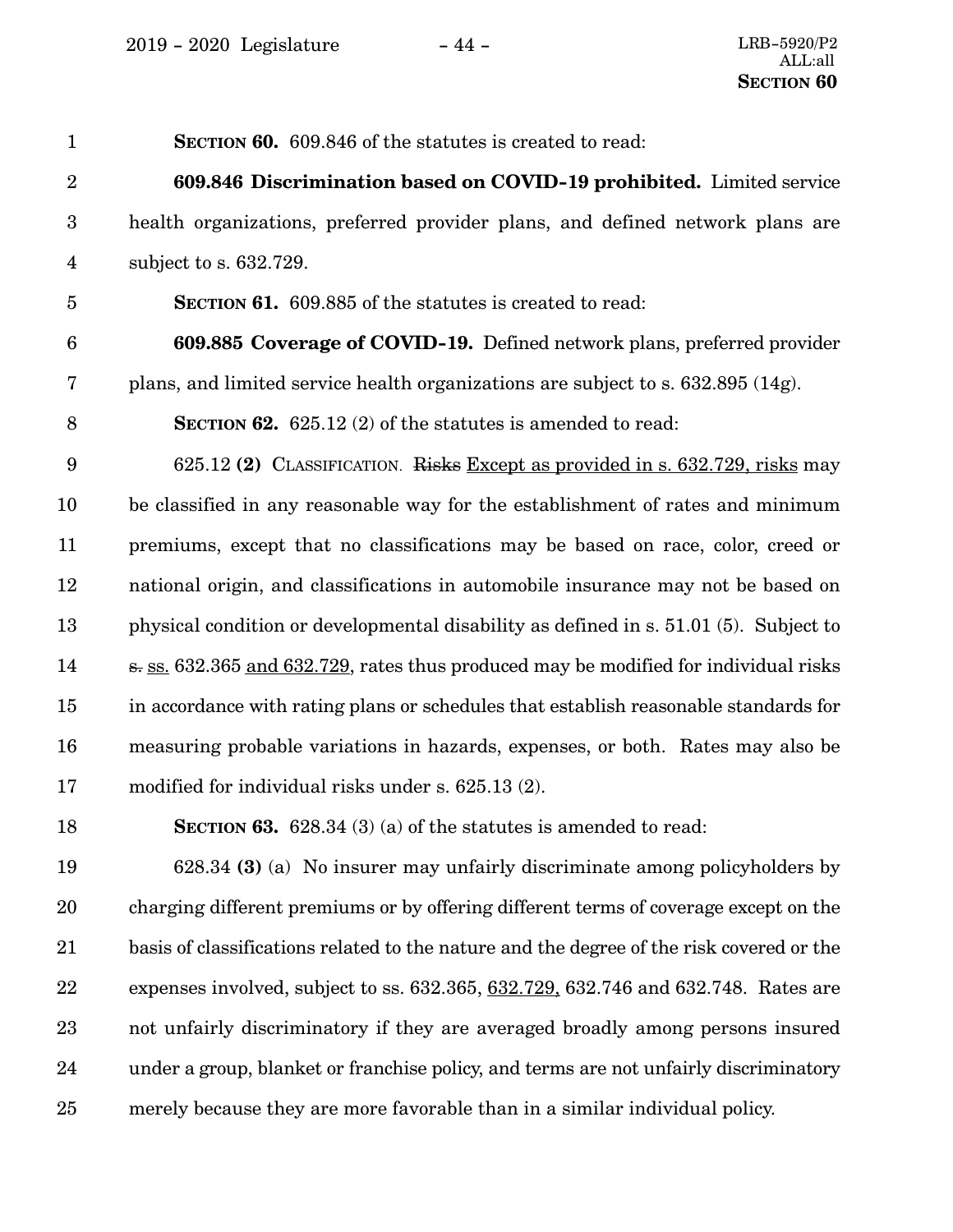**SECTION 60.** 609.846 of the statutes is created to read:

**609.846 Discrimination based on COVID-19 prohibited.** Limited service health organizations, preferred provider plans, and defined network plans are subject to s. 632.729.

**SECTION 61.** 609.885 of the statutes is created to read:

**609.885 Coverage of COVID-19.** Defined network plans, preferred provider plans, and limited service health organizations are subject to s. 632.895 (14g).

**SECTION 62.** 625.12 (2) of the statutes is amended to read:

625.12 **(2)** CLASSIFICATION. ~~Risks~~ Except as provided in s. 632.729, risks may be classified in any reasonable way for the establishment of rates and minimum premiums, except that no classifications may be based on race, color, creed or national origin, and classifications in automobile insurance may not be based on physical condition or developmental disability as defined in s. 51.01 (5). Subject to ~~s.~~ ss. 632.365 and 632.729, rates thus produced may be modified for individual risks in accordance with rating plans or schedules that establish reasonable standards for measuring probable variations in hazards, expenses, or both. Rates may also be modified for individual risks under s. 625.13 (2).

**SECTION 63.** 628.34 (3) (a) of the statutes is amended to read:

628.34 **(3)** (a) No insurer may unfairly discriminate among policyholders by charging different premiums or by offering different terms of coverage except on the basis of classifications related to the nature and the degree of the risk covered or the expenses involved, subject to ss. 632.365, 632.729, 632.746 and 632.748. Rates are not unfairly discriminatory if they are averaged broadly among persons insured under a group, blanket or franchise policy, and terms are not unfairly discriminatory merely because they are more favorable than in a similar individual policy.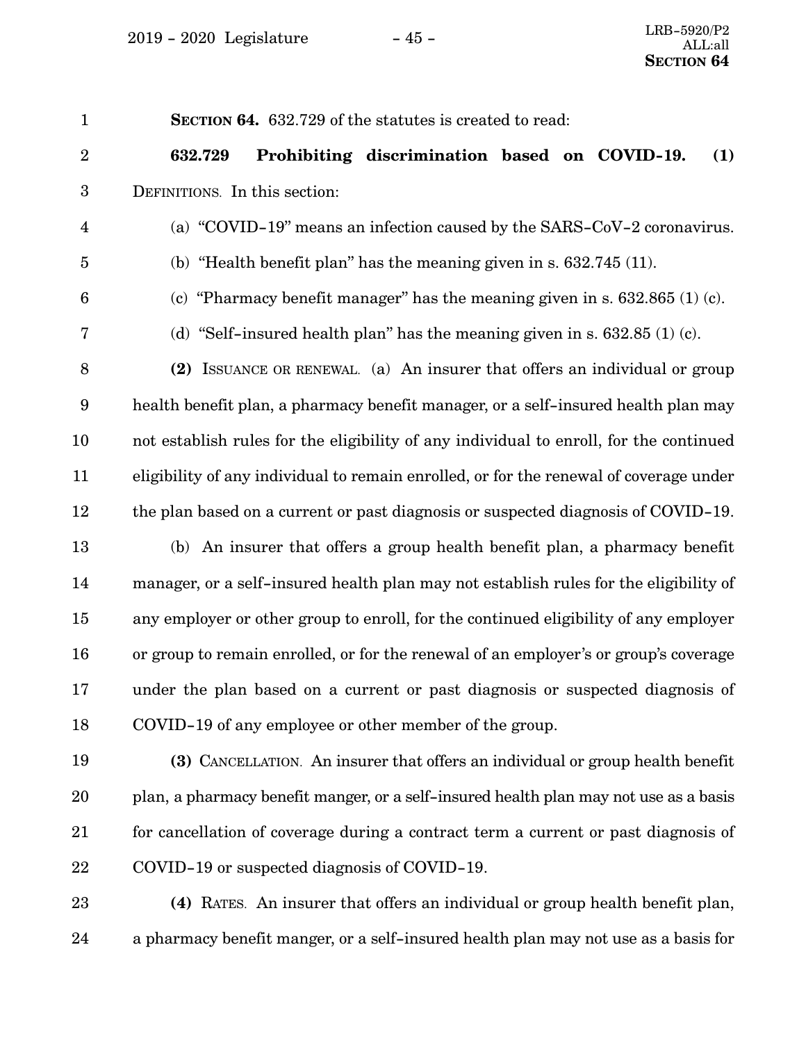**SECTION 64.** 632.729 of the statutes is created to read:

**632.729 Prohibiting discrimination based on COVID-19. (1)** DEFINITIONS. In this section:

(a) "COVID-19" means an infection caused by the SARS-CoV-2 coronavirus.

(b) "Health benefit plan" has the meaning given in s. 632.745 (11).

(c) "Pharmacy benefit manager" has the meaning given in s. 632.865 (1) (c).

(d) "Self-insured health plan" has the meaning given in s. 632.85 (1) (c).

**(2)** ISSUANCE OR RENEWAL. (a) An insurer that offers an individual or group health benefit plan, a pharmacy benefit manager, or a self-insured health plan may not establish rules for the eligibility of any individual to enroll, for the continued eligibility of any individual to remain enrolled, or for the renewal of coverage under the plan based on a current or past diagnosis or suspected diagnosis of COVID-19.

(b) An insurer that offers a group health benefit plan, a pharmacy benefit manager, or a self-insured health plan may not establish rules for the eligibility of any employer or other group to enroll, for the continued eligibility of any employer or group to remain enrolled, or for the renewal of an employer's or group's coverage under the plan based on a current or past diagnosis or suspected diagnosis of COVID-19 of any employee or other member of the group.

**(3)** CANCELLATION. An insurer that offers an individual or group health benefit plan, a pharmacy benefit manger, or a self-insured health plan may not use as a basis for cancellation of coverage during a contract term a current or past diagnosis of COVID-19 or suspected diagnosis of COVID-19.

**(4)** RATES. An insurer that offers an individual or group health benefit plan, a pharmacy benefit manger, or a self-insured health plan may not use as a basis for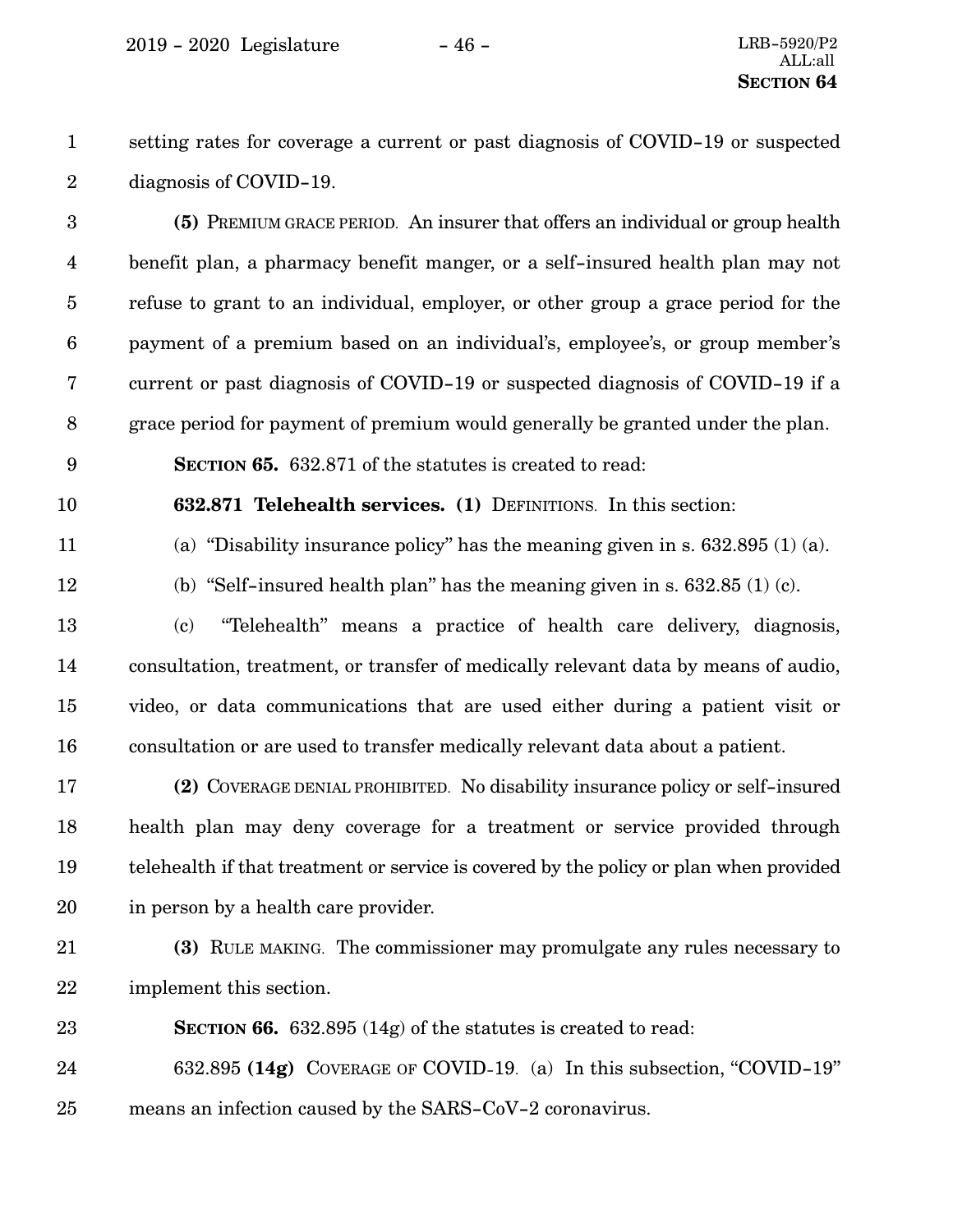setting rates for coverage a current or past diagnosis of COVID-19 or suspected diagnosis of COVID-19.

**(5)** PREMIUM GRACE PERIOD. An insurer that offers an individual or group health benefit plan, a pharmacy benefit manger, or a self-insured health plan may not refuse to grant to an individual, employer, or other group a grace period for the payment of a premium based on an individual's, employee's, or group member's current or past diagnosis of COVID-19 or suspected diagnosis of COVID-19 if a grace period for payment of premium would generally be granted under the plan.

**SECTION 65.** 632.871 of the statutes is created to read:

**632.871 Telehealth services. (1)** DEFINITIONS. In this section:

(a) "Disability insurance policy" has the meaning given in s. 632.895 (1) (a).

(b) "Self-insured health plan" has the meaning given in s. 632.85 (1) (c).

(c) "Telehealth" means a practice of health care delivery, diagnosis, consultation, treatment, or transfer of medically relevant data by means of audio, video, or data communications that are used either during a patient visit or consultation or are used to transfer medically relevant data about a patient.

**(2)** COVERAGE DENIAL PROHIBITED. No disability insurance policy or self-insured health plan may deny coverage for a treatment or service provided through telehealth if that treatment or service is covered by the policy or plan when provided in person by a health care provider.

**(3)** RULE MAKING. The commissioner may promulgate any rules necessary to implement this section.

**SECTION 66.** 632.895 (14g) of the statutes is created to read:

632.895 **(14g)** COVERAGE OF COVID-19. (a) In this subsection, "COVID-19" means an infection caused by the SARS-CoV-2 coronavirus.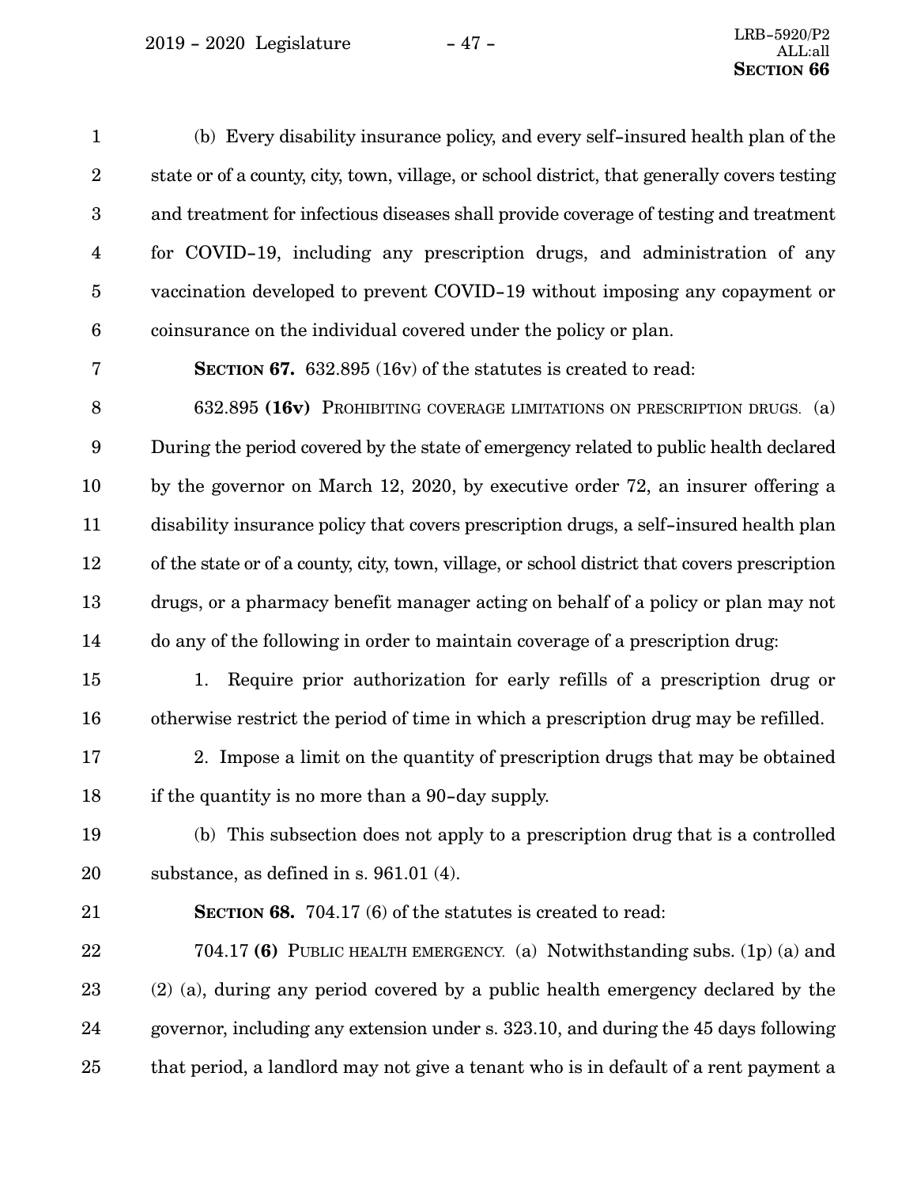(b) Every disability insurance policy, and every self-insured health plan of the state or of a county, city, town, village, or school district, that generally covers testing and treatment for infectious diseases shall provide coverage of testing and treatment for COVID-19, including any prescription drugs, and administration of any vaccination developed to prevent COVID-19 without imposing any copayment or coinsurance on the individual covered under the policy or plan.

**SECTION 67.** 632.895 (16v) of the statutes is created to read:

632.895 **(16v)** PROHIBITING COVERAGE LIMITATIONS ON PRESCRIPTION DRUGS. (a) During the period covered by the state of emergency related to public health declared by the governor on March 12, 2020, by executive order 72, an insurer offering a disability insurance policy that covers prescription drugs, a self-insured health plan of the state or of a county, city, town, village, or school district that covers prescription drugs, or a pharmacy benefit manager acting on behalf of a policy or plan may not do any of the following in order to maintain coverage of a prescription drug:

1. Require prior authorization for early refills of a prescription drug or otherwise restrict the period of time in which a prescription drug may be refilled.

2. Impose a limit on the quantity of prescription drugs that may be obtained if the quantity is no more than a 90-day supply.

(b) This subsection does not apply to a prescription drug that is a controlled substance, as defined in s. 961.01 (4).

**SECTION 68.** 704.17 (6) of the statutes is created to read:

704.17 **(6)** PUBLIC HEALTH EMERGENCY. (a) Notwithstanding subs. (1p) (a) and (2) (a), during any period covered by a public health emergency declared by the governor, including any extension under s. 323.10, and during the 45 days following that period, a landlord may not give a tenant who is in default of a rent payment a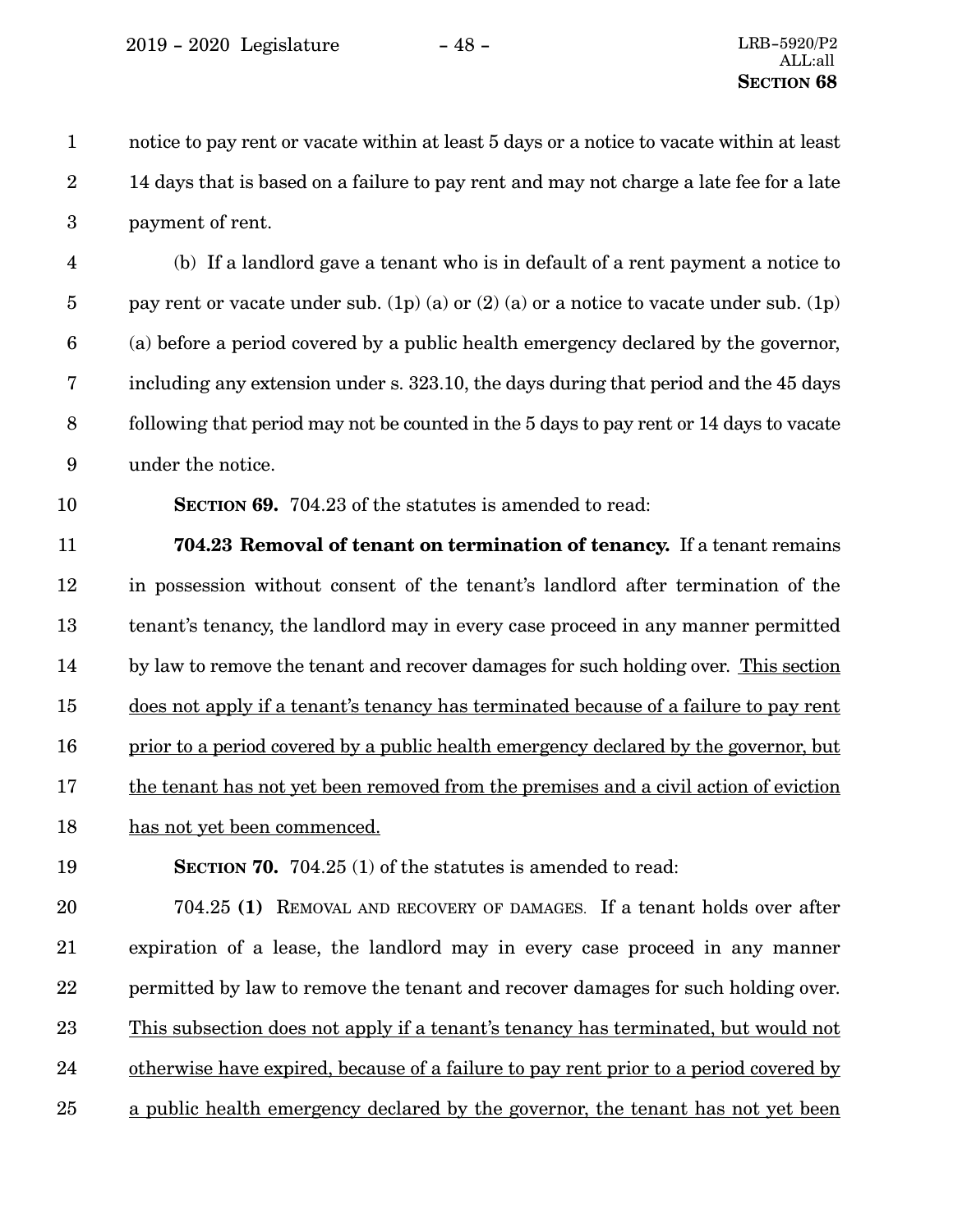notice to pay rent or vacate within at least 5 days or a notice to vacate within at least 14 days that is based on a failure to pay rent and may not charge a late fee for a late payment of rent.

(b) If a landlord gave a tenant who is in default of a rent payment a notice to pay rent or vacate under sub. (1p) (a) or (2) (a) or a notice to vacate under sub. (1p) (a) before a period covered by a public health emergency declared by the governor, including any extension under s. 323.10, the days during that period and the 45 days following that period may not be counted in the 5 days to pay rent or 14 days to vacate under the notice.

**SECTION 69.** 704.23 of the statutes is amended to read:

**704.23 Removal of tenant on termination of tenancy.** If a tenant remains in possession without consent of the tenant's landlord after termination of the tenant's tenancy, the landlord may in every case proceed in any manner permitted by law to remove the tenant and recover damages for such holding over. <u>This section does not apply if a tenant's tenancy has terminated because of a failure to pay rent prior to a period covered by a public health emergency declared by the governor, but the tenant has not yet been removed from the premises and a civil action of eviction has not yet been commenced.</u>

**SECTION 70.** 704.25 (1) of the statutes is amended to read:

704.25 **(1)** REMOVAL AND RECOVERY OF DAMAGES. If a tenant holds over after expiration of a lease, the landlord may in every case proceed in any manner permitted by law to remove the tenant and recover damages for such holding over. <u>This subsection does not apply if a tenant's tenancy has terminated, but would not otherwise have expired, because of a failure to pay rent prior to a period covered by a public health emergency declared by the governor, the tenant has not yet been</u>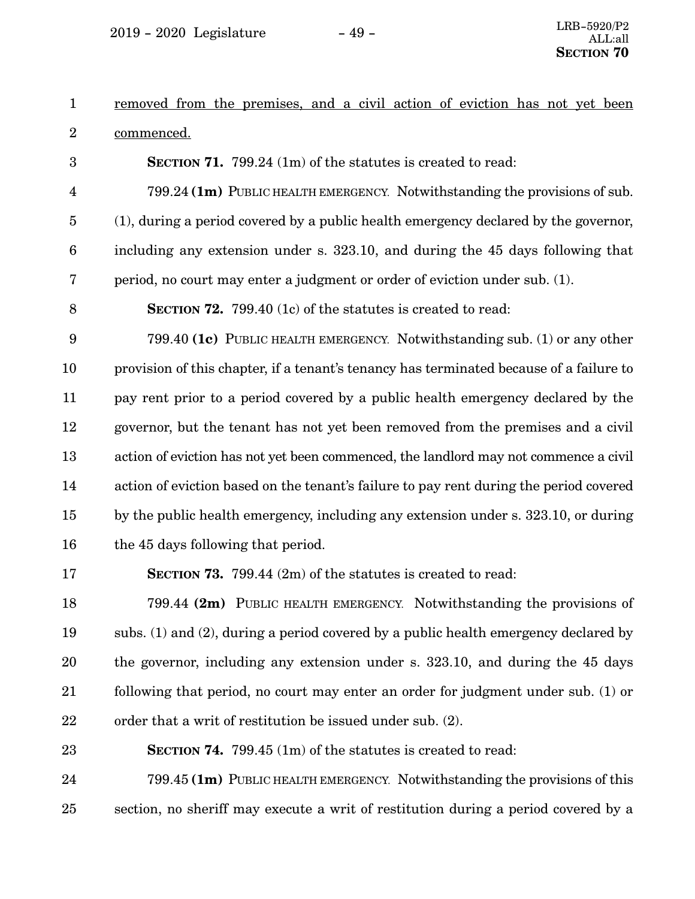removed from the premises, and a civil action of eviction has not yet been commenced.

**SECTION 71.** 799.24 (1m) of the statutes is created to read:

799.24 **(1m)** PUBLIC HEALTH EMERGENCY. Notwithstanding the provisions of sub. (1), during a period covered by a public health emergency declared by the governor, including any extension under s. 323.10, and during the 45 days following that period, no court may enter a judgment or order of eviction under sub. (1).

**SECTION 72.** 799.40 (1c) of the statutes is created to read:

799.40 **(1c)** PUBLIC HEALTH EMERGENCY. Notwithstanding sub. (1) or any other provision of this chapter, if a tenant's tenancy has terminated because of a failure to pay rent prior to a period covered by a public health emergency declared by the governor, but the tenant has not yet been removed from the premises and a civil action of eviction has not yet been commenced, the landlord may not commence a civil action of eviction based on the tenant's failure to pay rent during the period covered by the public health emergency, including any extension under s. 323.10, or during the 45 days following that period.

**SECTION 73.** 799.44 (2m) of the statutes is created to read:

799.44 **(2m)** PUBLIC HEALTH EMERGENCY. Notwithstanding the provisions of subs. (1) and (2), during a period covered by a public health emergency declared by the governor, including any extension under s. 323.10, and during the 45 days following that period, no court may enter an order for judgment under sub. (1) or order that a writ of restitution be issued under sub. (2).

**SECTION 74.** 799.45 (1m) of the statutes is created to read:

799.45 **(1m)** PUBLIC HEALTH EMERGENCY. Notwithstanding the provisions of this section, no sheriff may execute a writ of restitution during a period covered by a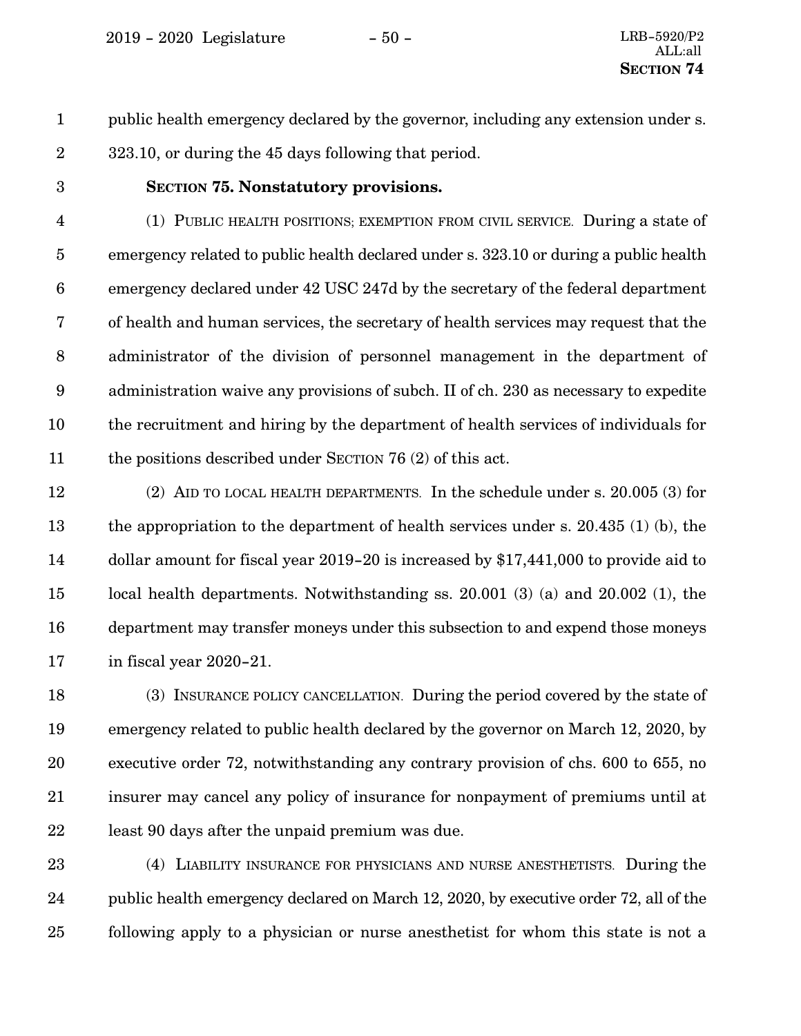public health emergency declared by the governor, including any extension under s. 323.10, or during the 45 days following that period.

**SECTION 75. Nonstatutory provisions.**

(1) PUBLIC HEALTH POSITIONS; EXEMPTION FROM CIVIL SERVICE. During a state of emergency related to public health declared under s. 323.10 or during a public health emergency declared under 42 USC 247d by the secretary of the federal department of health and human services, the secretary of health services may request that the administrator of the division of personnel management in the department of administration waive any provisions of subch. II of ch. 230 as necessary to expedite the recruitment and hiring by the department of health services of individuals for the positions described under SECTION 76 (2) of this act.

(2) AID TO LOCAL HEALTH DEPARTMENTS. In the schedule under s. 20.005 (3) for the appropriation to the department of health services under s. 20.435 (1) (b), the dollar amount for fiscal year 2019-20 is increased by $17,441,000 to provide aid to local health departments. Notwithstanding ss. 20.001 (3) (a) and 20.002 (1), the department may transfer moneys under this subsection to and expend those moneys in fiscal year 2020-21.

(3) INSURANCE POLICY CANCELLATION. During the period covered by the state of emergency related to public health declared by the governor on March 12, 2020, by executive order 72, notwithstanding any contrary provision of chs. 600 to 655, no insurer may cancel any policy of insurance for nonpayment of premiums until at least 90 days after the unpaid premium was due.

(4) LIABILITY INSURANCE FOR PHYSICIANS AND NURSE ANESTHETISTS. During the public health emergency declared on March 12, 2020, by executive order 72, all of the following apply to a physician or nurse anesthetist for whom this state is not a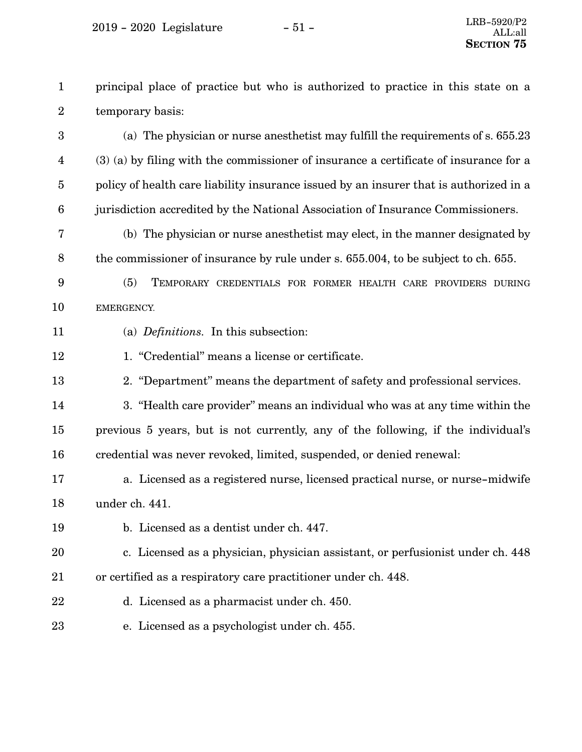principal place of practice but who is authorized to practice in this state on a temporary basis:

(a) The physician or nurse anesthetist may fulfill the requirements of s. 655.23 (3) (a) by filing with the commissioner of insurance a certificate of insurance for a policy of health care liability insurance issued by an insurer that is authorized in a jurisdiction accredited by the National Association of Insurance Commissioners.

(b) The physician or nurse anesthetist may elect, in the manner designated by the commissioner of insurance by rule under s. 655.004, to be subject to ch. 655.

(5) TEMPORARY CREDENTIALS FOR FORMER HEALTH CARE PROVIDERS DURING EMERGENCY.

(a) *Definitions.* In this subsection:

1. "Credential" means a license or certificate.

2. "Department" means the department of safety and professional services.

3. "Health care provider" means an individual who was at any time within the previous 5 years, but is not currently, any of the following, if the individual's credential was never revoked, limited, suspended, or denied renewal:

a. Licensed as a registered nurse, licensed practical nurse, or nurse-midwife under ch. 441.

b. Licensed as a dentist under ch. 447.

c. Licensed as a physician, physician assistant, or perfusionist under ch. 448 or certified as a respiratory care practitioner under ch. 448.

d. Licensed as a pharmacist under ch. 450.

e. Licensed as a psychologist under ch. 455.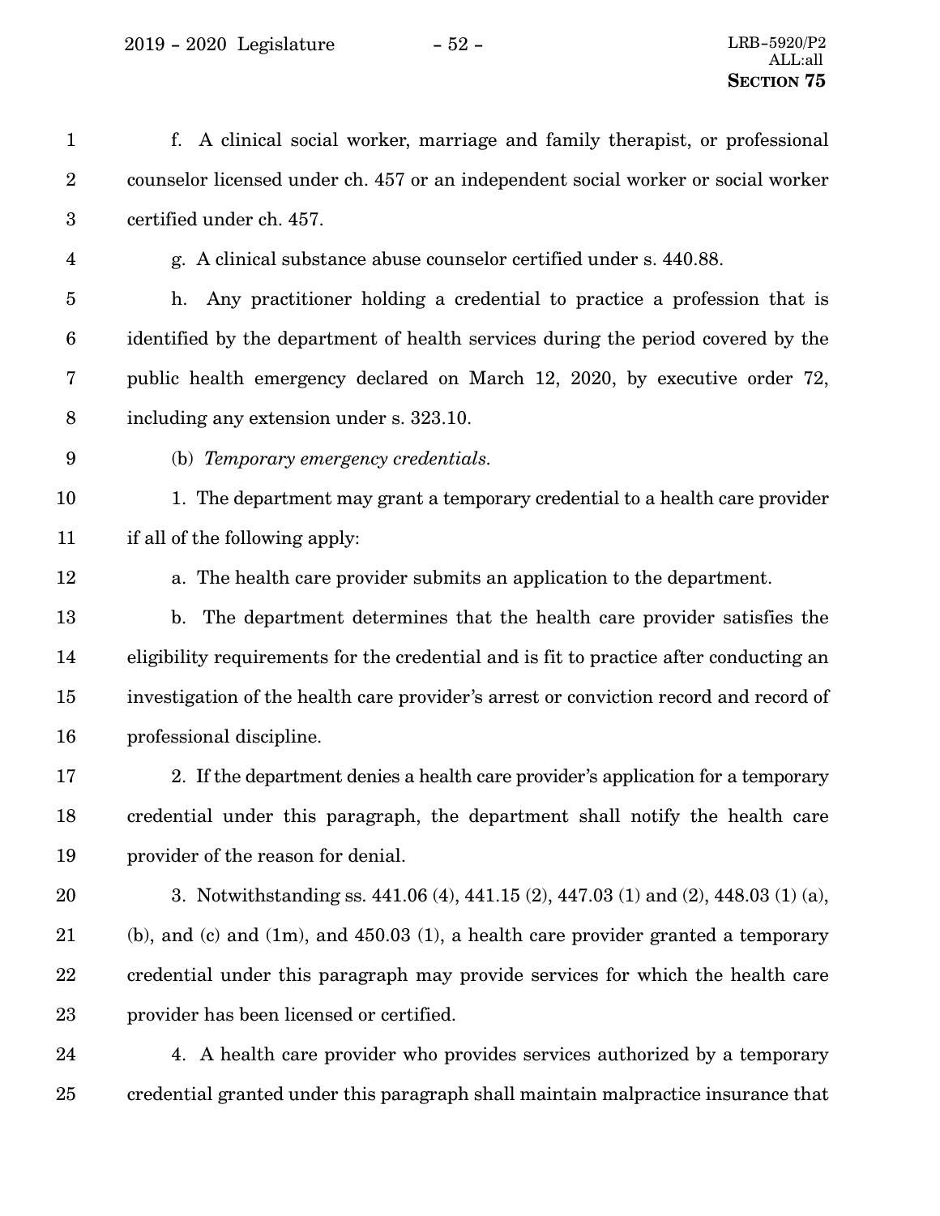f. A clinical social worker, marriage and family therapist, or professional counselor licensed under ch. 457 or an independent social worker or social worker certified under ch. 457.

g. A clinical substance abuse counselor certified under s. 440.88.

h. Any practitioner holding a credential to practice a profession that is identified by the department of health services during the period covered by the public health emergency declared on March 12, 2020, by executive order 72, including any extension under s. 323.10.

(b) *Temporary emergency credentials.*

1. The department may grant a temporary credential to a health care provider if all of the following apply:

a. The health care provider submits an application to the department.

b. The department determines that the health care provider satisfies the eligibility requirements for the credential and is fit to practice after conducting an investigation of the health care provider's arrest or conviction record and record of professional discipline.

2. If the department denies a health care provider's application for a temporary credential under this paragraph, the department shall notify the health care provider of the reason for denial.

3. Notwithstanding ss. 441.06 (4), 441.15 (2), 447.03 (1) and (2), 448.03 (1) (a), (b), and (c) and (1m), and 450.03 (1), a health care provider granted a temporary credential under this paragraph may provide services for which the health care provider has been licensed or certified.

4. A health care provider who provides services authorized by a temporary credential granted under this paragraph shall maintain malpractice insurance that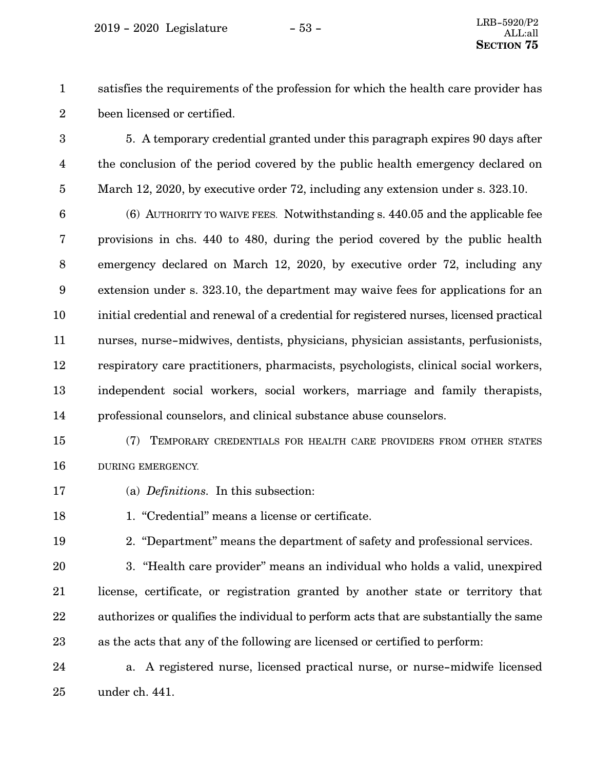satisfies the requirements of the profession for which the health care provider has been licensed or certified.

5. A temporary credential granted under this paragraph expires 90 days after the conclusion of the period covered by the public health emergency declared on March 12, 2020, by executive order 72, including any extension under s. 323.10.

(6) AUTHORITY TO WAIVE FEES. Notwithstanding s. 440.05 and the applicable fee provisions in chs. 440 to 480, during the period covered by the public health emergency declared on March 12, 2020, by executive order 72, including any extension under s. 323.10, the department may waive fees for applications for an initial credential and renewal of a credential for registered nurses, licensed practical nurses, nurse-midwives, dentists, physicians, physician assistants, perfusionists, respiratory care practitioners, pharmacists, psychologists, clinical social workers, independent social workers, social workers, marriage and family therapists, professional counselors, and clinical substance abuse counselors.

(7) TEMPORARY CREDENTIALS FOR HEALTH CARE PROVIDERS FROM OTHER STATES DURING EMERGENCY.

(a) *Definitions.* In this subsection:

1. "Credential" means a license or certificate.

2. "Department" means the department of safety and professional services.

3. "Health care provider" means an individual who holds a valid, unexpired license, certificate, or registration granted by another state or territory that authorizes or qualifies the individual to perform acts that are substantially the same as the acts that any of the following are licensed or certified to perform:

a. A registered nurse, licensed practical nurse, or nurse-midwife licensed under ch. 441.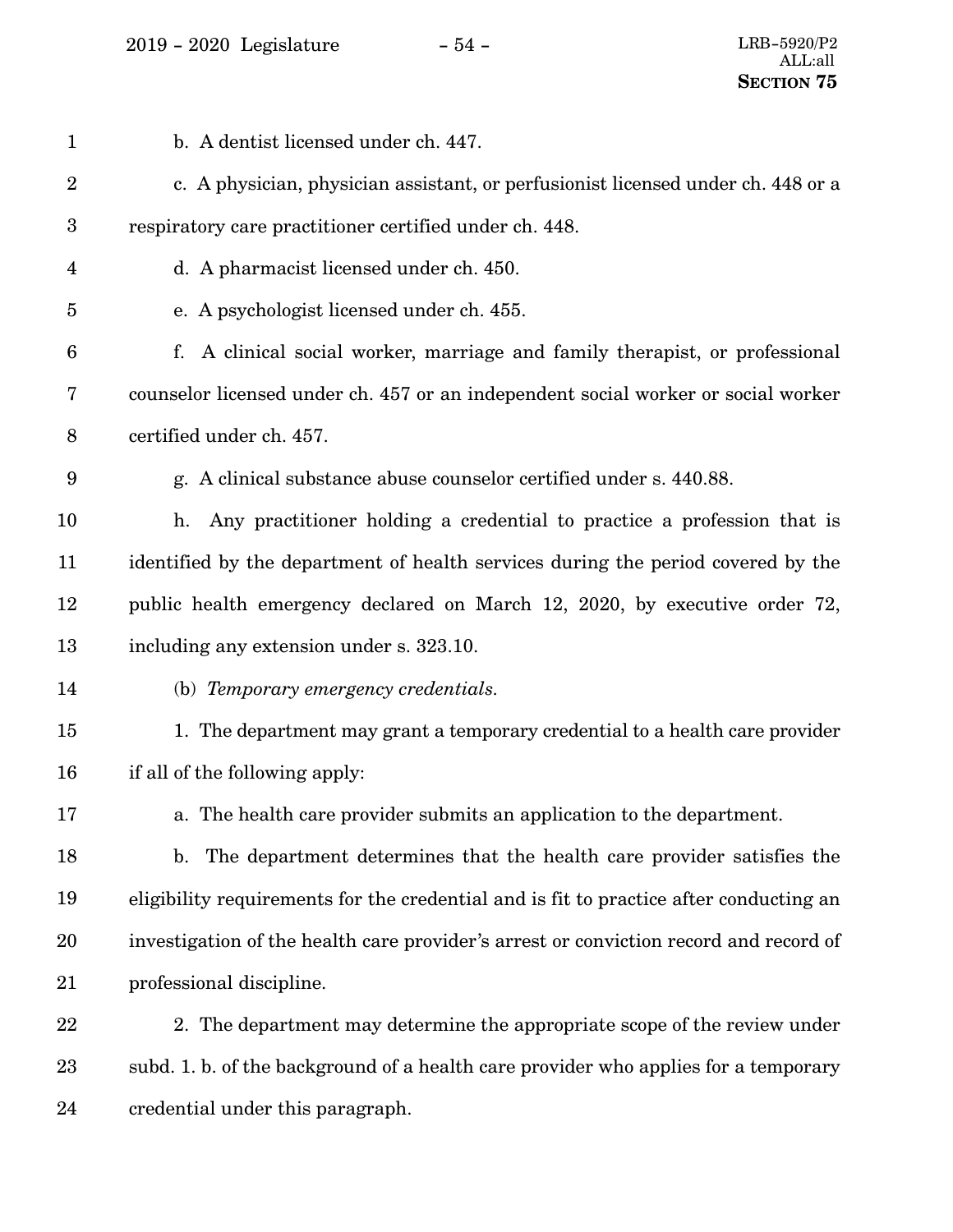b. A dentist licensed under ch. 447.

c. A physician, physician assistant, or perfusionist licensed under ch. 448 or a respiratory care practitioner certified under ch. 448.

d. A pharmacist licensed under ch. 450.

e. A psychologist licensed under ch. 455.

f. A clinical social worker, marriage and family therapist, or professional counselor licensed under ch. 457 or an independent social worker or social worker certified under ch. 457.

g. A clinical substance abuse counselor certified under s. 440.88.

h. Any practitioner holding a credential to practice a profession that is identified by the department of health services during the period covered by the public health emergency declared on March 12, 2020, by executive order 72, including any extension under s. 323.10.

(b) *Temporary emergency credentials.*

1. The department may grant a temporary credential to a health care provider if all of the following apply:

a. The health care provider submits an application to the department.

b. The department determines that the health care provider satisfies the eligibility requirements for the credential and is fit to practice after conducting an investigation of the health care provider's arrest or conviction record and record of professional discipline.

2. The department may determine the appropriate scope of the review under subd. 1. b. of the background of a health care provider who applies for a temporary credential under this paragraph.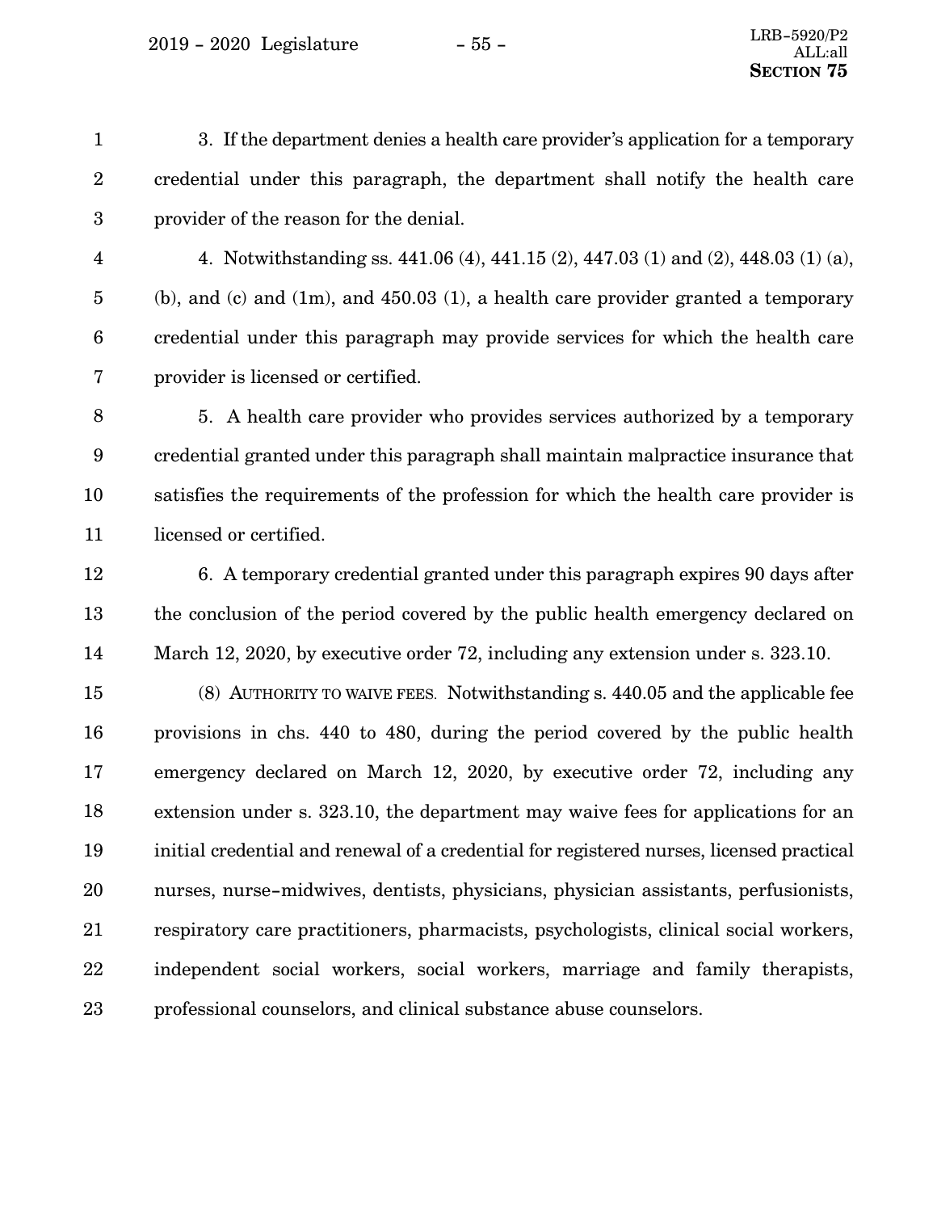3. If the department denies a health care provider's application for a temporary credential under this paragraph, the department shall notify the health care provider of the reason for the denial.

4. Notwithstanding ss. 441.06 (4), 441.15 (2), 447.03 (1) and (2), 448.03 (1) (a), (b), and (c) and (1m), and 450.03 (1), a health care provider granted a temporary credential under this paragraph may provide services for which the health care provider is licensed or certified.

5. A health care provider who provides services authorized by a temporary credential granted under this paragraph shall maintain malpractice insurance that satisfies the requirements of the profession for which the health care provider is licensed or certified.

6. A temporary credential granted under this paragraph expires 90 days after the conclusion of the period covered by the public health emergency declared on March 12, 2020, by executive order 72, including any extension under s. 323.10.

(8) AUTHORITY TO WAIVE FEES. Notwithstanding s. 440.05 and the applicable fee provisions in chs. 440 to 480, during the period covered by the public health emergency declared on March 12, 2020, by executive order 72, including any extension under s. 323.10, the department may waive fees for applications for an initial credential and renewal of a credential for registered nurses, licensed practical nurses, nurse-midwives, dentists, physicians, physician assistants, perfusionists, respiratory care practitioners, pharmacists, psychologists, clinical social workers, independent social workers, social workers, marriage and family therapists, professional counselors, and clinical substance abuse counselors.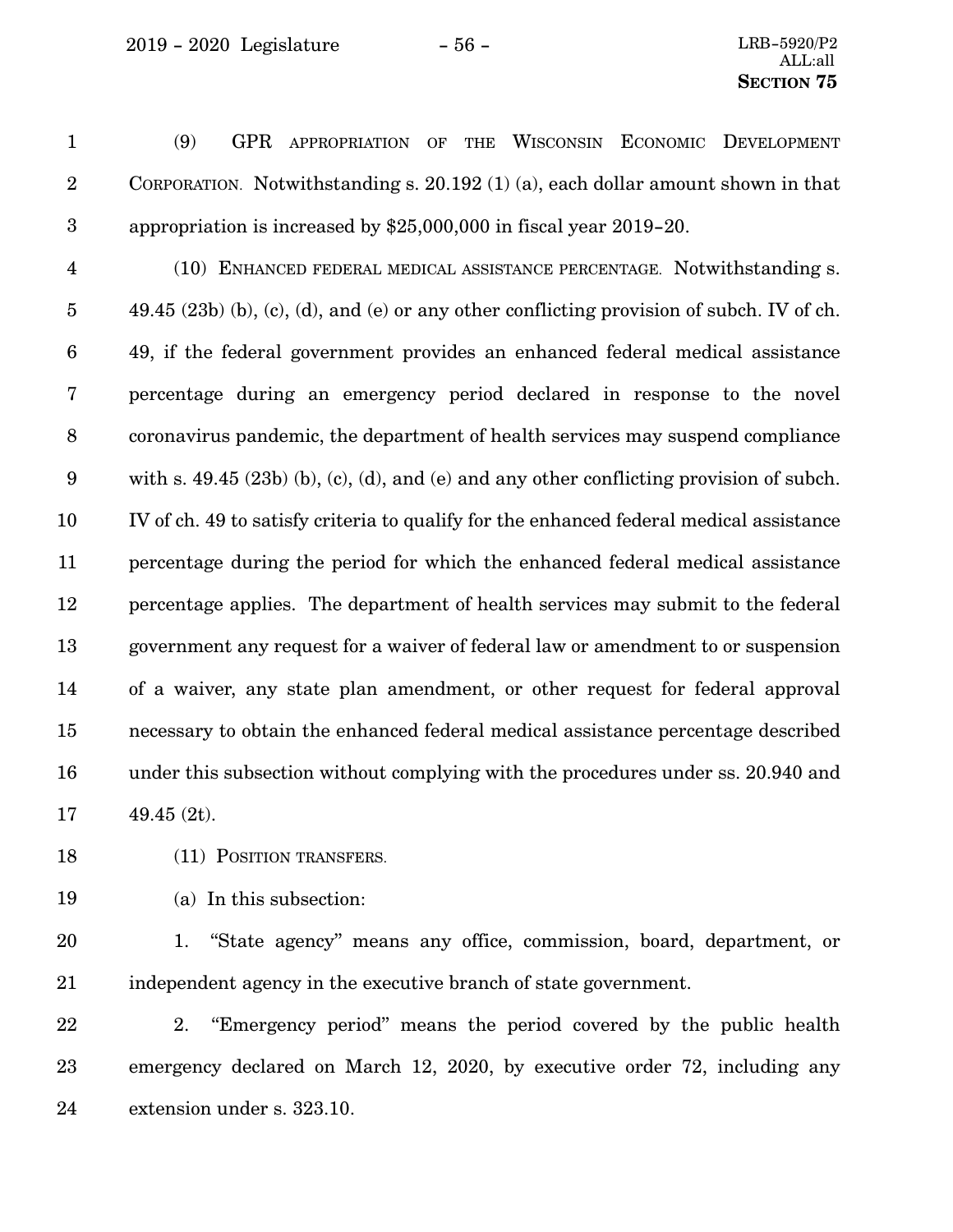(9) GPR APPROPRIATION OF THE WISCONSIN ECONOMIC DEVELOPMENT CORPORATION. Notwithstanding s. 20.192 (1) (a), each dollar amount shown in that appropriation is increased by $25,000,000 in fiscal year 2019-20.

(10) ENHANCED FEDERAL MEDICAL ASSISTANCE PERCENTAGE. Notwithstanding s. 49.45 (23b) (b), (c), (d), and (e) or any other conflicting provision of subch. IV of ch. 49, if the federal government provides an enhanced federal medical assistance percentage during an emergency period declared in response to the novel coronavirus pandemic, the department of health services may suspend compliance with s. 49.45 (23b) (b), (c), (d), and (e) and any other conflicting provision of subch. IV of ch. 49 to satisfy criteria to qualify for the enhanced federal medical assistance percentage during the period for which the enhanced federal medical assistance percentage applies. The department of health services may submit to the federal government any request for a waiver of federal law or amendment to or suspension of a waiver, any state plan amendment, or other request for federal approval necessary to obtain the enhanced federal medical assistance percentage described under this subsection without complying with the procedures under ss. 20.940 and 49.45 (2t).

(11) POSITION TRANSFERS.

(a) In this subsection:

1. "State agency" means any office, commission, board, department, or independent agency in the executive branch of state government.

2. "Emergency period" means the period covered by the public health emergency declared on March 12, 2020, by executive order 72, including any extension under s. 323.10.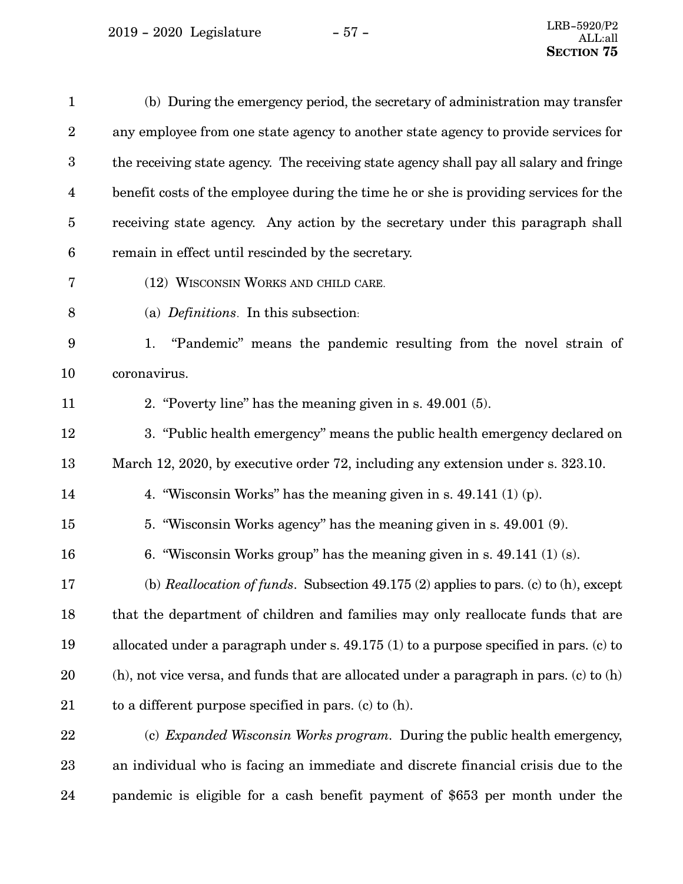(b) During the emergency period, the secretary of administration may transfer any employee from one state agency to another state agency to provide services for the receiving state agency. The receiving state agency shall pay all salary and fringe benefit costs of the employee during the time he or she is providing services for the receiving state agency. Any action by the secretary under this paragraph shall remain in effect until rescinded by the secretary.

(12) WISCONSIN WORKS AND CHILD CARE.

(a) *Definitions.* In this subsection:

1. "Pandemic" means the pandemic resulting from the novel strain of coronavirus.

2. "Poverty line" has the meaning given in s. 49.001 (5).

3. "Public health emergency" means the public health emergency declared on March 12, 2020, by executive order 72, including any extension under s. 323.10.

4. "Wisconsin Works" has the meaning given in s. 49.141 (1) (p).

5. "Wisconsin Works agency" has the meaning given in s. 49.001 (9).

6. "Wisconsin Works group" has the meaning given in s. 49.141 (1) (s).

(b) *Reallocation of funds.* Subsection 49.175 (2) applies to pars. (c) to (h), except that the department of children and families may only reallocate funds that are allocated under a paragraph under s. 49.175 (1) to a purpose specified in pars. (c) to (h), not vice versa, and funds that are allocated under a paragraph in pars. (c) to (h) to a different purpose specified in pars. (c) to (h).

(c) *Expanded Wisconsin Works program.* During the public health emergency, an individual who is facing an immediate and discrete financial crisis due to the pandemic is eligible for a cash benefit payment of $653 per month under the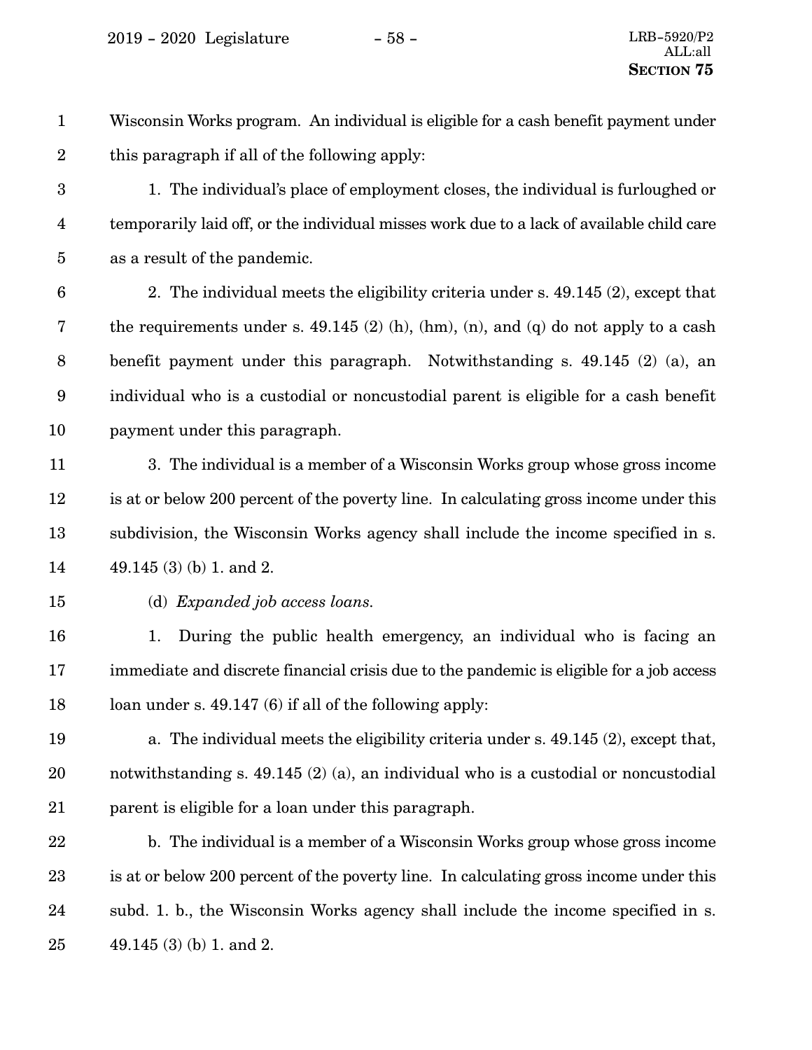Wisconsin Works program. An individual is eligible for a cash benefit payment under this paragraph if all of the following apply:

1. The individual's place of employment closes, the individual is furloughed or temporarily laid off, or the individual misses work due to a lack of available child care as a result of the pandemic.

2. The individual meets the eligibility criteria under s. 49.145 (2), except that the requirements under s. 49.145 (2) (h), (hm), (n), and (q) do not apply to a cash benefit payment under this paragraph. Notwithstanding s. 49.145 (2) (a), an individual who is a custodial or noncustodial parent is eligible for a cash benefit payment under this paragraph.

3. The individual is a member of a Wisconsin Works group whose gross income is at or below 200 percent of the poverty line. In calculating gross income under this subdivision, the Wisconsin Works agency shall include the income specified in s. 49.145 (3) (b) 1. and 2.

(d) *Expanded job access loans.*

1. During the public health emergency, an individual who is facing an immediate and discrete financial crisis due to the pandemic is eligible for a job access loan under s. 49.147 (6) if all of the following apply:

a. The individual meets the eligibility criteria under s. 49.145 (2), except that, notwithstanding s. 49.145 (2) (a), an individual who is a custodial or noncustodial parent is eligible for a loan under this paragraph.

b. The individual is a member of a Wisconsin Works group whose gross income is at or below 200 percent of the poverty line. In calculating gross income under this subd. 1. b., the Wisconsin Works agency shall include the income specified in s. 49.145 (3) (b) 1. and 2.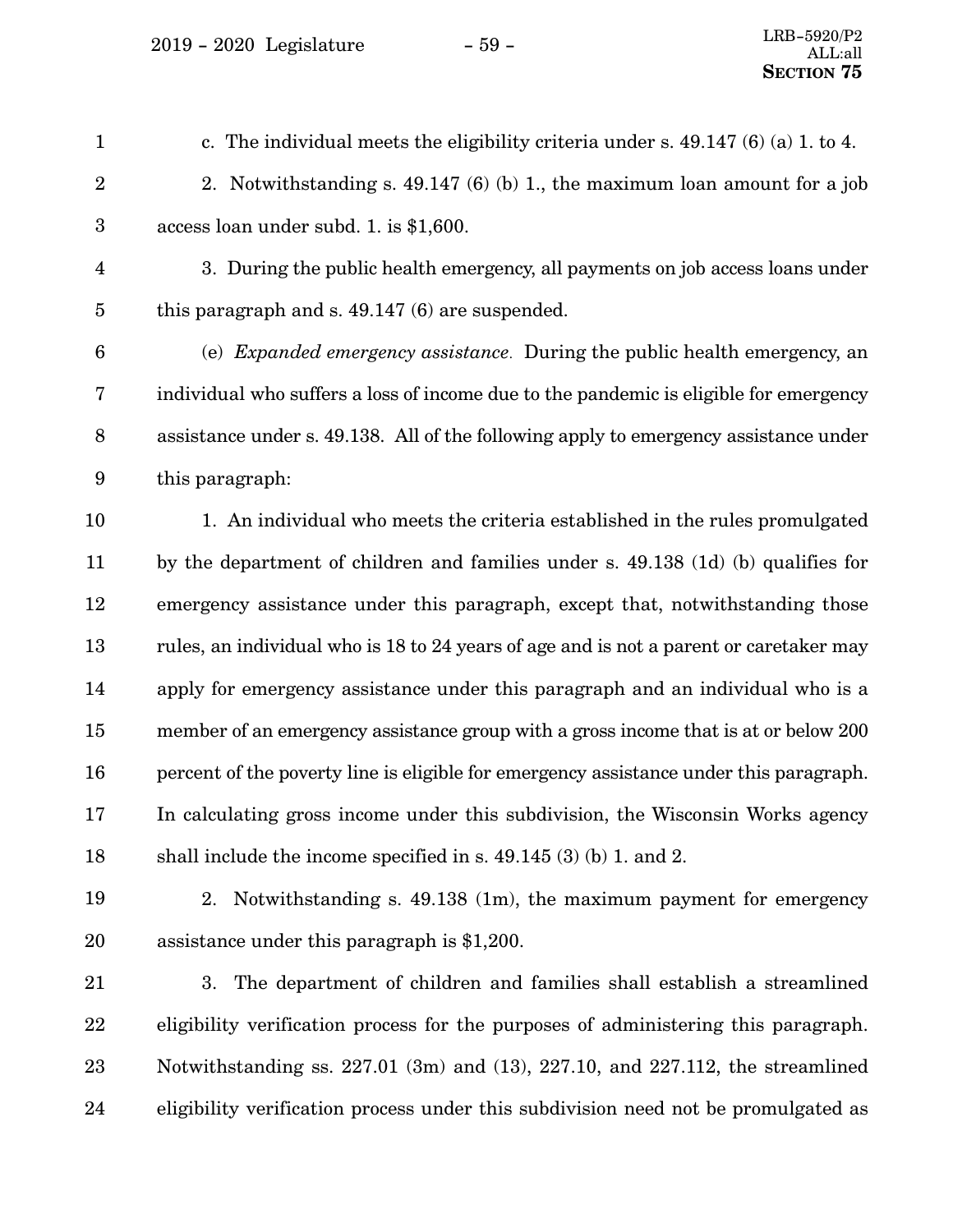c. The individual meets the eligibility criteria under s. 49.147 (6) (a) 1. to 4.

2. Notwithstanding s. 49.147 (6) (b) 1., the maximum loan amount for a job access loan under subd. 1. is $1,600.

3. During the public health emergency, all payments on job access loans under this paragraph and s. 49.147 (6) are suspended.

(e) *Expanded emergency assistance.* During the public health emergency, an individual who suffers a loss of income due to the pandemic is eligible for emergency assistance under s. 49.138. All of the following apply to emergency assistance under this paragraph:

1. An individual who meets the criteria established in the rules promulgated by the department of children and families under s. 49.138 (1d) (b) qualifies for emergency assistance under this paragraph, except that, notwithstanding those rules, an individual who is 18 to 24 years of age and is not a parent or caretaker may apply for emergency assistance under this paragraph and an individual who is a member of an emergency assistance group with a gross income that is at or below 200 percent of the poverty line is eligible for emergency assistance under this paragraph. In calculating gross income under this subdivision, the Wisconsin Works agency shall include the income specified in s. 49.145 (3) (b) 1. and 2.

2. Notwithstanding s. 49.138 (1m), the maximum payment for emergency assistance under this paragraph is $1,200.

3. The department of children and families shall establish a streamlined eligibility verification process for the purposes of administering this paragraph. Notwithstanding ss. 227.01 (3m) and (13), 227.10, and 227.112, the streamlined eligibility verification process under this subdivision need not be promulgated as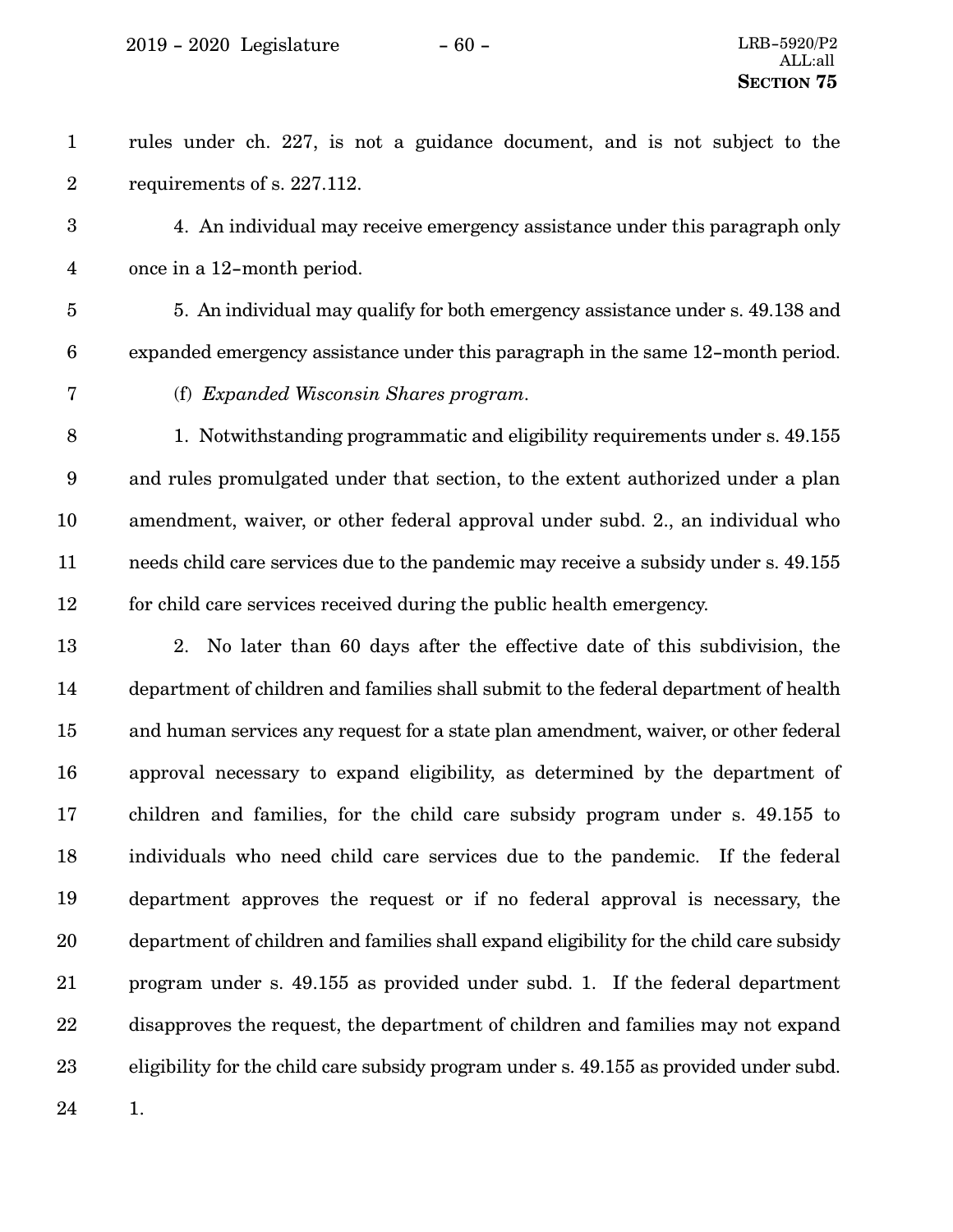rules under ch. 227, is not a guidance document, and is not subject to the requirements of s. 227.112.

4. An individual may receive emergency assistance under this paragraph only once in a 12-month period.

5. An individual may qualify for both emergency assistance under s. 49.138 and expanded emergency assistance under this paragraph in the same 12-month period.

(f) *Expanded Wisconsin Shares program.*

1. Notwithstanding programmatic and eligibility requirements under s. 49.155 and rules promulgated under that section, to the extent authorized under a plan amendment, waiver, or other federal approval under subd. 2., an individual who needs child care services due to the pandemic may receive a subsidy under s. 49.155 for child care services received during the public health emergency.

2. No later than 60 days after the effective date of this subdivision, the department of children and families shall submit to the federal department of health and human services any request for a state plan amendment, waiver, or other federal approval necessary to expand eligibility, as determined by the department of children and families, for the child care subsidy program under s. 49.155 to individuals who need child care services due to the pandemic. If the federal department approves the request or if no federal approval is necessary, the department of children and families shall expand eligibility for the child care subsidy program under s. 49.155 as provided under subd. 1. If the federal department disapproves the request, the department of children and families may not expand eligibility for the child care subsidy program under s. 49.155 as provided under subd. 1.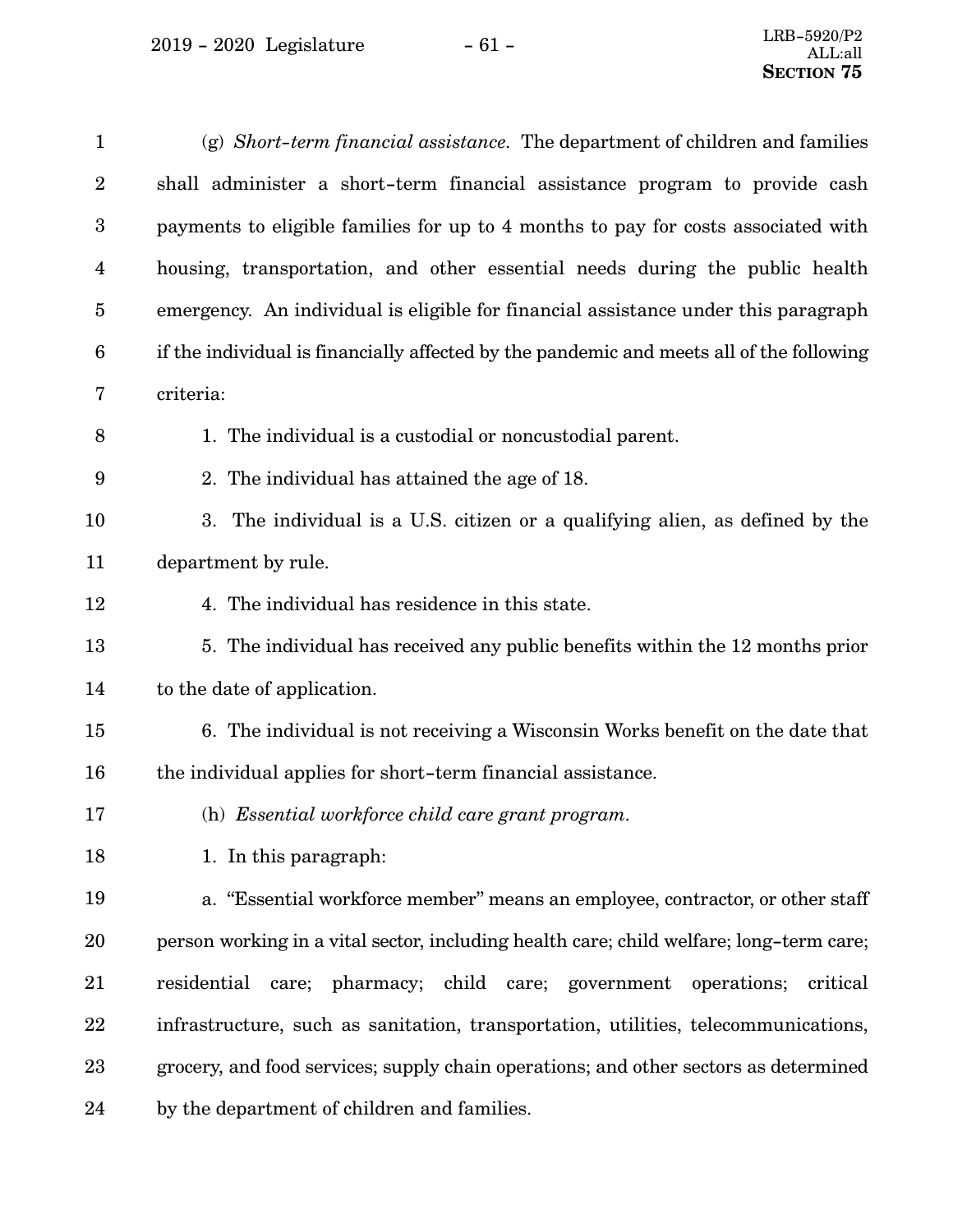(g) *Short-term financial assistance.* The department of children and families shall administer a short-term financial assistance program to provide cash payments to eligible families for up to 4 months to pay for costs associated with housing, transportation, and other essential needs during the public health emergency. An individual is eligible for financial assistance under this paragraph if the individual is financially affected by the pandemic and meets all of the following criteria:

1. The individual is a custodial or noncustodial parent.

2. The individual has attained the age of 18.

3. The individual is a U.S. citizen or a qualifying alien, as defined by the department by rule.

4. The individual has residence in this state.

5. The individual has received any public benefits within the 12 months prior to the date of application.

6. The individual is not receiving a Wisconsin Works benefit on the date that the individual applies for short-term financial assistance.

(h) *Essential workforce child care grant program.*

1. In this paragraph:

a. "Essential workforce member" means an employee, contractor, or other staff person working in a vital sector, including health care; child welfare; long-term care; residential care; pharmacy; child care; government operations; critical infrastructure, such as sanitation, transportation, utilities, telecommunications, grocery, and food services; supply chain operations; and other sectors as determined by the department of children and families.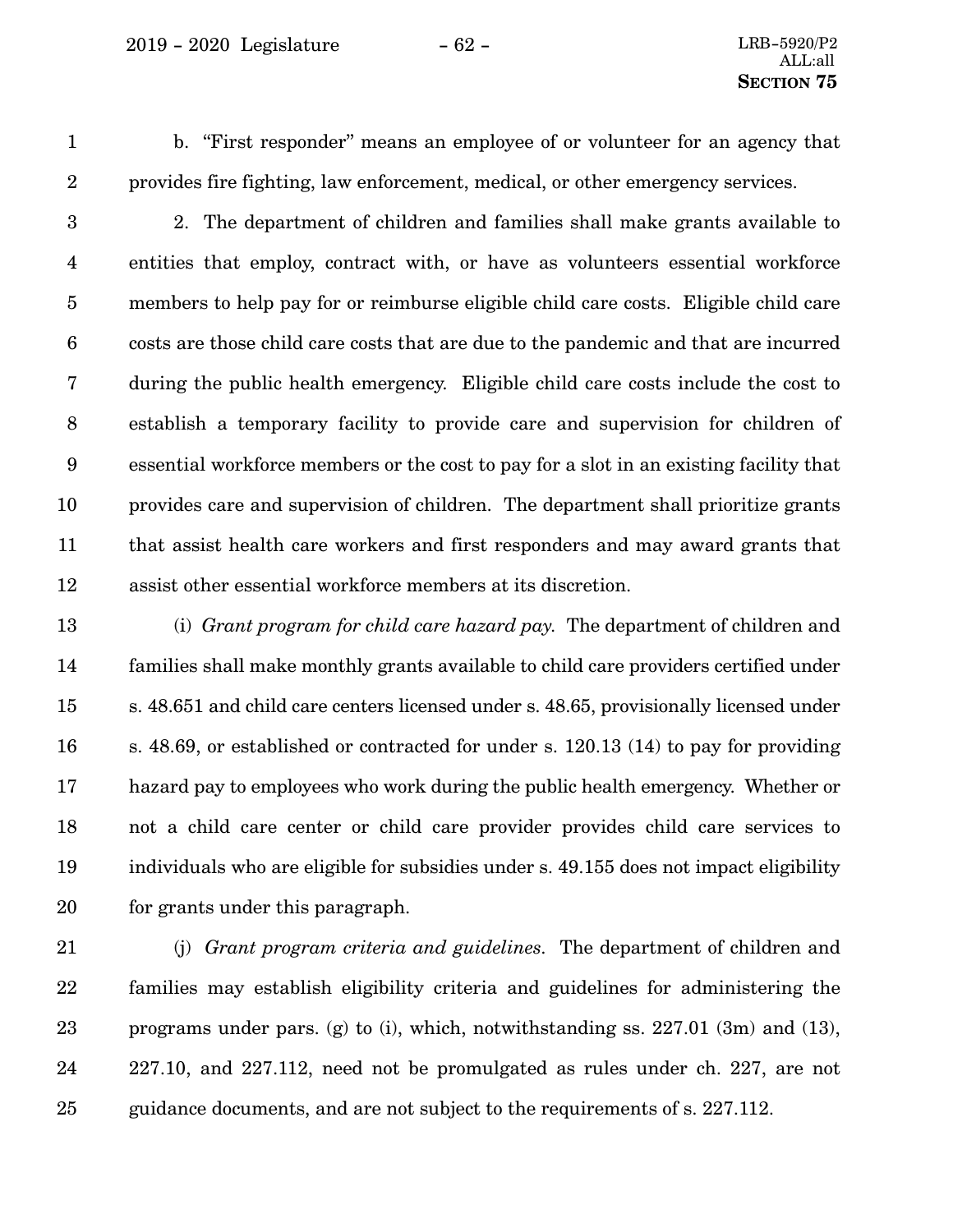b. "First responder" means an employee of or volunteer for an agency that provides fire fighting, law enforcement, medical, or other emergency services.

2. The department of children and families shall make grants available to entities that employ, contract with, or have as volunteers essential workforce members to help pay for or reimburse eligible child care costs. Eligible child care costs are those child care costs that are due to the pandemic and that are incurred during the public health emergency. Eligible child care costs include the cost to establish a temporary facility to provide care and supervision for children of essential workforce members or the cost to pay for a slot in an existing facility that provides care and supervision of children. The department shall prioritize grants that assist health care workers and first responders and may award grants that assist other essential workforce members at its discretion.

(i) *Grant program for child care hazard pay.* The department of children and families shall make monthly grants available to child care providers certified under s. 48.651 and child care centers licensed under s. 48.65, provisionally licensed under s. 48.69, or established or contracted for under s. 120.13 (14) to pay for providing hazard pay to employees who work during the public health emergency. Whether or not a child care center or child care provider provides child care services to individuals who are eligible for subsidies under s. 49.155 does not impact eligibility for grants under this paragraph.

(j) *Grant program criteria and guidelines.* The department of children and families may establish eligibility criteria and guidelines for administering the programs under pars. (g) to (i), which, notwithstanding ss. 227.01 (3m) and (13), 227.10, and 227.112, need not be promulgated as rules under ch. 227, are not guidance documents, and are not subject to the requirements of s. 227.112.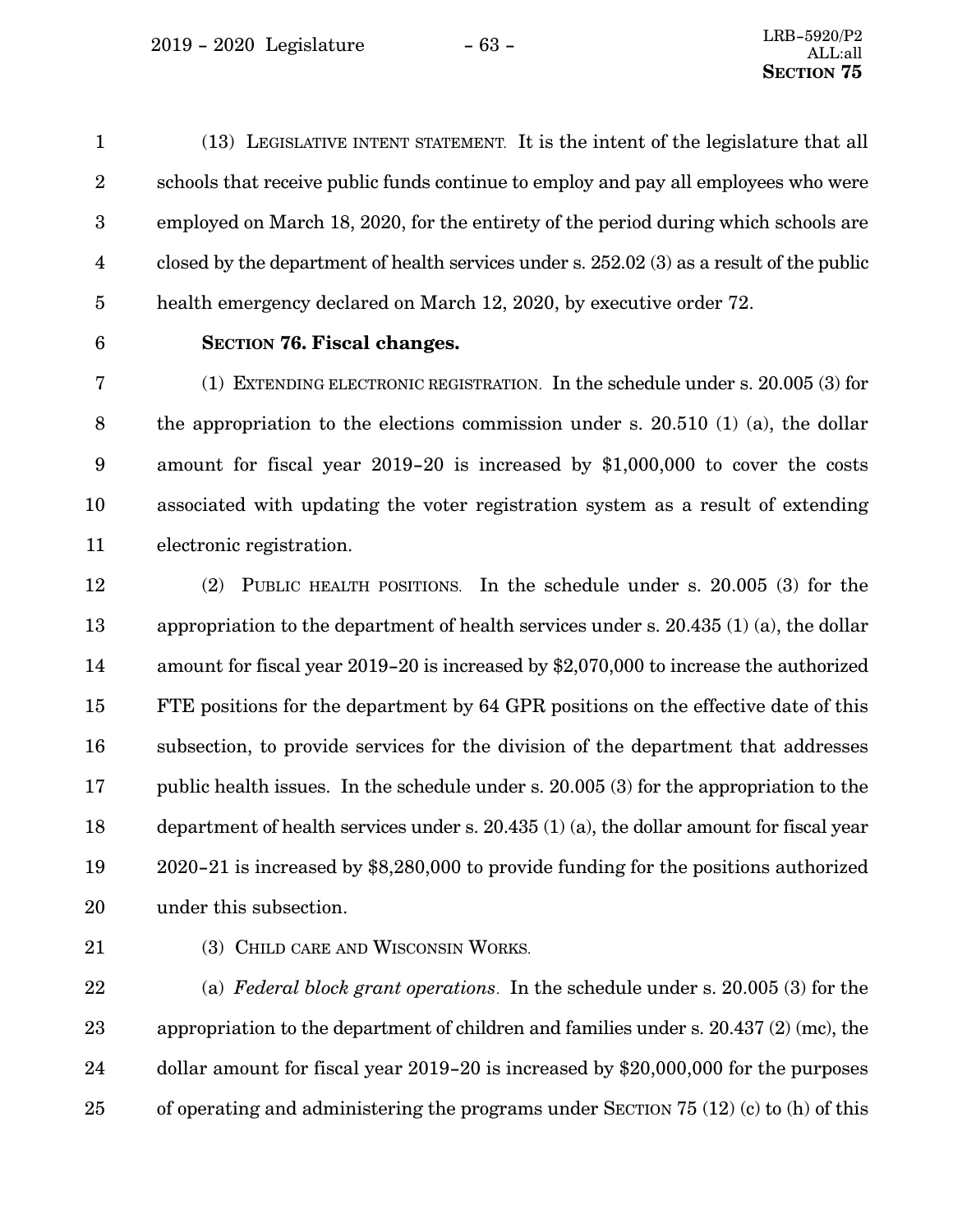(13) LEGISLATIVE INTENT STATEMENT. It is the intent of the legislature that all schools that receive public funds continue to employ and pay all employees who were employed on March 18, 2020, for the entirety of the period during which schools are closed by the department of health services under s. 252.02 (3) as a result of the public health emergency declared on March 12, 2020, by executive order 72.

**SECTION 76. Fiscal changes.**

(1) EXTENDING ELECTRONIC REGISTRATION. In the schedule under s. 20.005 (3) for the appropriation to the elections commission under s. 20.510 (1) (a), the dollar amount for fiscal year 2019-20 is increased by $1,000,000 to cover the costs associated with updating the voter registration system as a result of extending electronic registration.

(2) PUBLIC HEALTH POSITIONS. In the schedule under s. 20.005 (3) for the appropriation to the department of health services under s. 20.435 (1) (a), the dollar amount for fiscal year 2019-20 is increased by $2,070,000 to increase the authorized FTE positions for the department by 64 GPR positions on the effective date of this subsection, to provide services for the division of the department that addresses public health issues. In the schedule under s. 20.005 (3) for the appropriation to the department of health services under s. 20.435 (1) (a), the dollar amount for fiscal year 2020-21 is increased by $8,280,000 to provide funding for the positions authorized under this subsection.

(3) CHILD CARE AND WISCONSIN WORKS.

(a) *Federal block grant operations*. In the schedule under s. 20.005 (3) for the appropriation to the department of children and families under s. 20.437 (2) (mc), the dollar amount for fiscal year 2019-20 is increased by $20,000,000 for the purposes of operating and administering the programs under SECTION 75 (12) (c) to (h) of this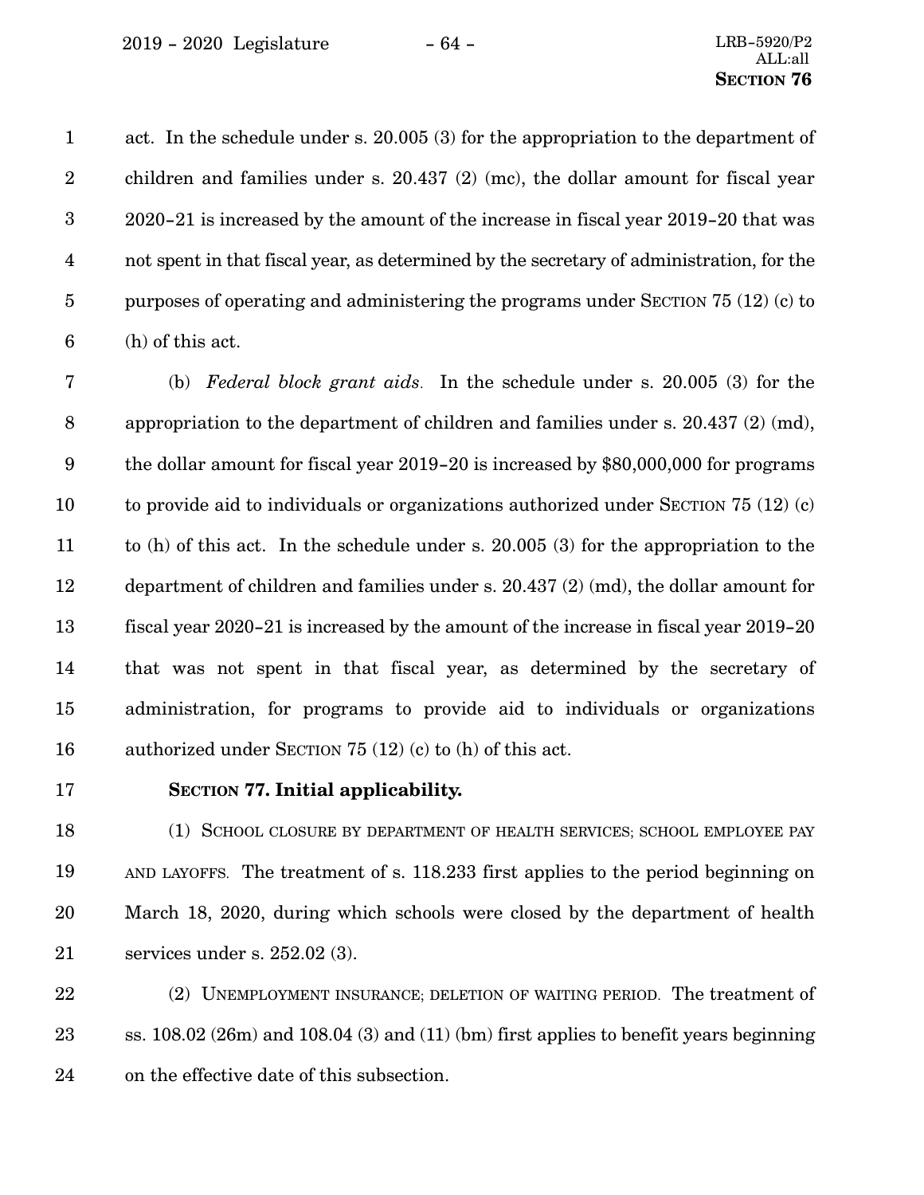act. In the schedule under s. 20.005 (3) for the appropriation to the department of children and families under s. 20.437 (2) (mc), the dollar amount for fiscal year 2020-21 is increased by the amount of the increase in fiscal year 2019-20 that was not spent in that fiscal year, as determined by the secretary of administration, for the purposes of operating and administering the programs under SECTION 75 (12) (c) to (h) of this act.

(b) *Federal block grant aids.* In the schedule under s. 20.005 (3) for the appropriation to the department of children and families under s. 20.437 (2) (md), the dollar amount for fiscal year 2019-20 is increased by $80,000,000 for programs to provide aid to individuals or organizations authorized under SECTION 75 (12) (c) to (h) of this act. In the schedule under s. 20.005 (3) for the appropriation to the department of children and families under s. 20.437 (2) (md), the dollar amount for fiscal year 2020-21 is increased by the amount of the increase in fiscal year 2019-20 that was not spent in that fiscal year, as determined by the secretary of administration, for programs to provide aid to individuals or organizations authorized under SECTION 75 (12) (c) to (h) of this act.

**SECTION 77. Initial applicability.**

(1) SCHOOL CLOSURE BY DEPARTMENT OF HEALTH SERVICES; SCHOOL EMPLOYEE PAY AND LAYOFFS. The treatment of s. 118.233 first applies to the period beginning on March 18, 2020, during which schools were closed by the department of health services under s. 252.02 (3).

(2) UNEMPLOYMENT INSURANCE; DELETION OF WAITING PERIOD. The treatment of ss. 108.02 (26m) and 108.04 (3) and (11) (bm) first applies to benefit years beginning on the effective date of this subsection.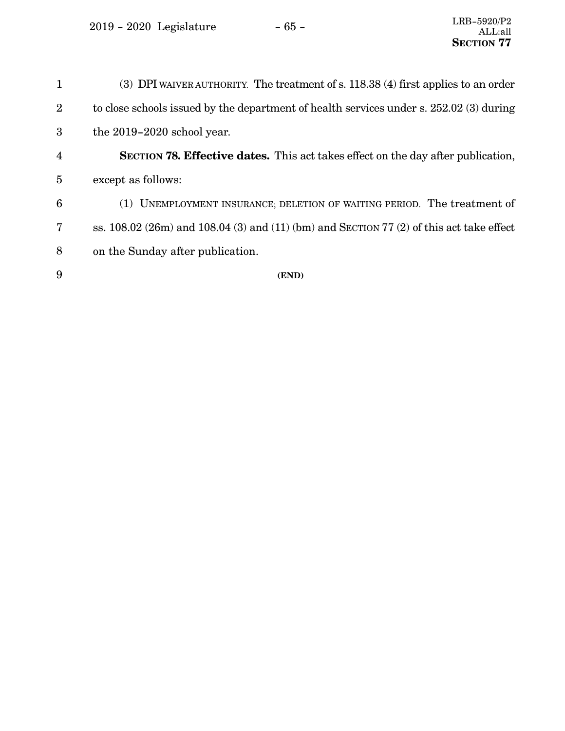(3) DPI WAIVER AUTHORITY. The treatment of s. 118.38 (4) first applies to an order to close schools issued by the department of health services under s. 252.02 (3) during the 2019-2020 school year.

**SECTION 78. Effective dates.** This act takes effect on the day after publication, except as follows:

(1) UNEMPLOYMENT INSURANCE; DELETION OF WAITING PERIOD. The treatment of ss. 108.02 (26m) and 108.04 (3) and (11) (bm) and SECTION 77 (2) of this act take effect on the Sunday after publication.

**(END)**